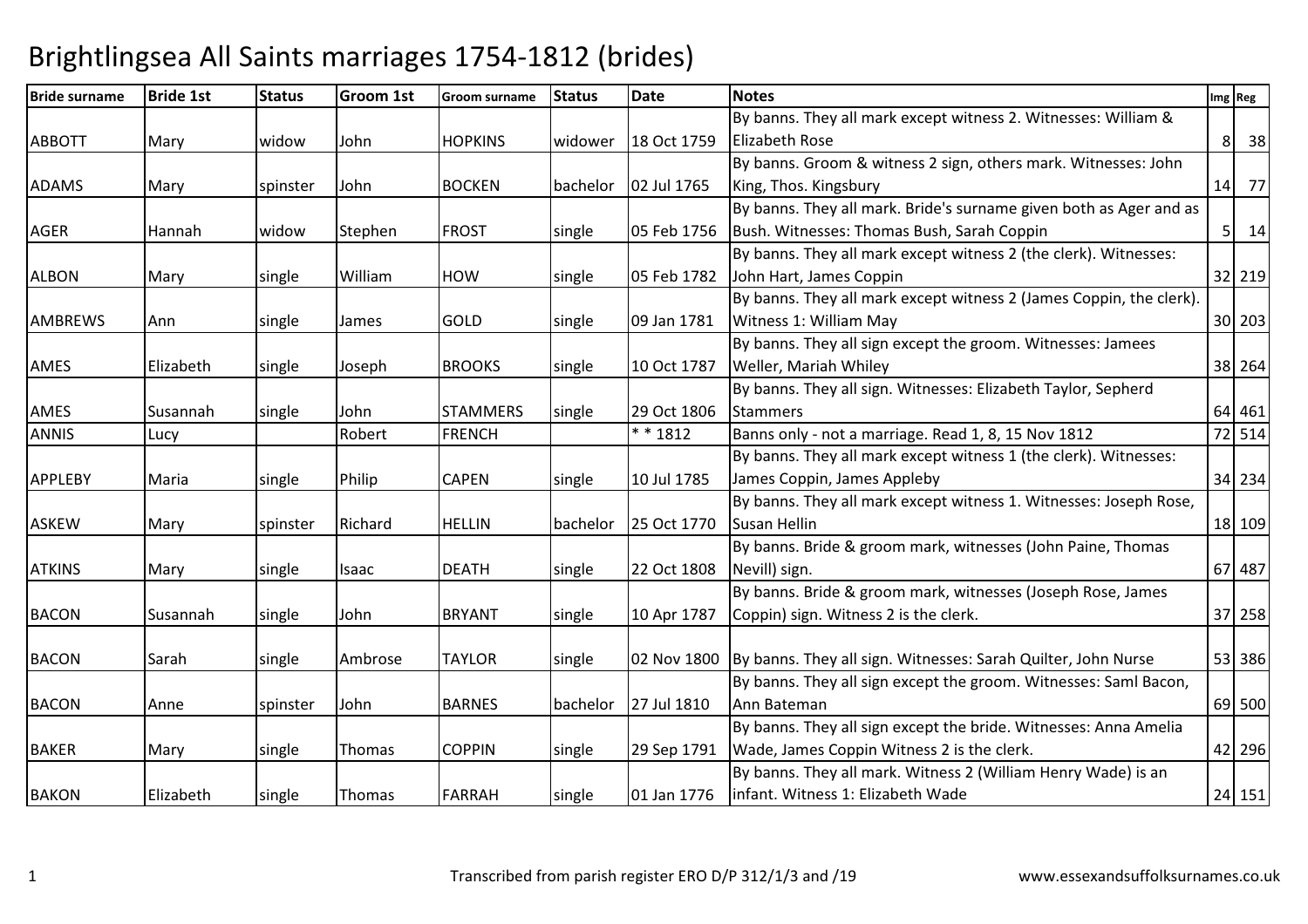# Brightlingsea All Saints marriages 1754-1812 (brides)

| Bride surname | Bride 1st | Status | Groom 1st | Groom surname | Status | Date | Notes | Img | Reg |
|---|---|---|---|---|---|---|---|---|---|
| ABBOTT | Mary | widow | John | HOPKINS | widower | 18 Oct 1759 | By banns. They all mark except witness 2. Witnesses: William & Elizabeth Rose | 8 | 38 |
| ADAMS | Mary | spinster | John | BOCKEN | bachelor | 02 Jul 1765 | By banns. Groom & witness 2 sign, others mark. Witnesses: John King, Thos. Kingsbury | 14 | 77 |
| AGER | Hannah | widow | Stephen | FROST | single | 05 Feb 1756 | By banns. They all mark. Bride's surname given both as Ager and as Bush. Witnesses: Thomas Bush, Sarah Coppin | 5 | 14 |
| ALBON | Mary | single | William | HOW | single | 05 Feb 1782 | By banns. They all mark except witness 2 (the clerk). Witnesses: John Hart, James Coppin | 32 | 219 |
| AMBREWS | Ann | single | James | GOLD | single | 09 Jan 1781 | By banns. They all mark except witness 2 (James Coppin, the clerk). Witness 1: William May | 30 | 203 |
| AMES | Elizabeth | single | Joseph | BROOKS | single | 10 Oct 1787 | By banns. They all sign except the groom. Witnesses: Jamees Weller, Mariah Whiley | 38 | 264 |
| AMES | Susannah | single | John | STAMMERS | single | 29 Oct 1806 | By banns. They all sign. Witnesses: Elizabeth Taylor, Sepherd Stammers | 64 | 461 |
| ANNIS | Lucy | | Robert | FRENCH | | * * 1812 | Banns only - not a marriage. Read 1, 8, 15 Nov 1812 | 72 | 514 |
| APPLEBY | Maria | single | Philip | CAPEN | single | 10 Jul 1785 | By banns. They all mark except witness 1 (the clerk). Witnesses: James Coppin, James Appleby | 34 | 234 |
| ASKEW | Mary | spinster | Richard | HELLIN | bachelor | 25 Oct 1770 | By banns. They all mark except witness 1. Witnesses: Joseph Rose, Susan Hellin | 18 | 109 |
| ATKINS | Mary | single | Isaac | DEATH | single | 22 Oct 1808 | By banns. Bride & groom mark, witnesses (John Paine, Thomas Nevill) sign. | 67 | 487 |
| BACON | Susannah | single | John | BRYANT | single | 10 Apr 1787 | By banns. Bride & groom mark, witnesses (Joseph Rose, James Coppin) sign. Witness 2 is the clerk. | 37 | 258 |
| BACON | Sarah | single | Ambrose | TAYLOR | single | 02 Nov 1800 | By banns. They all sign. Witnesses: Sarah Quilter, John Nurse | 53 | 386 |
| BACON | Anne | spinster | John | BARNES | bachelor | 27 Jul 1810 | By banns. They all sign except the groom. Witnesses: Saml Bacon, Ann Bateman | 69 | 500 |
| BAKER | Mary | single | Thomas | COPPIN | single | 29 Sep 1791 | By banns. They all sign except the bride. Witnesses: Anna Amelia Wade, James Coppin Witness 2 is the clerk. | 42 | 296 |
| BAKON | Elizabeth | single | Thomas | FARRAH | single | 01 Jan 1776 | By banns. They all mark. Witness 2 (William Henry Wade) is an infant. Witness 1: Elizabeth Wade | 24 | 151 |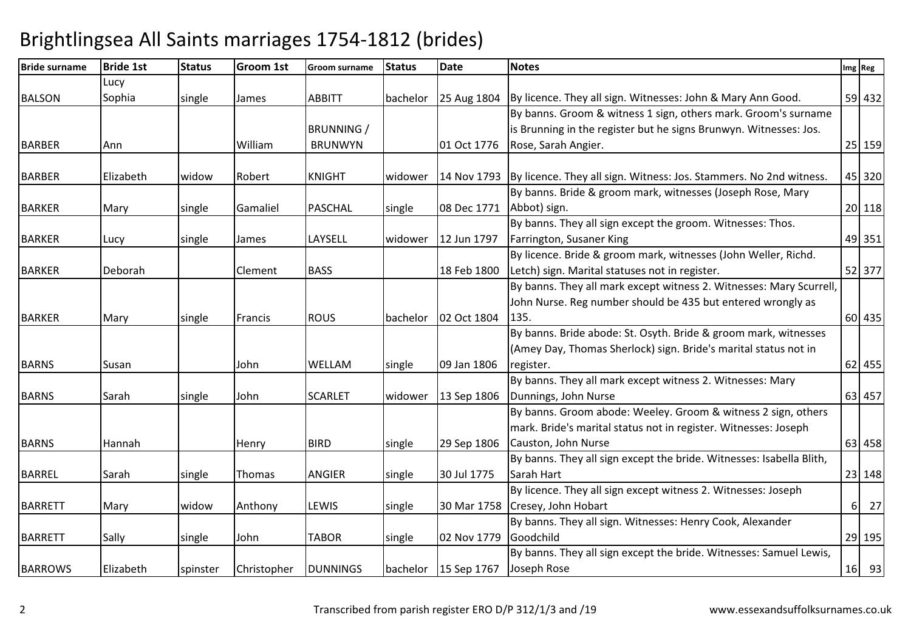# Brightlingsea All Saints marriages 1754-1812 (brides)

| Bride surname | Bride 1st | Status | Groom 1st | Groom surname | Status | Date | Notes | Img | Reg |
|---|---|---|---|---|---|---|---|---|---|
| BALSON | Lucy Sophia | single | James | ABBITT | bachelor | 25 Aug 1804 | By licence. They all sign. Witnesses: John & Mary Ann Good. | 59 | 432 |
| BARBER | Ann | | William | BRUNNING / BRUNWYN | | 01 Oct 1776 | By banns. Groom & witness 1 sign, others mark. Groom's surname is Brunning in the register but he signs Brunwyn. Witnesses: Jos. Rose, Sarah Angier. | 25 | 159 |
| BARBER | Elizabeth | widow | Robert | KNIGHT | widower | 14 Nov 1793 | By licence. They all sign. Witness: Jos. Stammers. No 2nd witness. | 45 | 320 |
| BARKER | Mary | single | Gamaliel | PASCHAL | single | 08 Dec 1771 | By banns. Bride & groom mark, witnesses (Joseph Rose, Mary Abbot) sign. | 20 | 118 |
| BARKER | Lucy | single | James | LAYSELL | widower | 12 Jun 1797 | By banns. They all sign except the groom. Witnesses: Thos. Farrington, Susaner King | 49 | 351 |
| BARKER | Deborah | | Clement | BASS | | 18 Feb 1800 | By licence. Bride & groom mark, witnesses (John Weller, Richd. Letch) sign. Marital statuses not in register. | 52 | 377 |
| BARKER | Mary | single | Francis | ROUS | bachelor | 02 Oct 1804 | By banns. They all mark except witness 2. Witnesses: Mary Scurrell, John Nurse. Reg number should be 435 but entered wrongly as 135. | 60 | 435 |
| BARNS | Susan | | John | WELLAM | single | 09 Jan 1806 | By banns. Bride abode: St. Osyth. Bride & groom mark, witnesses (Amey Day, Thomas Sherlock) sign. Bride's marital status not in register. | 62 | 455 |
| BARNS | Sarah | single | John | SCARLET | widower | 13 Sep 1806 | By banns. They all mark except witness 2. Witnesses: Mary Dunnings, John Nurse | 63 | 457 |
| BARNS | Hannah | | Henry | BIRD | single | 29 Sep 1806 | By banns. Groom abode: Weeley. Groom & witness 2 sign, others mark. Bride's marital status not in register. Witnesses: Joseph Causton, John Nurse | 63 | 458 |
| BARREL | Sarah | single | Thomas | ANGIER | single | 30 Jul 1775 | By banns. They all sign except the bride. Witnesses: Isabella Blith, Sarah Hart | 23 | 148 |
| BARRETT | Mary | widow | Anthony | LEWIS | single | 30 Mar 1758 | By licence. They all sign except witness 2. Witnesses: Joseph Cresey, John Hobart | 6 | 27 |
| BARRETT | Sally | single | John | TABOR | single | 02 Nov 1779 | By banns. They all sign. Witnesses: Henry Cook, Alexander Goodchild | 29 | 195 |
| BARROWS | Elizabeth | spinster | Christopher | DUNNINGS | bachelor | 15 Sep 1767 | By banns. They all sign except the bride. Witnesses: Samuel Lewis, Joseph Rose | 16 | 93 |

Transcribed from parish register ERO D/P 312/1/3 and /19 www.essexandsuffolksurnames.co.uk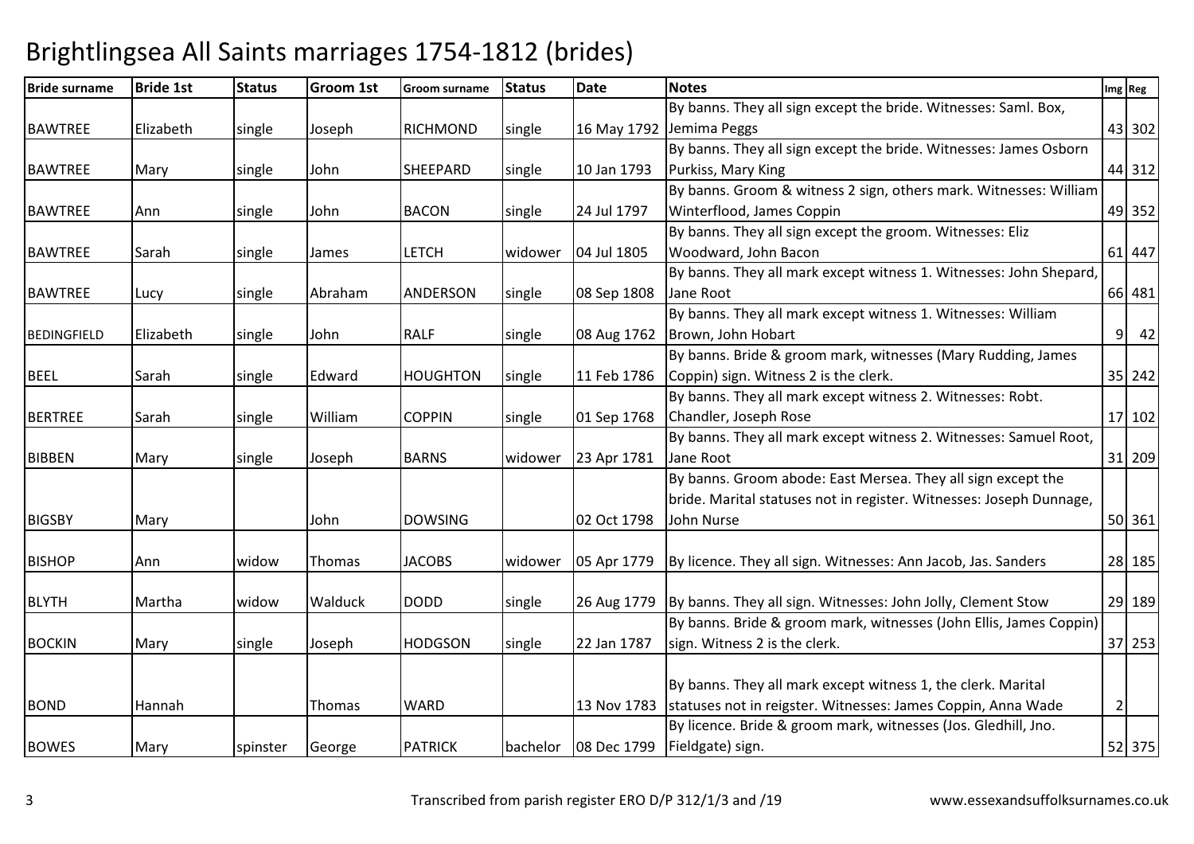# Brightlingsea All Saints marriages 1754-1812 (brides)

| Bride surname | Bride 1st | Status | Groom 1st | Groom surname | Status | Date | Notes | Img | Reg |
|---|---|---|---|---|---|---|---|---|---|
| BAWTREE | Elizabeth | single | Joseph | RICHMOND | single | 16 May 1792 | By banns. They all sign except the bride. Witnesses: Saml. Box, Jemima Peggs | 43 | 302 |
| BAWTREE | Mary | single | John | SHEEPARD | single | 10 Jan 1793 | By banns. They all sign except the bride. Witnesses: James Osborn Purkiss, Mary King | 44 | 312 |
| BAWTREE | Ann | single | John | BACON | single | 24 Jul 1797 | By banns. Groom & witness 2 sign, others mark. Witnesses: William Winterflood, James Coppin | 49 | 352 |
| BAWTREE | Sarah | single | James | LETCH | widower | 04 Jul 1805 | By banns. They all sign except the groom. Witnesses: Eliz Woodward, John Bacon | 61 | 447 |
| BAWTREE | Lucy | single | Abraham | ANDERSON | single | 08 Sep 1808 | By banns. They all mark except witness 1. Witnesses: John Shepard, Jane Root | 66 | 481 |
| BEDINGFIELD | Elizabeth | single | John | RALF | single | 08 Aug 1762 | By banns. They all mark except witness 1. Witnesses: William Brown, John Hobart | 9 | 42 |
| BEEL | Sarah | single | Edward | HOUGHTON | single | 11 Feb 1786 | By banns. Bride & groom mark, witnesses (Mary Rudding, James Coppin) sign. Witness 2 is the clerk. | 35 | 242 |
| BERTREE | Sarah | single | William | COPPIN | single | 01 Sep 1768 | By banns. They all mark except witness 2. Witnesses: Robt. Chandler, Joseph Rose | 17 | 102 |
| BIBBEN | Mary | single | Joseph | BARNS | widower | 23 Apr 1781 | By banns. They all mark except witness 2. Witnesses: Samuel Root, Jane Root | 31 | 209 |
| BIGSBY | Mary | | John | DOWSING | | 02 Oct 1798 | By banns. Groom abode: East Mersea. They all sign except the bride. Marital statuses not in register. Witnesses: Joseph Dunnage, John Nurse | 50 | 361 |
| BISHOP | Ann | widow | Thomas | JACOBS | widower | 05 Apr 1779 | By licence. They all sign. Witnesses: Ann Jacob, Jas. Sanders | 28 | 185 |
| BLYTH | Martha | widow | Walduck | DODD | single | 26 Aug 1779 | By banns. They all sign. Witnesses: John Jolly, Clement Stow | 29 | 189 |
| BOCKIN | Mary | single | Joseph | HODGSON | single | 22 Jan 1787 | By banns. Bride & groom mark, witnesses (John Ellis, James Coppin) sign. Witness 2 is the clerk. | 37 | 253 |
| BOND | Hannah | | Thomas | WARD | | 13 Nov 1783 | By banns. They all mark except witness 1, the clerk. Marital statuses not in reigster. Witnesses: James Coppin, Anna Wade | 2 | |
| BOWES | Mary | spinster | George | PATRICK | bachelor | 08 Dec 1799 | By licence. Bride & groom mark, witnesses (Jos. Gledhill, Jno. Fieldgate) sign. | 52 | 375 |

Transcribed from parish register ERO D/P 312/1/3 and /19 www.essexandsuffolksurnames.co.uk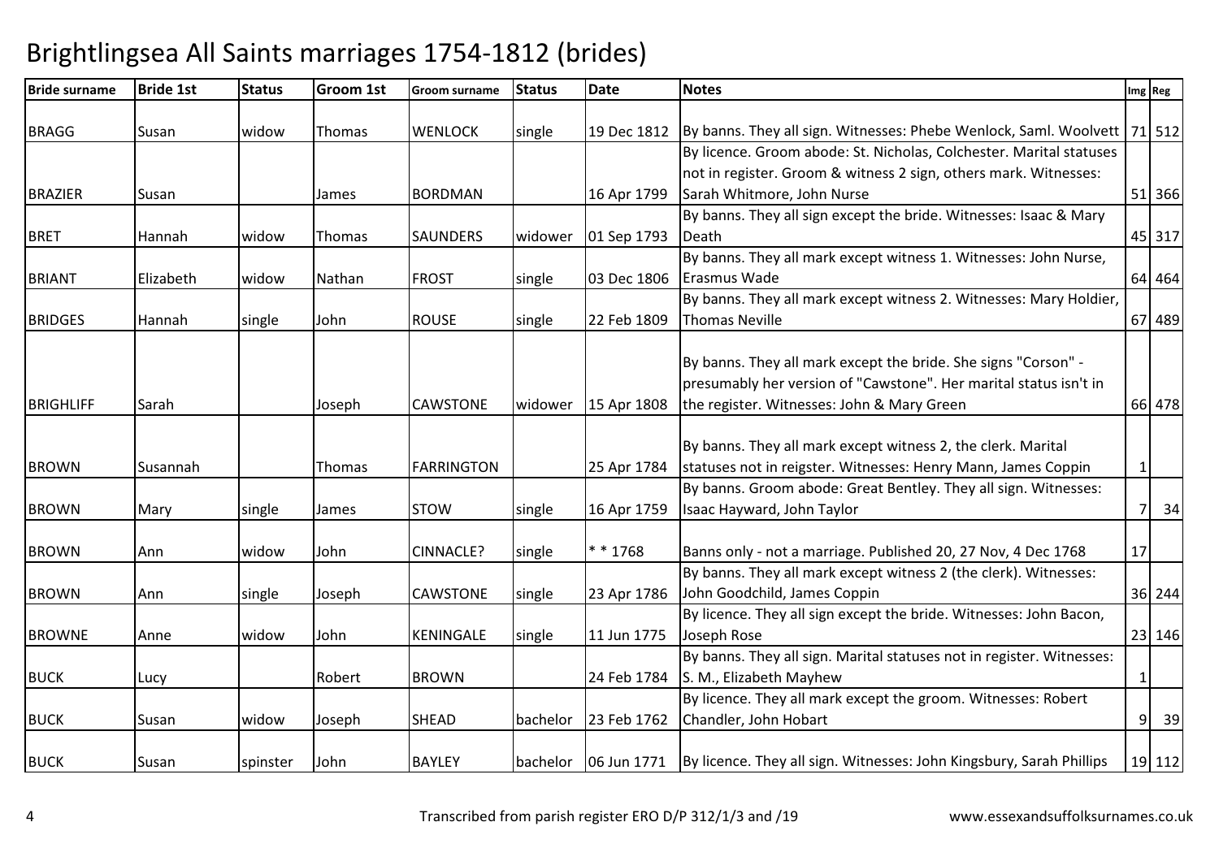# Brightlingsea All Saints marriages 1754-1812 (brides)

| Bride surname | Bride 1st | Status | Groom 1st | Groom surname | Status | Date | Notes | Img | Reg |
|---|---|---|---|---|---|---|---|---|---|
| BRAGG | Susan | widow | Thomas | WENLOCK | single | 19 Dec 1812 | By banns. They all sign. Witnesses: Phebe Wenlock, Saml. Woolvett | 71 | 512 |
| BRAZIER | Susan | | James | BORDMAN | | 16 Apr 1799 | By licence. Groom abode: St. Nicholas, Colchester. Marital statuses not in register. Groom & witness 2 sign, others mark. Witnesses: Sarah Whitmore, John Nurse | 51 | 366 |
| BRET | Hannah | widow | Thomas | SAUNDERS | widower | 01 Sep 1793 | By banns. They all sign except the bride. Witnesses: Isaac & Mary Death | 45 | 317 |
| BRIANT | Elizabeth | widow | Nathan | FROST | single | 03 Dec 1806 | By banns. They all mark except witness 1. Witnesses: John Nurse, Erasmus Wade | 64 | 464 |
| BRIDGES | Hannah | single | John | ROUSE | single | 22 Feb 1809 | By banns. They all mark except witness 2. Witnesses: Mary Holdier, Thomas Neville | 67 | 489 |
| BRIGHLIFF | Sarah | | Joseph | CAWSTONE | widower | 15 Apr 1808 | By banns. They all mark except the bride. She signs "Corson" - presumably her version of "Cawstone". Her marital status isn't in the register. Witnesses: John & Mary Green | 66 | 478 |
| BROWN | Susannah | | Thomas | FARRINGTON | | 25 Apr 1784 | By banns. They all mark except witness 2, the clerk. Marital statuses not in reigster. Witnesses: Henry Mann, James Coppin | 1 | |
| BROWN | Mary | single | James | STOW | single | 16 Apr 1759 | By banns. Groom abode: Great Bentley. They all sign. Witnesses: Isaac Hayward, John Taylor | 7 | 34 |
| BROWN | Ann | widow | John | CINNACLE? | single | * * 1768 | Banns only - not a marriage. Published 20, 27 Nov, 4 Dec 1768 | 17 | |
| BROWN | Ann | single | Joseph | CAWSTONE | single | 23 Apr 1786 | By banns. They all mark except witness 2 (the clerk). Witnesses: John Goodchild, James Coppin | 36 | 244 |
| BROWNE | Anne | widow | John | KENINGALE | single | 11 Jun 1775 | By licence. They all sign except the bride. Witnesses: John Bacon, Joseph Rose | 23 | 146 |
| BUCK | Lucy | | Robert | BROWN | | 24 Feb 1784 | By banns. They all sign. Marital statuses not in register. Witnesses: S. M., Elizabeth Mayhew | 1 | |
| BUCK | Susan | widow | Joseph | SHEAD | bachelor | 23 Feb 1762 | By licence. They all mark except the groom. Witnesses: Robert Chandler, John Hobart | 9 | 39 |
| BUCK | Susan | spinster | John | BAYLEY | bachelor | 06 Jun 1771 | By licence. They all sign. Witnesses: John Kingsbury, Sarah Phillips | 19 | 112 |

Transcribed from parish register ERO D/P 312/1/3 and /19 www.essexandsuffolksurnames.co.uk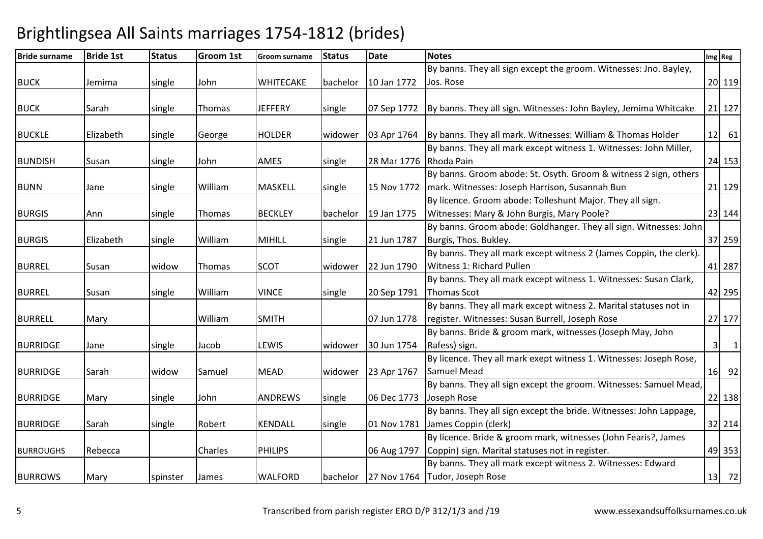# Brightlingsea All Saints marriages 1754-1812 (brides)

| Bride surname | Bride 1st | Status | Groom 1st | Groom surname | Status | Date | Notes | Img | Reg |
|---|---|---|---|---|---|---|---|---|---|
| BUCK | Jemima | single | John | WHITECAKE | bachelor | 10 Jan 1772 | By banns. They all sign except the groom. Witnesses: Jno. Bayley, Jos. Rose | 20 | 119 |
| BUCK | Sarah | single | Thomas | JEFFERY | single | 07 Sep 1772 | By banns. They all sign. Witnesses: John Bayley, Jemima Whitcake | 21 | 127 |
| BUCKLE | Elizabeth | single | George | HOLDER | widower | 03 Apr 1764 | By banns. They all mark. Witnesses: William & Thomas Holder | 12 | 61 |
| BUNDISH | Susan | single | John | AMES | single | 28 Mar 1776 | By banns. They all mark except witness 1. Witnesses: John Miller, Rhoda Pain | 24 | 153 |
| BUNN | Jane | single | William | MASKELL | single | 15 Nov 1772 | By banns. Groom abode: St. Osyth. Groom & witness 2 sign, others mark. Witnesses: Joseph Harrison, Susannah Bun | 21 | 129 |
| BURGIS | Ann | single | Thomas | BECKLEY | bachelor | 19 Jan 1775 | By licence. Groom abode: Tolleshunt Major. They all sign. Witnesses: Mary & John Burgis, Mary Poole? | 23 | 144 |
| BURGIS | Elizabeth | single | William | MIHILL | single | 21 Jun 1787 | By banns. Groom abode: Goldhanger. They all sign. Witnesses: John Burgis, Thos. Bukley. | 37 | 259 |
| BURREL | Susan | widow | Thomas | SCOT | widower | 22 Jun 1790 | By banns. They all mark except witness 2 (James Coppin, the clerk). Witness 1: Richard Pullen | 41 | 287 |
| BURREL | Susan | single | William | VINCE | single | 20 Sep 1791 | By banns. They all mark except witness 1. Witnesses: Susan Clark, Thomas Scot | 42 | 295 |
| BURRELL | Mary | | William | SMITH | | 07 Jun 1778 | By banns. They all mark except witness 2. Marital statuses not in register. Witnesses: Susan Burrell, Joseph Rose | 27 | 177 |
| BURRIDGE | Jane | single | Jacob | LEWIS | widower | 30 Jun 1754 | By banns. Bride & groom mark, witnesses (Joseph May, John Rafess) sign. | 3 | 1 |
| BURRIDGE | Sarah | widow | Samuel | MEAD | widower | 23 Apr 1767 | By licence. They all mark exept witness 1. Witnesses: Joseph Rose, Samuel Mead | 16 | 92 |
| BURRIDGE | Mary | single | John | ANDREWS | single | 06 Dec 1773 | By banns. They all sign except the groom. Witnesses: Samuel Mead, Joseph Rose | 22 | 138 |
| BURRIDGE | Sarah | single | Robert | KENDALL | single | 01 Nov 1781 | By banns. They all sign except the bride. Witnesses: John Lappage, James Coppin (clerk) | 32 | 214 |
| BURROUGHS | Rebecca | | Charles | PHILIPS | | 06 Aug 1797 | By licence. Bride & groom mark, witnesses (John Fearis?, James Coppin) sign. Marital statuses not in register. | 49 | 353 |
| BURROWS | Mary | spinster | James | WALFORD | bachelor | 27 Nov 1764 | By banns. They all mark except witness 2. Witnesses: Edward Tudor, Joseph Rose | 13 | 72 |

Transcribed from parish register ERO D/P 312/1/3 and /19 www.essexandsuffolksurnames.co.uk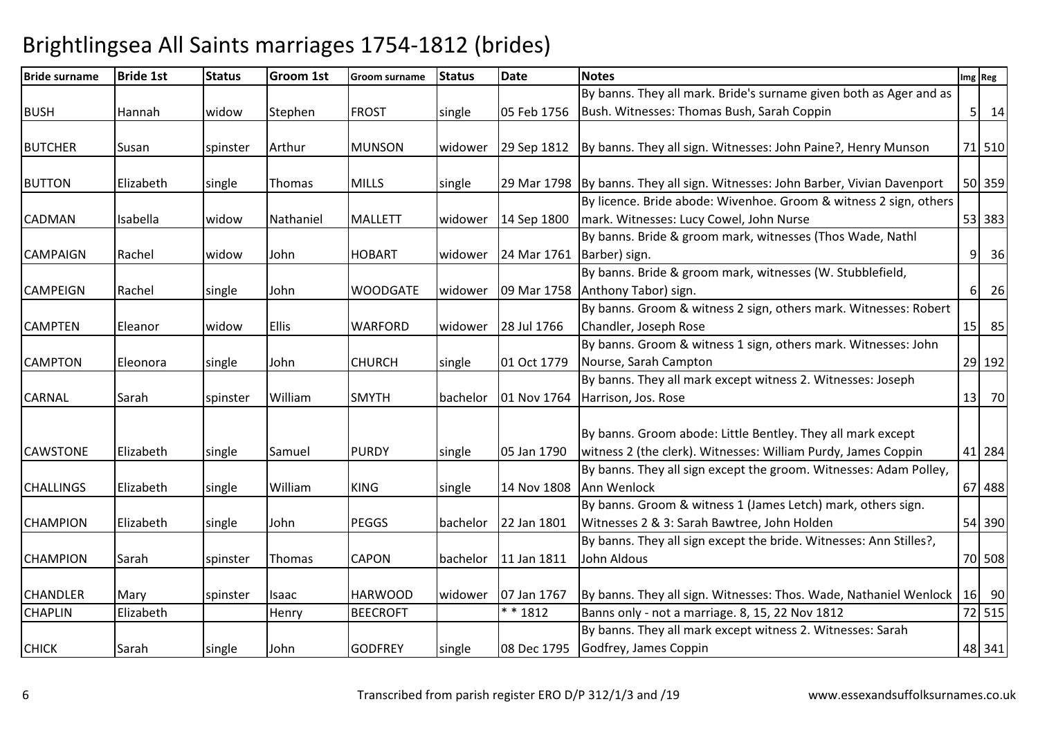# Brightlingsea All Saints marriages 1754-1812 (brides)

| Bride surname | Bride 1st | Status | Groom 1st | Groom surname | Status | Date | Notes | Img | Reg |
|---|---|---|---|---|---|---|---|---|---|
| BUSH | Hannah | widow | Stephen | FROST | single | 05 Feb 1756 | By banns. They all mark. Bride's surname given both as Ager and as Bush. Witnesses: Thomas Bush, Sarah Coppin | 5 | 14 |
| BUTCHER | Susan | spinster | Arthur | MUNSON | widower | 29 Sep 1812 | By banns. They all sign. Witnesses: John Paine?, Henry Munson | 71 | 510 |
| BUTTON | Elizabeth | single | Thomas | MILLS | single | 29 Mar 1798 | By banns. They all sign. Witnesses: John Barber, Vivian Davenport | 50 | 359 |
| CADMAN | Isabella | widow | Nathaniel | MALLETT | widower | 14 Sep 1800 | By licence. Bride abode: Wivenhoe. Groom & witness 2 sign, others mark. Witnesses: Lucy Cowel, John Nurse | 53 | 383 |
| CAMPAIGN | Rachel | widow | John | HOBART | widower | 24 Mar 1761 | By banns. Bride & groom mark, witnesses (Thos Wade, Nathl Barber) sign. | 9 | 36 |
| CAMPEIGN | Rachel | single | John | WOODGATE | widower | 09 Mar 1758 | By banns. Bride & groom mark, witnesses (W. Stubblefield, Anthony Tabor) sign. | 6 | 26 |
| CAMPTEN | Eleanor | widow | Ellis | WARFORD | widower | 28 Jul 1766 | By banns. Groom & witness 2 sign, others mark. Witnesses: Robert Chandler, Joseph Rose | 15 | 85 |
| CAMPTON | Eleonora | single | John | CHURCH | single | 01 Oct 1779 | By banns. Groom & witness 1 sign, others mark. Witnesses: John Nourse, Sarah Campton | 29 | 192 |
| CARNAL | Sarah | spinster | William | SMYTH | bachelor | 01 Nov 1764 | By banns. They all mark except witness 2. Witnesses: Joseph Harrison, Jos. Rose | 13 | 70 |
| CAWSTONE | Elizabeth | single | Samuel | PURDY | single | 05 Jan 1790 | By banns. Groom abode: Little Bentley. They all mark except witness 2 (the clerk). Witnesses: William Purdy, James Coppin | 41 | 284 |
| CHALLINGS | Elizabeth | single | William | KING | single | 14 Nov 1808 | By banns. They all sign except the groom. Witnesses: Adam Polley, Ann Wenlock | 67 | 488 |
| CHAMPION | Elizabeth | single | John | PEGGS | bachelor | 22 Jan 1801 | By banns. Groom & witness 1 (James Letch) mark, others sign. Witnesses 2 & 3: Sarah Bawtree, John Holden | 54 | 390 |
| CHAMPION | Sarah | spinster | Thomas | CAPON | bachelor | 11 Jan 1811 | By banns. They all sign except the bride. Witnesses: Ann Stilles?, John Aldous | 70 | 508 |
| CHANDLER | Mary | spinster | Isaac | HARWOOD | widower | 07 Jan 1767 | By banns. They all sign. Witnesses: Thos. Wade, Nathaniel Wenlock | 16 | 90 |
| CHAPLIN | Elizabeth | | Henry | BEECROFT | | * * 1812 | Banns only - not a marriage. 8, 15, 22 Nov 1812 | 72 | 515 |
| CHICK | Sarah | single | John | GODFREY | single | 08 Dec 1795 | By banns. They all mark except witness 2. Witnesses: Sarah Godfrey, James Coppin | 48 | 341 |

Transcribed from parish register ERO D/P 312/1/3 and /19 www.essexandsuffolksurnames.co.uk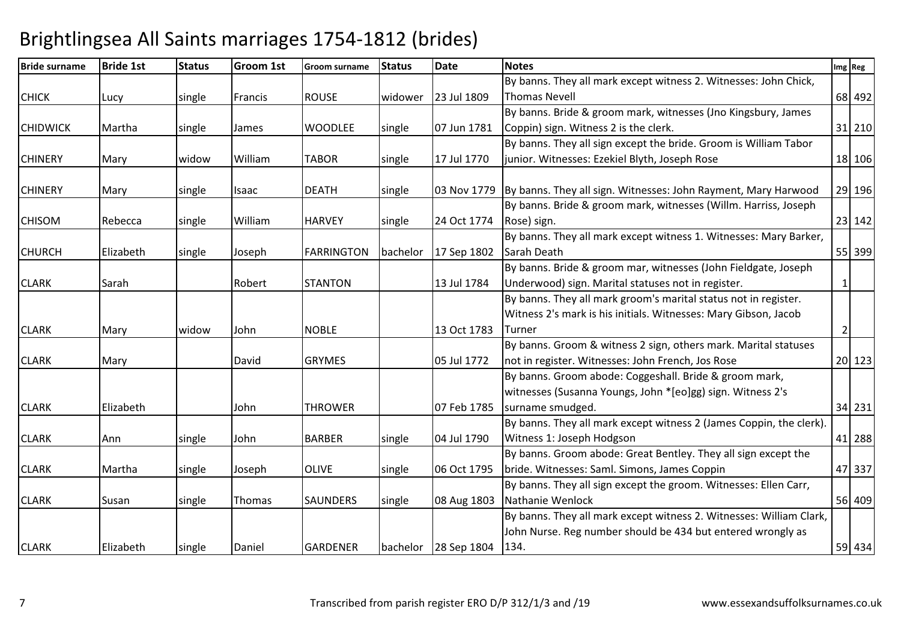# Brightlingsea All Saints marriages 1754-1812 (brides)

| Bride surname | Bride 1st | Status | Groom 1st | Groom surname | Status | Date | Notes | Img | Reg |
|---|---|---|---|---|---|---|---|---|---|
| CHICK | Lucy | single | Francis | ROUSE | widower | 23 Jul 1809 | By banns. They all mark except witness 2. Witnesses: John Chick, Thomas Nevell | 68 | 492 |
| CHIDWICK | Martha | single | James | WOODLEE | single | 07 Jun 1781 | By banns. Bride & groom mark, witnesses (Jno Kingsbury, James Coppin) sign. Witness 2 is the clerk. | 31 | 210 |
| CHINERY | Mary | widow | William | TABOR | single | 17 Jul 1770 | By banns. They all sign except the bride. Groom is William Tabor junior. Witnesses: Ezekiel Blyth, Joseph Rose | 18 | 106 |
| CHINERY | Mary | single | Isaac | DEATH | single | 03 Nov 1779 | By banns. They all sign. Witnesses: John Rayment, Mary Harwood | 29 | 196 |
| CHISOM | Rebecca | single | William | HARVEY | single | 24 Oct 1774 | By banns. Bride & groom mark, witnesses (Willm. Harriss, Joseph Rose) sign. | 23 | 142 |
| CHURCH | Elizabeth | single | Joseph | FARRINGTON | bachelor | 17 Sep 1802 | By banns. They all mark except witness 1. Witnesses: Mary Barker, Sarah Death | 55 | 399 |
| CLARK | Sarah | | Robert | STANTON | | 13 Jul 1784 | By banns. Bride & groom mar, witnesses (John Fieldgate, Joseph Underwood) sign. Marital statuses not in register. | 1 | |
| CLARK | Mary | widow | John | NOBLE | | 13 Oct 1783 | By banns. They all mark groom's marital status not in register. Witness 2's mark is his initials. Witnesses: Mary Gibson, Jacob Turner | 2 | |
| CLARK | Mary | | David | GRYMES | | 05 Jul 1772 | By banns. Groom & witness 2 sign, others mark. Marital statuses not in register. Witnesses: John French, Jos Rose | 20 | 123 |
| CLARK | Elizabeth | | John | THROWER | | 07 Feb 1785 | By banns. Groom abode: Coggeshall. Bride & groom mark, witnesses (Susanna Youngs, John *[eo]gg) sign. Witness 2's surname smudged. | 34 | 231 |
| CLARK | Ann | single | John | BARBER | single | 04 Jul 1790 | By banns. They all mark except witness 2 (James Coppin, the clerk). Witness 1: Joseph Hodgson | 41 | 288 |
| CLARK | Martha | single | Joseph | OLIVE | single | 06 Oct 1795 | By banns. Groom abode: Great Bentley. They all sign except the bride. Witnesses: Saml. Simons, James Coppin | 47 | 337 |
| CLARK | Susan | single | Thomas | SAUNDERS | single | 08 Aug 1803 | By banns. They all sign except the groom. Witnesses: Ellen Carr, Nathanie Wenlock | 56 | 409 |
| CLARK | Elizabeth | single | Daniel | GARDENER | bachelor | 28 Sep 1804 | By banns. They all mark except witness 2. Witnesses: William Clark, John Nurse. Reg number should be 434 but entered wrongly as 134. | 59 | 434 |

Transcribed from parish register ERO D/P 312/1/3 and /19 www.essexandsuffolksurnames.co.uk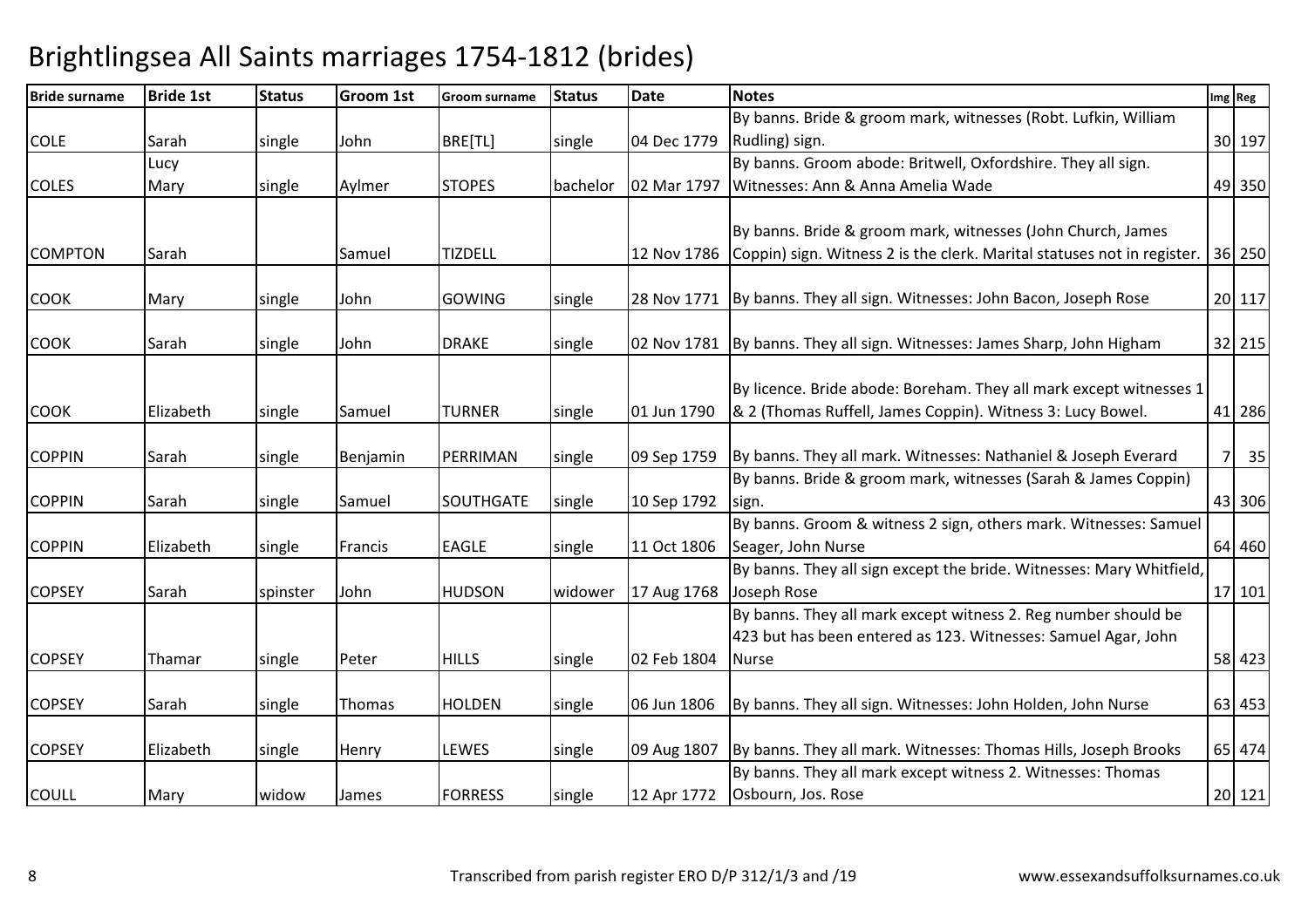# Brightlingsea All Saints marriages 1754-1812 (brides)

| Bride surname | Bride 1st | Status | Groom 1st | Groom surname | Status | Date | Notes | Img | Reg |
|---|---|---|---|---|---|---|---|---|---|
| COLE | Sarah | single | John | BRE[TL] | single | 04 Dec 1779 | By banns. Bride & groom mark, witnesses (Robt. Lufkin, William Rudling) sign. | 30 | 197 |
| COLES | Lucy Mary | single | Aylmer | STOPES | bachelor | 02 Mar 1797 | By banns. Groom abode: Britwell, Oxfordshire. They all sign. Witnesses: Ann & Anna Amelia Wade | 49 | 350 |
| COMPTON | Sarah | | Samuel | TIZDELL | | 12 Nov 1786 | By banns. Bride & groom mark, witnesses (John Church, James Coppin) sign. Witness 2 is the clerk. Marital statuses not in register. | 36 | 250 |
| COOK | Mary | single | John | GOWING | single | 28 Nov 1771 | By banns. They all sign. Witnesses: John Bacon, Joseph Rose | 20 | 117 |
| COOK | Sarah | single | John | DRAKE | single | 02 Nov 1781 | By banns. They all sign. Witnesses: James Sharp, John Higham | 32 | 215 |
| COOK | Elizabeth | single | Samuel | TURNER | single | 01 Jun 1790 | By licence. Bride abode: Boreham. They all mark except witnesses 1 & 2 (Thomas Ruffell, James Coppin). Witness 3: Lucy Bowel. | 41 | 286 |
| COPPIN | Sarah | single | Benjamin | PERRIMAN | single | 09 Sep 1759 | By banns. They all mark. Witnesses: Nathaniel & Joseph Everard | 7 | 35 |
| COPPIN | Sarah | single | Samuel | SOUTHGATE | single | 10 Sep 1792 | By banns. Bride & groom mark, witnesses (Sarah & James Coppin) sign. | 43 | 306 |
| COPPIN | Elizabeth | single | Francis | EAGLE | single | 11 Oct 1806 | By banns. Groom & witness 2 sign, others mark. Witnesses: Samuel Seager, John Nurse | 64 | 460 |
| COPSEY | Sarah | spinster | John | HUDSON | widower | 17 Aug 1768 | By banns. They all sign except the bride. Witnesses: Mary Whitfield, Joseph Rose | 17 | 101 |
| COPSEY | Thamar | single | Peter | HILLS | single | 02 Feb 1804 | By banns. They all mark except witness 2. Reg number should be 423 but has been entered as 123. Witnesses: Samuel Agar, John Nurse | 58 | 423 |
| COPSEY | Sarah | single | Thomas | HOLDEN | single | 06 Jun 1806 | By banns. They all sign. Witnesses: John Holden, John Nurse | 63 | 453 |
| COPSEY | Elizabeth | single | Henry | LEWES | single | 09 Aug 1807 | By banns. They all mark. Witnesses: Thomas Hills, Joseph Brooks | 65 | 474 |
| COULL | Mary | widow | James | FORRESS | single | 12 Apr 1772 | By banns. They all mark except witness 2. Witnesses: Thomas Osbourn, Jos. Rose | 20 | 121 |

Transcribed from parish register ERO D/P 312/1/3 and /19 www.essexandsuffolksurnames.co.uk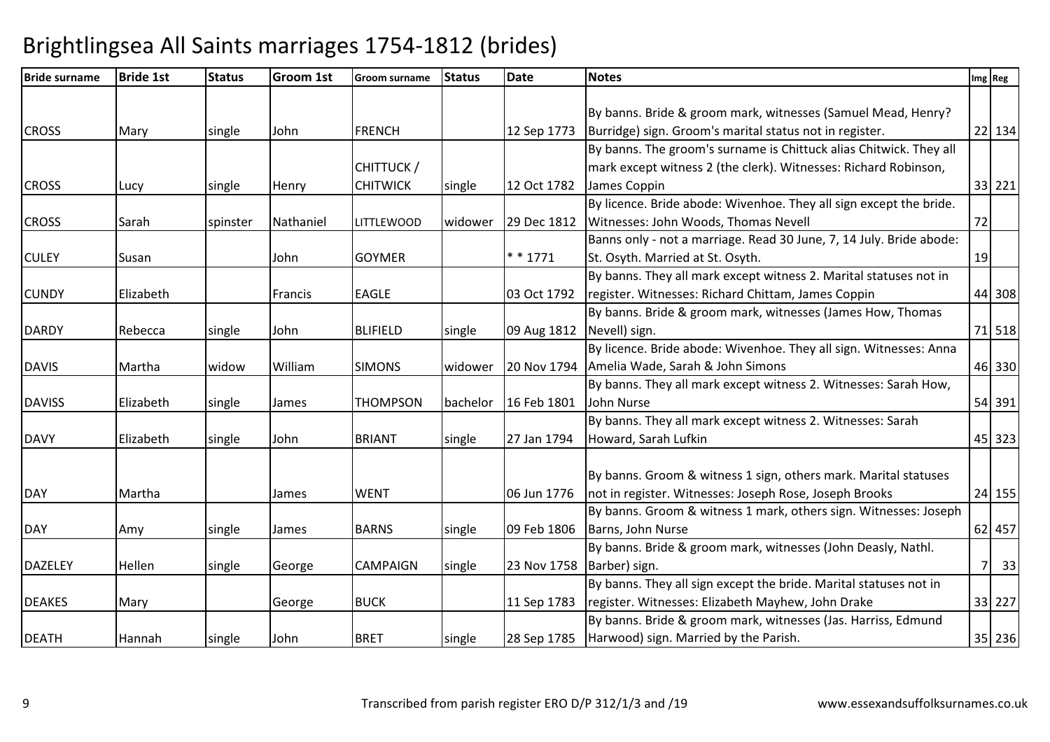# Brightlingsea All Saints marriages 1754-1812 (brides)

| Bride surname | Bride 1st | Status | Groom 1st | Groom surname | Status | Date | Notes | Img | Reg |
|---|---|---|---|---|---|---|---|---|---|
| CROSS | Mary | single | John | FRENCH | | 12 Sep 1773 | By banns. Bride & groom mark, witnesses (Samuel Mead, Henry? Burridge) sign. Groom's marital status not in register. | 22 | 134 |
| CROSS | Lucy | single | Henry | CHITTUCK / CHITWICK | single | 12 Oct 1782 | By banns. The groom's surname is Chittuck alias Chitwick. They all mark except witness 2 (the clerk). Witnesses: Richard Robinson, James Coppin | 33 | 221 |
| CROSS | Sarah | spinster | Nathaniel | LITTLEWOOD | widower | 29 Dec 1812 | By licence. Bride abode: Wivenhoe. They all sign except the bride. Witnesses: John Woods, Thomas Nevell | 72 | |
| CULEY | Susan | | John | GOYMER | | * * 1771 | Banns only - not a marriage. Read 30 June, 7, 14 July. Bride abode: St. Osyth. Married at St. Osyth. | 19 | |
| CUNDY | Elizabeth | | Francis | EAGLE | | 03 Oct 1792 | By banns. They all mark except witness 2. Marital statuses not in register. Witnesses: Richard Chittam, James Coppin | 44 | 308 |
| DARDY | Rebecca | single | John | BLIFIELD | single | 09 Aug 1812 | By banns. Bride & groom mark, witnesses (James How, Thomas Nevell) sign. | 71 | 518 |
| DAVIS | Martha | widow | William | SIMONS | widower | 20 Nov 1794 | By licence. Bride abode: Wivenhoe. They all sign. Witnesses: Anna Amelia Wade, Sarah & John Simons | 46 | 330 |
| DAVISS | Elizabeth | single | James | THOMPSON | bachelor | 16 Feb 1801 | By banns. They all mark except witness 2. Witnesses: Sarah How, John Nurse | 54 | 391 |
| DAVY | Elizabeth | single | John | BRIANT | single | 27 Jan 1794 | By banns. They all mark except witness 2. Witnesses: Sarah Howard, Sarah Lufkin | 45 | 323 |
| DAY | Martha | | James | WENT | | 06 Jun 1776 | By banns. Groom & witness 1 sign, others mark. Marital statuses not in register. Witnesses: Joseph Rose, Joseph Brooks | 24 | 155 |
| DAY | Amy | single | James | BARNS | single | 09 Feb 1806 | By banns. Groom & witness 1 mark, others sign. Witnesses: Joseph Barns, John Nurse | 62 | 457 |
| DAZELEY | Hellen | single | George | CAMPAIGN | single | 23 Nov 1758 | By banns. Bride & groom mark, witnesses (John Deasly, Nathl. Barber) sign. | 7 | 33 |
| DEAKES | Mary | | George | BUCK | | 11 Sep 1783 | By banns. They all sign except the bride. Marital statuses not in register. Witnesses: Elizabeth Mayhew, John Drake | 33 | 227 |
| DEATH | Hannah | single | John | BRET | single | 28 Sep 1785 | By banns. Bride & groom mark, witnesses (Jas. Harriss, Edmund Harwood) sign. Married by the Parish. | 35 | 236 |

Transcribed from parish register ERO D/P 312/1/3 and /19 www.essexandsuffolksurnames.co.uk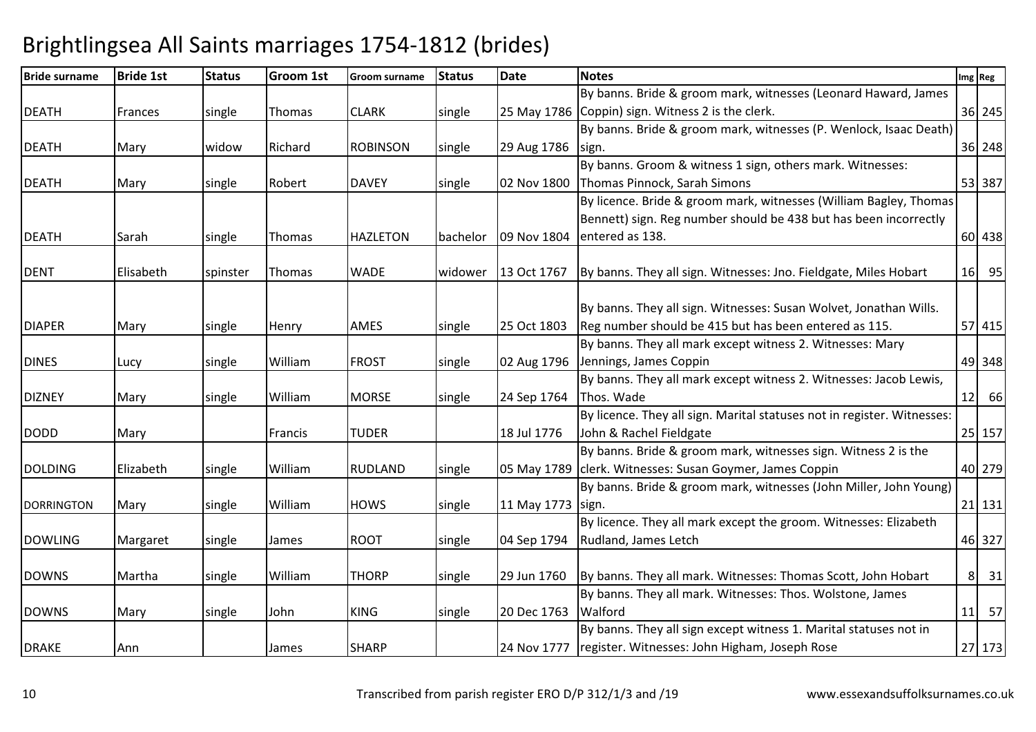# Brightlingsea All Saints marriages 1754-1812 (brides)

| Bride surname | Bride 1st | Status | Groom 1st | Groom surname | Status | Date | Notes | Img | Reg |
|---|---|---|---|---|---|---|---|---|---|
| DEATH | Frances | single | Thomas | CLARK | single | 25 May 1786 | By banns. Bride & groom mark, witnesses (Leonard Haward, James Coppin) sign. Witness 2 is the clerk. | 36 | 245 |
| DEATH | Mary | widow | Richard | ROBINSON | single | 29 Aug 1786 | By banns. Bride & groom mark, witnesses (P. Wenlock, Isaac Death) sign. | 36 | 248 |
| DEATH | Mary | single | Robert | DAVEY | single | 02 Nov 1800 | By banns. Groom & witness 1 sign, others mark. Witnesses: Thomas Pinnock, Sarah Simons | 53 | 387 |
| DEATH | Sarah | single | Thomas | HAZLETON | bachelor | 09 Nov 1804 | By licence. Bride & groom mark, witnesses (William Bagley, Thomas Bennett) sign. Reg number should be 438 but has been incorrectly entered as 138. | 60 | 438 |
| DENT | Elisabeth | spinster | Thomas | WADE | widower | 13 Oct 1767 | By banns. They all sign. Witnesses: Jno. Fieldgate, Miles Hobart | 16 | 95 |
| DIAPER | Mary | single | Henry | AMES | single | 25 Oct 1803 | By banns. They all sign. Witnesses: Susan Wolvet, Jonathan Wills. Reg number should be 415 but has been entered as 115. | 57 | 415 |
| DINES | Lucy | single | William | FROST | single | 02 Aug 1796 | By banns. They all mark except witness 2. Witnesses: Mary Jennings, James Coppin | 49 | 348 |
| DIZNEY | Mary | single | William | MORSE | single | 24 Sep 1764 | By banns. They all mark except witness 2. Witnesses: Jacob Lewis, Thos. Wade | 12 | 66 |
| DODD | Mary | | Francis | TUDER | | 18 Jul 1776 | By licence. They all sign. Marital statuses not in register. Witnesses: John & Rachel Fieldgate | 25 | 157 |
| DOLDING | Elizabeth | single | William | RUDLAND | single | 05 May 1789 | By banns. Bride & groom mark, witnesses sign. Witness 2 is the clerk. Witnesses: Susan Goymer, James Coppin | 40 | 279 |
| DORRINGTON | Mary | single | William | HOWS | single | 11 May 1773 | By banns. Bride & groom mark, witnesses (John Miller, John Young) sign. | 21 | 131 |
| DOWLING | Margaret | single | James | ROOT | single | 04 Sep 1794 | By licence. They all mark except the groom. Witnesses: Elizabeth Rudland, James Letch | 46 | 327 |
| DOWNS | Martha | single | William | THORP | single | 29 Jun 1760 | By banns. They all mark. Witnesses: Thomas Scott, John Hobart | 8 | 31 |
| DOWNS | Mary | single | John | KING | single | 20 Dec 1763 | By banns. They all mark. Witnesses: Thos. Wolstone, James Walford | 11 | 57 |
| DRAKE | Ann | | James | SHARP | | 24 Nov 1777 | By banns. They all sign except witness 1. Marital statuses not in register. Witnesses: John Higham, Joseph Rose | 27 | 173 |

Transcribed from parish register ERO D/P 312/1/3 and /19 www.essexandsuffolksurnames.co.uk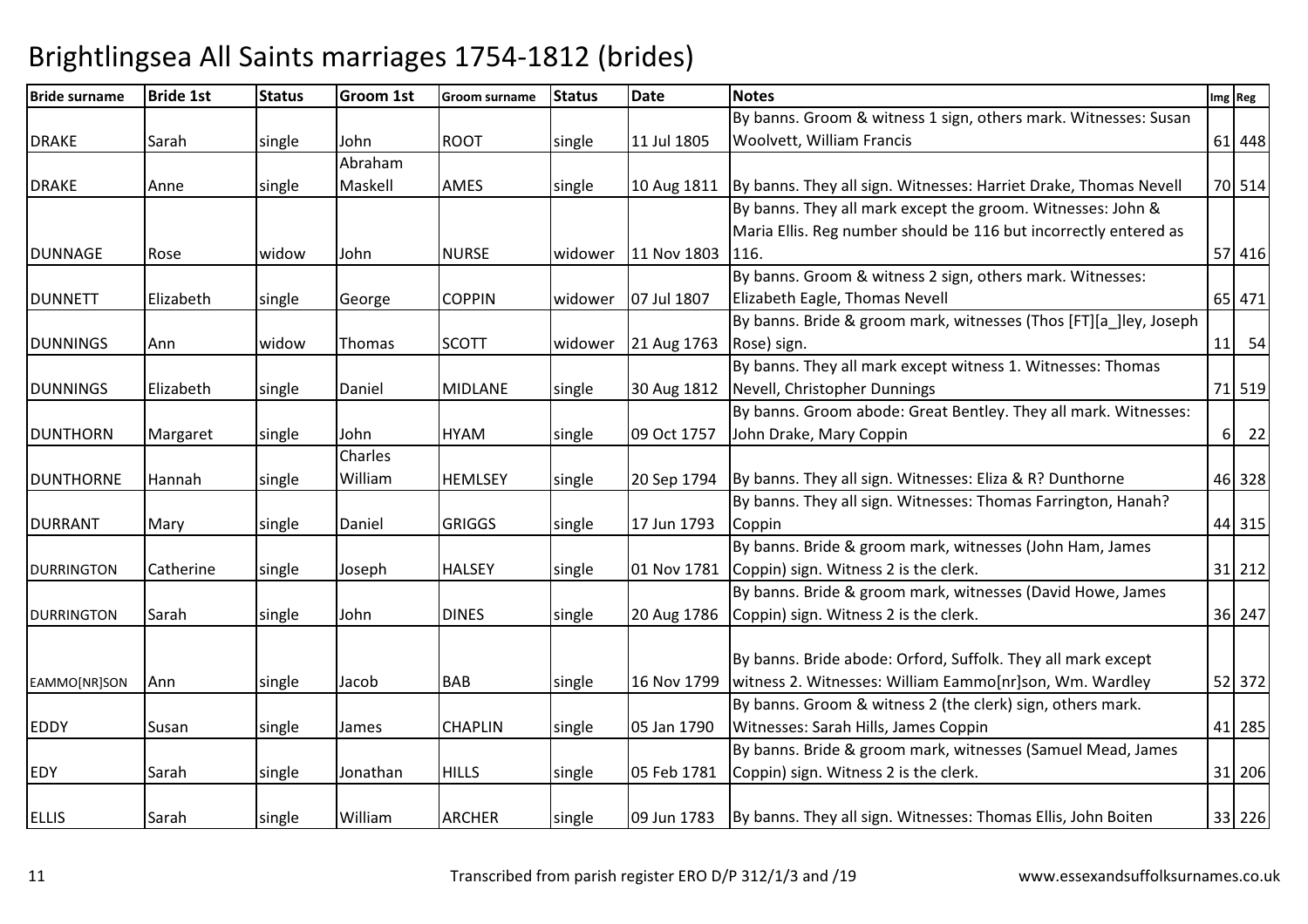# Brightlingsea All Saints marriages 1754-1812 (brides)

| Bride surname | Bride 1st | Status | Groom 1st | Groom surname | Status | Date | Notes | Img | Reg |
|---|---|---|---|---|---|---|---|---|---|
| DRAKE | Sarah | single | John | ROOT | single | 11 Jul 1805 | By banns. Groom & witness 1 sign, others mark. Witnesses: Susan Woolvett, William Francis | 61 | 448 |
| DRAKE | Anne | single | Abraham Maskell | AMES | single | 10 Aug 1811 | By banns. They all sign. Witnesses: Harriet Drake, Thomas Nevell | 70 | 514 |
| DUNNAGE | Rose | widow | John | NURSE | widower | 11 Nov 1803 | By banns. They all mark except the groom. Witnesses: John & Maria Ellis. Reg number should be 116 but incorrectly entered as 116. | 57 | 416 |
| DUNNETT | Elizabeth | single | George | COPPIN | widower | 07 Jul 1807 | By banns. Groom & witness 2 sign, others mark. Witnesses: Elizabeth Eagle, Thomas Nevell | 65 | 471 |
| DUNNINGS | Ann | widow | Thomas | SCOTT | widower | 21 Aug 1763 | By banns. Bride & groom mark, witnesses (Thos [FT][a_]ley, Joseph Rose) sign. | 11 | 54 |
| DUNNINGS | Elizabeth | single | Daniel | MIDLANE | single | 30 Aug 1812 | By banns. They all mark except witness 1. Witnesses: Thomas Nevell, Christopher Dunnings | 71 | 519 |
| DUNTHORN | Margaret | single | John | HYAM | single | 09 Oct 1757 | By banns. Groom abode: Great Bentley. They all mark. Witnesses: John Drake, Mary Coppin | 6 | 22 |
| DUNTHORNE | Hannah | single | Charles William | HEMLSEY | single | 20 Sep 1794 | By banns. They all sign. Witnesses: Eliza & R? Dunthorne | 46 | 328 |
| DURRANT | Mary | single | Daniel | GRIGGS | single | 17 Jun 1793 | By banns. They all sign. Witnesses: Thomas Farrington, Hanah? Coppin | 44 | 315 |
| DURRINGTON | Catherine | single | Joseph | HALSEY | single | 01 Nov 1781 | By banns. Bride & groom mark, witnesses (John Ham, James Coppin) sign. Witness 2 is the clerk. | 31 | 212 |
| DURRINGTON | Sarah | single | John | DINES | single | 20 Aug 1786 | By banns. Bride & groom mark, witnesses (David Howe, James Coppin) sign. Witness 2 is the clerk. | 36 | 247 |
| EAMMO[NR]SON | Ann | single | Jacob | BAB | single | 16 Nov 1799 | By banns. Bride abode: Orford, Suffolk. They all mark except witness 2. Witnesses: William Eammo[nr]son, Wm. Wardley | 52 | 372 |
| EDDY | Susan | single | James | CHAPLIN | single | 05 Jan 1790 | By banns. Groom & witness 2 (the clerk) sign, others mark. Witnesses: Sarah Hills, James Coppin | 41 | 285 |
| EDY | Sarah | single | Jonathan | HILLS | single | 05 Feb 1781 | By banns. Bride & groom mark, witnesses (Samuel Mead, James Coppin) sign. Witness 2 is the clerk. | 31 | 206 |
| ELLIS | Sarah | single | William | ARCHER | single | 09 Jun 1783 | By banns. They all sign. Witnesses: Thomas Ellis, John Boiten | 33 | 226 |

Transcribed from parish register ERO D/P 312/1/3 and /19 www.essexandsuffolksurnames.co.uk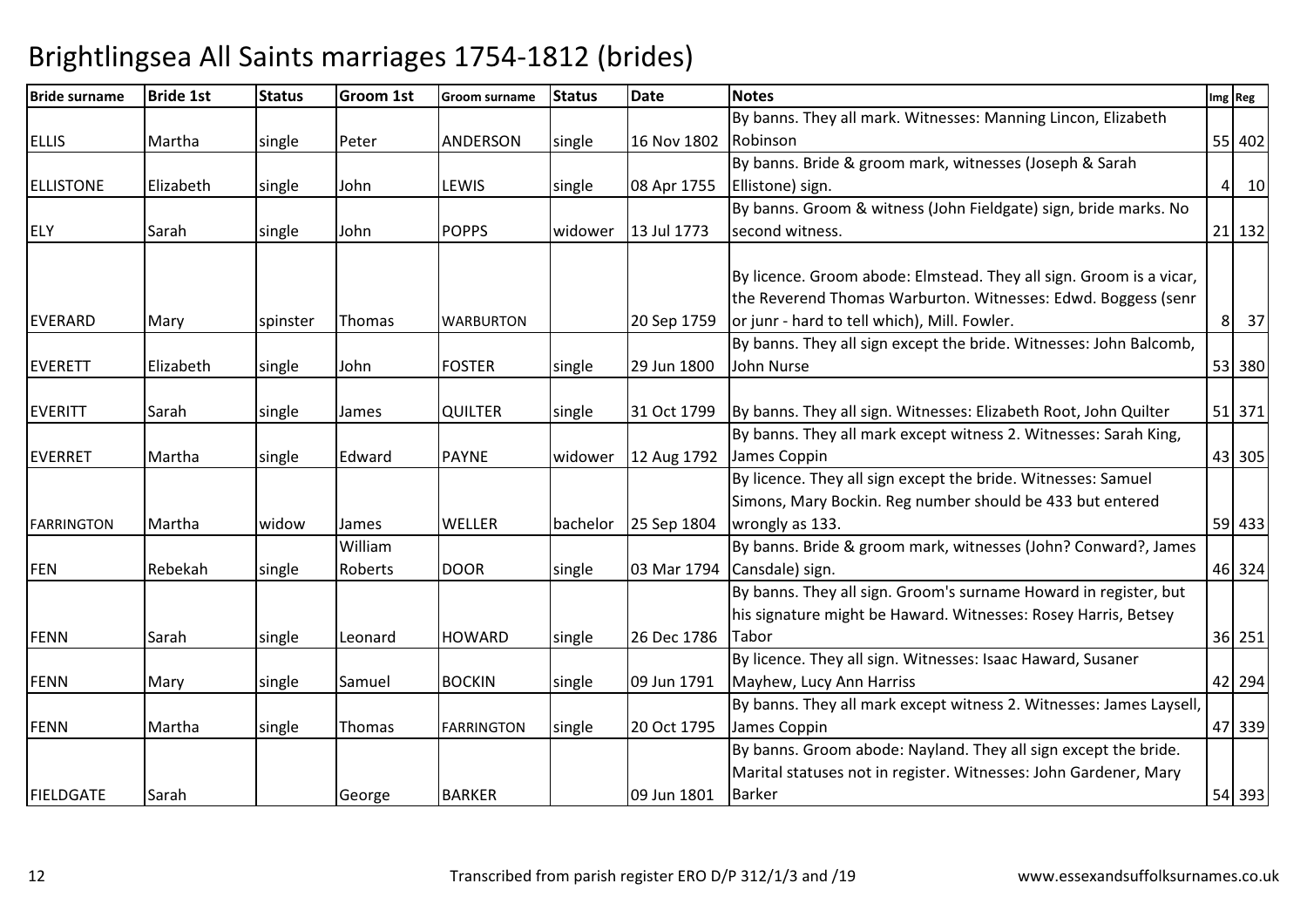# Brightlingsea All Saints marriages 1754-1812 (brides)

| Bride surname | Bride 1st | Status | Groom 1st | Groom surname | Status | Date | Notes | Img | Reg |
|---|---|---|---|---|---|---|---|---|---|
| ELLIS | Martha | single | Peter | ANDERSON | single | 16 Nov 1802 | By banns. They all mark. Witnesses: Manning Lincon, Elizabeth Robinson | 55 | 402 |
| ELLISTONE | Elizabeth | single | John | LEWIS | single | 08 Apr 1755 | By banns. Bride & groom mark, witnesses (Joseph & Sarah Ellistone) sign. | 4 | 10 |
| ELY | Sarah | single | John | POPPS | widower | 13 Jul 1773 | By banns. Groom & witness (John Fieldgate) sign, bride marks. No second witness. | 21 | 132 |
| EVERARD | Mary | spinster | Thomas | WARBURTON | | 20 Sep 1759 | By licence. Groom abode: Elmstead. They all sign. Groom is a vicar, the Reverend Thomas Warburton. Witnesses: Edwd. Boggess (senr or junr - hard to tell which), Mill. Fowler. | 8 | 37 |
| EVERETT | Elizabeth | single | John | FOSTER | single | 29 Jun 1800 | By banns. They all sign except the bride. Witnesses: John Balcomb, John Nurse | 53 | 380 |
| EVERITT | Sarah | single | James | QUILTER | single | 31 Oct 1799 | By banns. They all sign. Witnesses: Elizabeth Root, John Quilter | 51 | 371 |
| EVERRET | Martha | single | Edward | PAYNE | widower | 12 Aug 1792 | By banns. They all mark except witness 2. Witnesses: Sarah King, James Coppin | 43 | 305 |
| FARRINGTON | Martha | widow | James | WELLER | bachelor | 25 Sep 1804 | By licence. They all sign except the bride. Witnesses: Samuel Simons, Mary Bockin. Reg number should be 433 but entered wrongly as 133. | 59 | 433 |
| FEN | Rebekah | single | William Roberts | DOOR | single | 03 Mar 1794 | By banns. Bride & groom mark, witnesses (John? Conward?, James Cansdale) sign. | 46 | 324 |
| FENN | Sarah | single | Leonard | HOWARD | single | 26 Dec 1786 | By banns. They all sign. Groom's surname Howard in register, but his signature might be Haward. Witnesses: Rosey Harris, Betsey Tabor | 36 | 251 |
| FENN | Mary | single | Samuel | BOCKIN | single | 09 Jun 1791 | By licence. They all sign. Witnesses: Isaac Haward, Susaner Mayhew, Lucy Ann Harriss | 42 | 294 |
| FENN | Martha | single | Thomas | FARRINGTON | single | 20 Oct 1795 | By banns. They all mark except witness 2. Witnesses: James Laysell, James Coppin | 47 | 339 |
| FIELDGATE | Sarah | | George | BARKER | | 09 Jun 1801 | By banns. Groom abode: Nayland. They all sign except the bride. Marital statuses not in register. Witnesses: John Gardener, Mary Barker | 54 | 393 |

Transcribed from parish register ERO D/P 312/1/3 and /19 www.essexandsuffolksurnames.co.uk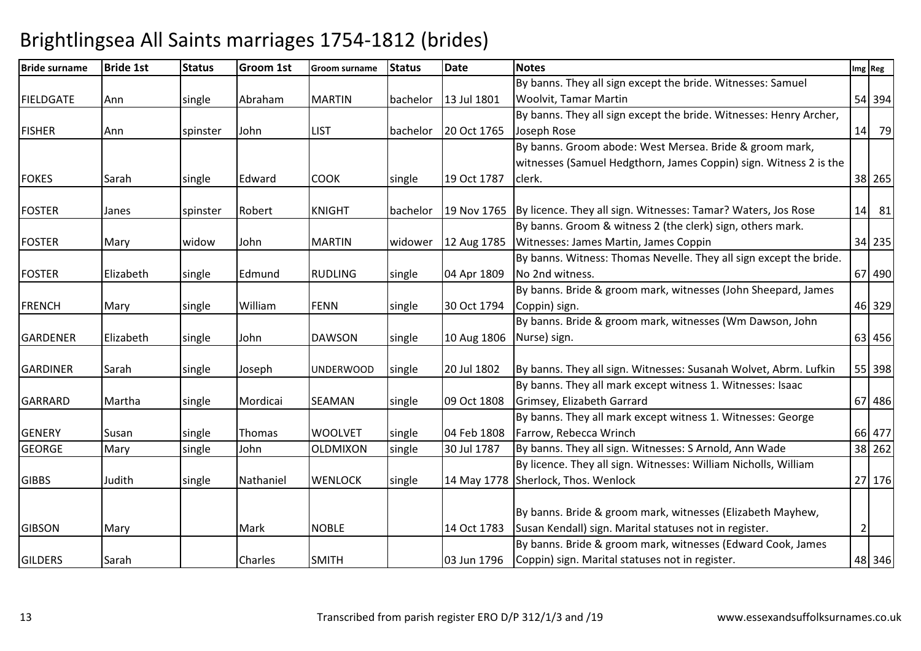# Brightlingsea All Saints marriages 1754-1812 (brides)

| Bride surname | Bride 1st | Status | Groom 1st | Groom surname | Status | Date | Notes | Img | Reg |
|---|---|---|---|---|---|---|---|---|---|
| FIELDGATE | Ann | single | Abraham | MARTIN | bachelor | 13 Jul 1801 | By banns. They all sign except the bride. Witnesses: Samuel Woolvit, Tamar Martin | 54 | 394 |
| FISHER | Ann | spinster | John | LIST | bachelor | 20 Oct 1765 | By banns. They all sign except the bride. Witnesses: Henry Archer, Joseph Rose | 14 | 79 |
| FOKES | Sarah | single | Edward | COOK | single | 19 Oct 1787 | By banns. Groom abode: West Mersea. Bride & groom mark, witnesses (Samuel Hedgthorn, James Coppin) sign. Witness 2 is the clerk. | 38 | 265 |
| FOSTER | Janes | spinster | Robert | KNIGHT | bachelor | 19 Nov 1765 | By licence. They all sign. Witnesses: Tamar? Waters, Jos Rose | 14 | 81 |
| FOSTER | Mary | widow | John | MARTIN | widower | 12 Aug 1785 | By banns. Groom & witness 2 (the clerk) sign, others mark. Witnesses: James Martin, James Coppin | 34 | 235 |
| FOSTER | Elizabeth | single | Edmund | RUDLING | single | 04 Apr 1809 | By banns. Witness: Thomas Nevelle. They all sign except the bride. No 2nd witness. | 67 | 490 |
| FRENCH | Mary | single | William | FENN | single | 30 Oct 1794 | By banns. Bride & groom mark, witnesses (John Sheepard, James Coppin) sign. | 46 | 329 |
| GARDENER | Elizabeth | single | John | DAWSON | single | 10 Aug 1806 | By banns. Bride & groom mark, witnesses (Wm Dawson, John Nurse) sign. | 63 | 456 |
| GARDINER | Sarah | single | Joseph | UNDERWOOD | single | 20 Jul 1802 | By banns. They all sign. Witnesses: Susanah Wolvet, Abrm. Lufkin | 55 | 398 |
| GARRARD | Martha | single | Mordicai | SEAMAN | single | 09 Oct 1808 | By banns. They all mark except witness 1. Witnesses: Isaac Grimsey, Elizabeth Garrard | 67 | 486 |
| GENERY | Susan | single | Thomas | WOOLVET | single | 04 Feb 1808 | By banns. They all mark except witness 1. Witnesses: George Farrow, Rebecca Wrinch | 66 | 477 |
| GEORGE | Mary | single | John | OLDMIXON | single | 30 Jul 1787 | By banns. They all sign. Witnesses: S Arnold, Ann Wade | 38 | 262 |
| GIBBS | Judith | single | Nathaniel | WENLOCK | single | 14 May 1778 | By licence. They all sign. Witnesses: William Nicholls, William Sherlock, Thos. Wenlock | 27 | 176 |
| GIBSON | Mary | | Mark | NOBLE | | 14 Oct 1783 | By banns. Bride & groom mark, witnesses (Elizabeth Mayhew, Susan Kendall) sign. Marital statuses not in register. | 2 | |
| GILDERS | Sarah | | Charles | SMITH | | 03 Jun 1796 | By banns. Bride & groom mark, witnesses (Edward Cook, James Coppin) sign. Marital statuses not in register. | 48 | 346 |

Transcribed from parish register ERO D/P 312/1/3 and /19

www.essexandsuffolksurnames.co.uk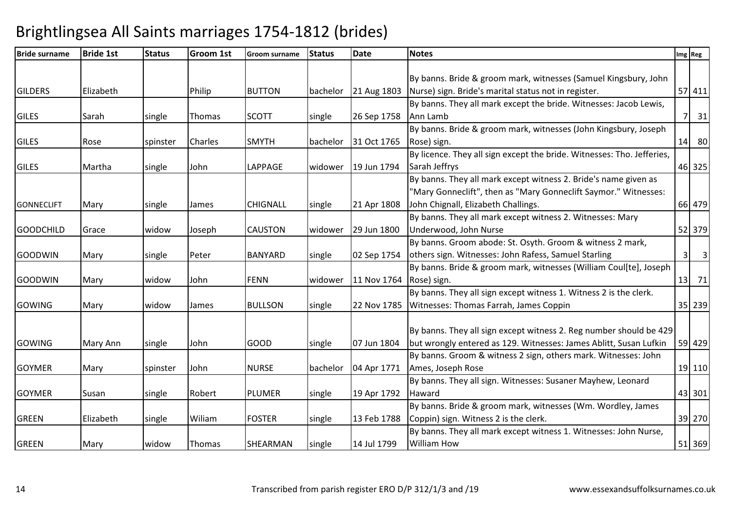# Brightlingsea All Saints marriages 1754-1812 (brides)

| Bride surname | Bride 1st | Status | Groom 1st | Groom surname | Status | Date | Notes | Img | Reg |
|---|---|---|---|---|---|---|---|---|---|
| GILDERS | Elizabeth | | Philip | BUTTON | bachelor | 21 Aug 1803 | By banns. Bride & groom mark, witnesses (Samuel Kingsbury, John Nurse) sign. Bride's marital status not in register. | 57 | 411 |
| GILES | Sarah | single | Thomas | SCOTT | single | 26 Sep 1758 | By banns. They all mark except the bride. Witnesses: Jacob Lewis, Ann Lamb | 7 | 31 |
| GILES | Rose | spinster | Charles | SMYTH | bachelor | 31 Oct 1765 | By banns. Bride & groom mark, witnesses (John Kingsbury, Joseph Rose) sign. | 14 | 80 |
| GILES | Martha | single | John | LAPPAGE | widower | 19 Jun 1794 | By licence. They all sign except the bride. Witnesses: Tho. Jefferies, Sarah Jeffrys | 46 | 325 |
| GONNECLIFT | Mary | single | James | CHIGNALL | single | 21 Apr 1808 | By banns. They all mark except witness 2. Bride's name given as "Mary Gonneclift", then as "Mary Gonneclift Saymor." Witnesses: John Chignall, Elizabeth Challings. | 66 | 479 |
| GOODCHILD | Grace | widow | Joseph | CAUSTON | widower | 29 Jun 1800 | By banns. They all mark except witness 2. Witnesses: Mary Underwood, John Nurse | 52 | 379 |
| GOODWIN | Mary | single | Peter | BANYARD | single | 02 Sep 1754 | By banns. Groom abode: St. Osyth. Groom & witness 2 mark, others sign. Witnesses: John Rafess, Samuel Starling | 3 | 3 |
| GOODWIN | Mary | widow | John | FENN | widower | 11 Nov 1764 | By banns. Bride & groom mark, witnesses (William Coul[te], Joseph Rose) sign. | 13 | 71 |
| GOWING | Mary | widow | James | BULLSON | single | 22 Nov 1785 | By banns. They all sign except witness 1. Witness 2 is the clerk. Witnesses: Thomas Farrah, James Coppin | 35 | 239 |
| GOWING | Mary Ann | single | John | GOOD | single | 07 Jun 1804 | By banns. They all sign except witness 2. Reg number should be 429 but wrongly entered as 129. Witnesses: James Ablitt, Susan Lufkin | 59 | 429 |
| GOYMER | Mary | spinster | John | NURSE | bachelor | 04 Apr 1771 | By banns. Groom & witness 2 sign, others mark. Witnesses: John Ames, Joseph Rose | 19 | 110 |
| GOYMER | Susan | single | Robert | PLUMER | single | 19 Apr 1792 | By banns. They all sign. Witnesses: Susaner Mayhew, Leonard Haward | 43 | 301 |
| GREEN | Elizabeth | single | Wiliam | FOSTER | single | 13 Feb 1788 | By banns. Bride & groom mark, witnesses (Wm. Wordley, James Coppin) sign. Witness 2 is the clerk. | 39 | 270 |
| GREEN | Mary | widow | Thomas | SHEARMAN | single | 14 Jul 1799 | By banns. They all mark except witness 1. Witnesses: John Nurse, William How | 51 | 369 |

Transcribed from parish register ERO D/P 312/1/3 and /19 www.essexandsuffolksurnames.co.uk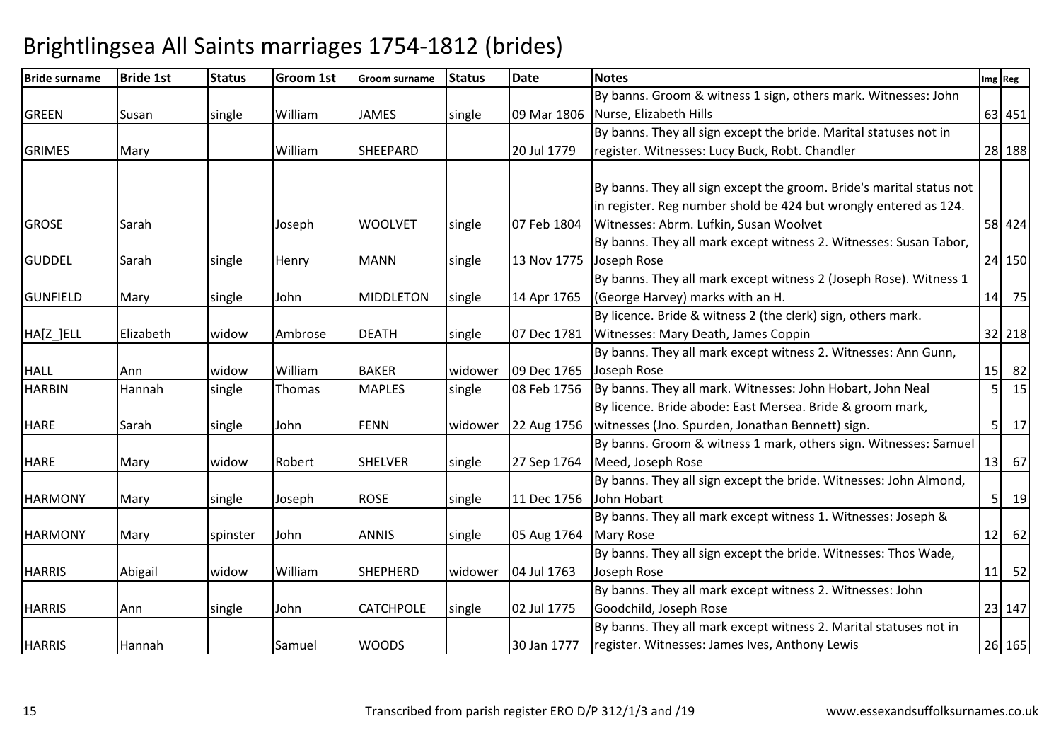# Brightlingsea All Saints marriages 1754-1812 (brides)

| Bride surname | Bride 1st | Status | Groom 1st | Groom surname | Status | Date | Notes | Img | Reg |
|---|---|---|---|---|---|---|---|---|---|
| GREEN | Susan | single | William | JAMES | single | 09 Mar 1806 | By banns. Groom & witness 1 sign, others mark. Witnesses: John Nurse, Elizabeth Hills | 63 | 451 |
| GRIMES | Mary | | William | SHEEPARD | | 20 Jul 1779 | By banns. They all sign except the bride. Marital statuses not in register. Witnesses: Lucy Buck, Robt. Chandler | 28 | 188 |
| GROSE | Sarah | | Joseph | WOOLVET | single | 07 Feb 1804 | By banns. They all sign except the groom. Bride's marital status not in register. Reg number shold be 424 but wrongly entered as 124. Witnesses: Abrm. Lufkin, Susan Woolvet | 58 | 424 |
| GUDDEL | Sarah | single | Henry | MANN | single | 13 Nov 1775 | By banns. They all mark except witness 2. Witnesses: Susan Tabor, Joseph Rose | 24 | 150 |
| GUNFIELD | Mary | single | John | MIDDLETON | single | 14 Apr 1765 | By banns. They all mark except witness 2 (Joseph Rose). Witness 1 (George Harvey) marks with an H. | 14 | 75 |
| HA[Z_]ELL | Elizabeth | widow | Ambrose | DEATH | single | 07 Dec 1781 | By licence. Bride & witness 2 (the clerk) sign, others mark. Witnesses: Mary Death, James Coppin | 32 | 218 |
| HALL | Ann | widow | William | BAKER | widower | 09 Dec 1765 | By banns. They all mark except witness 2. Witnesses: Ann Gunn, Joseph Rose | 15 | 82 |
| HARBIN | Hannah | single | Thomas | MAPLES | single | 08 Feb 1756 | By banns. They all mark. Witnesses: John Hobart, John Neal | 5 | 15 |
| HARE | Sarah | single | John | FENN | widower | 22 Aug 1756 | By licence. Bride abode: East Mersea. Bride & groom mark, witnesses (Jno. Spurden, Jonathan Bennett) sign. | 5 | 17 |
| HARE | Mary | widow | Robert | SHELVER | single | 27 Sep 1764 | By banns. Groom & witness 1 mark, others sign. Witnesses: Samuel Meed, Joseph Rose | 13 | 67 |
| HARMONY | Mary | single | Joseph | ROSE | single | 11 Dec 1756 | By banns. They all sign except the bride. Witnesses: John Almond, John Hobart | 5 | 19 |
| HARMONY | Mary | spinster | John | ANNIS | single | 05 Aug 1764 | By banns. They all mark except witness 1. Witnesses: Joseph & Mary Rose | 12 | 62 |
| HARRIS | Abigail | widow | William | SHEPHERD | widower | 04 Jul 1763 | By banns. They all sign except the bride. Witnesses: Thos Wade, Joseph Rose | 11 | 52 |
| HARRIS | Ann | single | John | CATCHPOLE | single | 02 Jul 1775 | By banns. They all mark except witness 2. Witnesses: John Goodchild, Joseph Rose | 23 | 147 |
| HARRIS | Hannah | | Samuel | WOODS | | 30 Jan 1777 | By banns. They all mark except witness 2. Marital statuses not in register. Witnesses: James Ives, Anthony Lewis | 26 | 165 |

Transcribed from parish register ERO D/P 312/1/3 and /19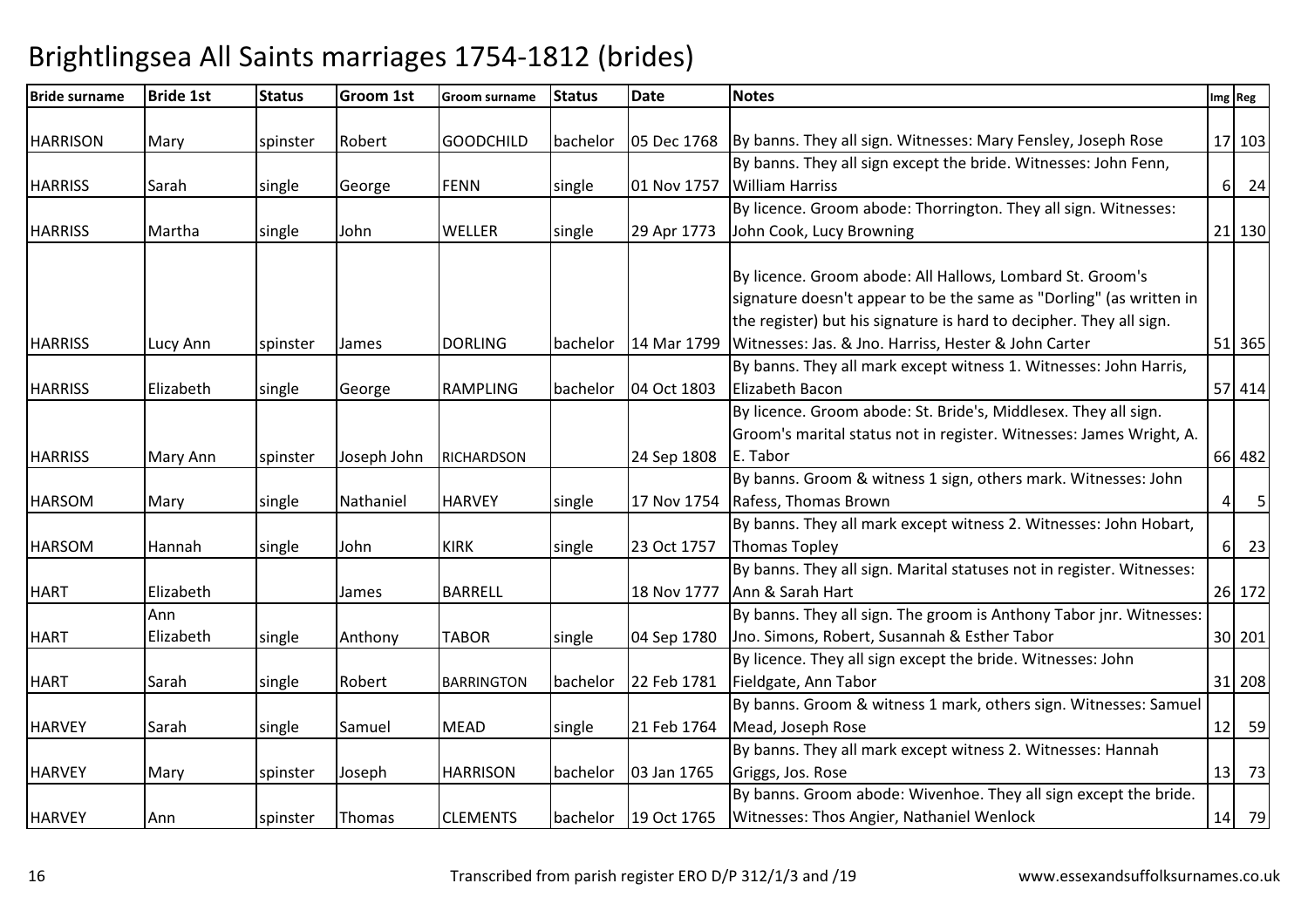# Brightlingsea All Saints marriages 1754-1812 (brides)

| Bride surname | Bride 1st | Status | Groom 1st | Groom surname | Status | Date | Notes | Img | Reg |
|---|---|---|---|---|---|---|---|---|---|
| HARRISON | Mary | spinster | Robert | GOODCHILD | bachelor | 05 Dec 1768 | By banns. They all sign. Witnesses: Mary Fensley, Joseph Rose | 17 | 103 |
| HARRISS | Sarah | single | George | FENN | single | 01 Nov 1757 | By banns. They all sign except the bride. Witnesses: John Fenn, William Harriss | 6 | 24 |
| HARRISS | Martha | single | John | WELLER | single | 29 Apr 1773 | By licence. Groom abode: Thorrington. They all sign. Witnesses: John Cook, Lucy Browning | 21 | 130 |
| HARRISS | Lucy Ann | spinster | James | DORLING | bachelor | 14 Mar 1799 | By licence. Groom abode: All Hallows, Lombard St. Groom's signature doesn't appear to be the same as "Dorling" (as written in the register) but his signature is hard to decipher. They all sign. Witnesses: Jas. & Jno. Harriss, Hester & John Carter | 51 | 365 |
| HARRISS | Elizabeth | single | George | RAMPLING | bachelor | 04 Oct 1803 | By banns. They all mark except witness 1. Witnesses: John Harris, Elizabeth Bacon | 57 | 414 |
| HARRISS | Mary Ann | spinster | Joseph John | RICHARDSON | | 24 Sep 1808 | By licence. Groom abode: St. Bride's, Middlesex. They all sign. Groom's marital status not in register. Witnesses: James Wright, A. E. Tabor | 66 | 482 |
| HARSOM | Mary | single | Nathaniel | HARVEY | single | 17 Nov 1754 | By banns. Groom & witness 1 sign, others mark. Witnesses: John Rafess, Thomas Brown | 4 | 5 |
| HARSOM | Hannah | single | John | KIRK | single | 23 Oct 1757 | By banns. They all mark except witness 2. Witnesses: John Hobart, Thomas Topley | 6 | 23 |
| HART | Elizabeth | | James | BARRELL | | 18 Nov 1777 | By banns. They all sign. Marital statuses not in register. Witnesses: Ann & Sarah Hart | 26 | 172 |
| HART | Ann Elizabeth | single | Anthony | TABOR | single | 04 Sep 1780 | By banns. They all sign. The groom is Anthony Tabor jnr. Witnesses: Jno. Simons, Robert, Susannah & Esther Tabor | 30 | 201 |
| HART | Sarah | single | Robert | BARRINGTON | bachelor | 22 Feb 1781 | By licence. They all sign except the bride. Witnesses: John Fieldgate, Ann Tabor | 31 | 208 |
| HARVEY | Sarah | single | Samuel | MEAD | single | 21 Feb 1764 | By banns. Groom & witness 1 mark, others sign. Witnesses: Samuel Mead, Joseph Rose | 12 | 59 |
| HARVEY | Mary | spinster | Joseph | HARRISON | bachelor | 03 Jan 1765 | By banns. They all mark except witness 2. Witnesses: Hannah Griggs, Jos. Rose | 13 | 73 |
| HARVEY | Ann | spinster | Thomas | CLEMENTS | bachelor | 19 Oct 1765 | By banns. Groom abode: Wivenhoe. They all sign except the bride. Witnesses: Thos Angier, Nathaniel Wenlock | 14 | 79 |

Transcribed from parish register ERO D/P 312/1/3 and /19 — www.essexandsuffolksurnames.co.uk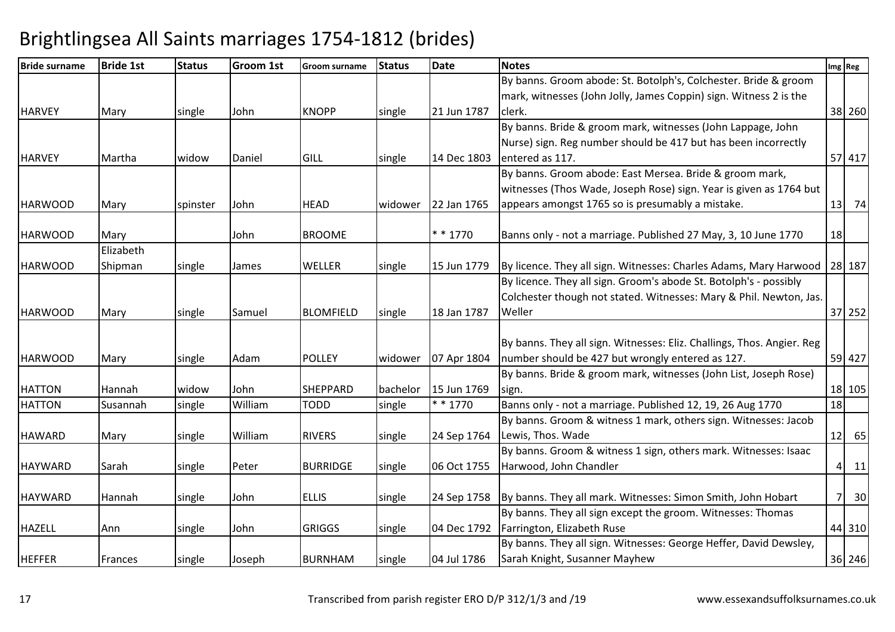# Brightlingsea All Saints marriages 1754-1812 (brides)

| Bride surname | Bride 1st | Status | Groom 1st | Groom surname | Status | Date | Notes | Img | Reg |
|---|---|---|---|---|---|---|---|---|---|
| HARVEY | Mary | single | John | KNOPP | single | 21 Jun 1787 | By banns. Groom abode: St. Botolph's, Colchester. Bride & groom mark, witnesses (John Jolly, James Coppin) sign. Witness 2 is the clerk. | 38 | 260 |
| HARVEY | Martha | widow | Daniel | GILL | single | 14 Dec 1803 | By banns. Bride & groom mark, witnesses (John Lappage, John Nurse) sign. Reg number should be 417 but has been incorrectly entered as 117. | 57 | 417 |
| HARWOOD | Mary | spinster | John | HEAD | widower | 22 Jan 1765 | By banns. Groom abode: East Mersea. Bride & groom mark, witnesses (Thos Wade, Joseph Rose) sign. Year is given as 1764 but appears amongst 1765 so is presumably a mistake. | 13 | 74 |
| HARWOOD | Mary | | John | BROOME | | * * 1770 | Banns only - not a marriage. Published 27 May, 3, 10 June 1770 | 18 | |
| HARWOOD | Elizabeth Shipman | single | James | WELLER | single | 15 Jun 1779 | By licence. They all sign. Witnesses: Charles Adams, Mary Harwood | 28 | 187 |
| HARWOOD | Mary | single | Samuel | BLOMFIELD | single | 18 Jan 1787 | By licence. They all sign. Groom's abode St. Botolph's - possibly Colchester though not stated. Witnesses: Mary & Phil. Newton, Jas. Weller | 37 | 252 |
| HARWOOD | Mary | single | Adam | POLLEY | widower | 07 Apr 1804 | By banns. They all sign. Witnesses: Eliz. Challings, Thos. Angier. Reg number should be 427 but wrongly entered as 127. | 59 | 427 |
| HATTON | Hannah | widow | John | SHEPPARD | bachelor | 15 Jun 1769 | By banns. Bride & groom mark, witnesses (John List, Joseph Rose) sign. | 18 | 105 |
| HATTON | Susannah | single | William | TODD | single | * * 1770 | Banns only - not a marriage. Published 12, 19, 26 Aug 1770 | 18 | |
| HAWARD | Mary | single | William | RIVERS | single | 24 Sep 1764 | By banns. Groom & witness 1 mark, others sign. Witnesses: Jacob Lewis, Thos. Wade | 12 | 65 |
| HAYWARD | Sarah | single | Peter | BURRIDGE | single | 06 Oct 1755 | By banns. Groom & witness 1 sign, others mark. Witnesses: Isaac Harwood, John Chandler | 4 | 11 |
| HAYWARD | Hannah | single | John | ELLIS | single | 24 Sep 1758 | By banns. They all mark. Witnesses: Simon Smith, John Hobart | 7 | 30 |
| HAZELL | Ann | single | John | GRIGGS | single | 04 Dec 1792 | By banns. They all sign except the groom. Witnesses: Thomas Farrington, Elizabeth Ruse | 44 | 310 |
| HEFFER | Frances | single | Joseph | BURNHAM | single | 04 Jul 1786 | By banns. They all sign. Witnesses: George Heffer, David Dewsley, Sarah Knight, Susanner Mayhew | 36 | 246 |

Transcribed from parish register ERO D/P 312/1/3 and /19 www.essexandsuffolksurnames.co.uk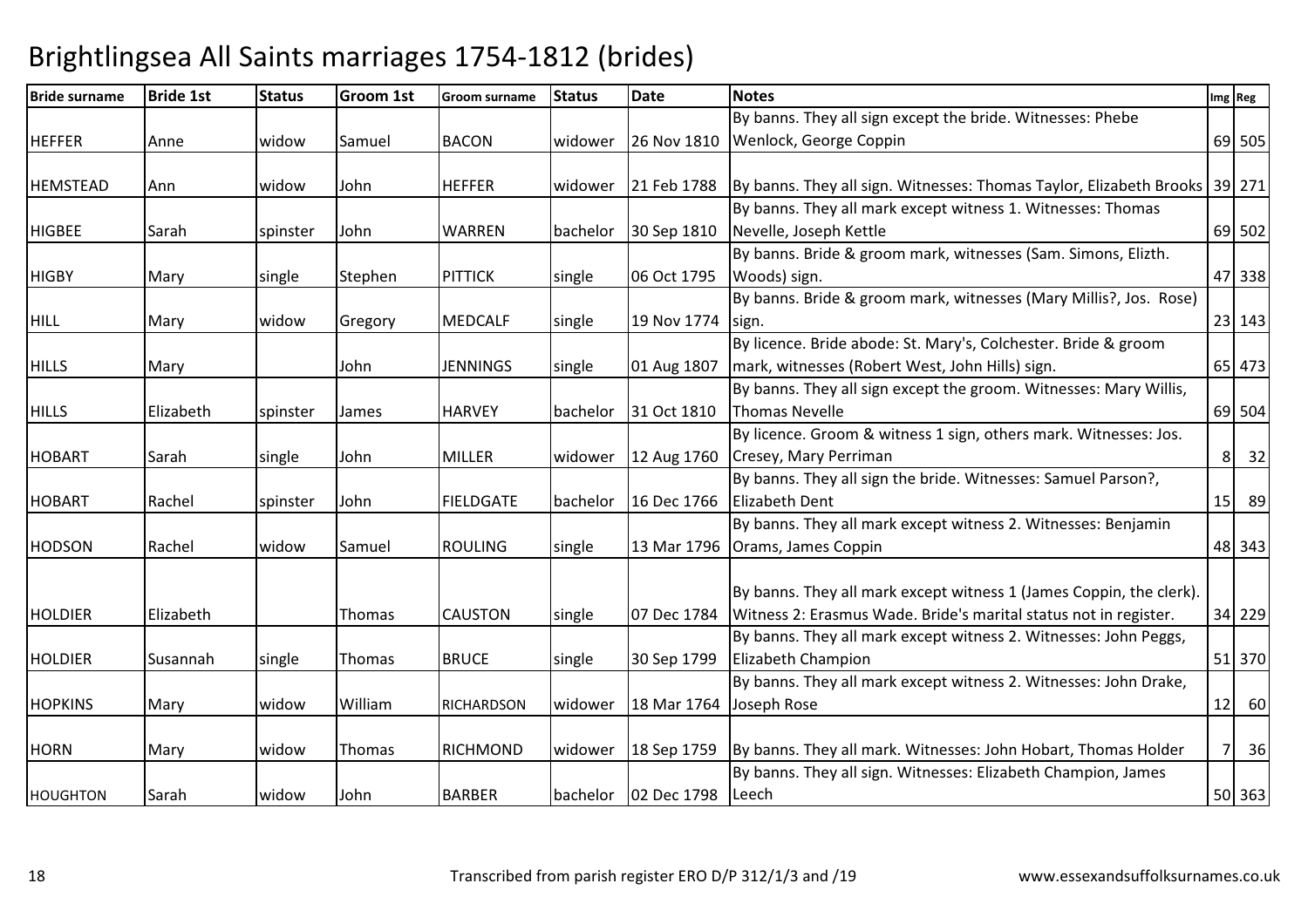# Brightlingsea All Saints marriages 1754-1812 (brides)

| Bride surname | Bride 1st | Status | Groom 1st | Groom surname | Status | Date | Notes | Img | Reg |
|---|---|---|---|---|---|---|---|---|---|
| HEFFER | Anne | widow | Samuel | BACON | widower | 26 Nov 1810 | By banns. They all sign except the bride. Witnesses: Phebe Wenlock, George Coppin | 69 | 505 |
| HEMSTEAD | Ann | widow | John | HEFFER | widower | 21 Feb 1788 | By banns. They all sign. Witnesses: Thomas Taylor, Elizabeth Brooks | 39 | 271 |
| HIGBEE | Sarah | spinster | John | WARREN | bachelor | 30 Sep 1810 | By banns. They all mark except witness 1. Witnesses: Thomas Nevelle, Joseph Kettle | 69 | 502 |
| HIGBY | Mary | single | Stephen | PITTICK | single | 06 Oct 1795 | By banns. Bride & groom mark, witnesses (Sam. Simons, Elizth. Woods) sign. | 47 | 338 |
| HILL | Mary | widow | Gregory | MEDCALF | single | 19 Nov 1774 | By banns. Bride & groom mark, witnesses (Mary Millis?, Jos. Rose) sign. | 23 | 143 |
| HILLS | Mary | | John | JENNINGS | single | 01 Aug 1807 | By licence. Bride abode: St. Mary's, Colchester. Bride & groom mark, witnesses (Robert West, John Hills) sign. | 65 | 473 |
| HILLS | Elizabeth | spinster | James | HARVEY | bachelor | 31 Oct 1810 | By banns. They all sign except the groom. Witnesses: Mary Willis, Thomas Nevelle | 69 | 504 |
| HOBART | Sarah | single | John | MILLER | widower | 12 Aug 1760 | By licence. Groom & witness 1 sign, others mark. Witnesses: Jos. Cresey, Mary Perriman | 8 | 32 |
| HOBART | Rachel | spinster | John | FIELDGATE | bachelor | 16 Dec 1766 | By banns. They all sign the bride. Witnesses: Samuel Parson?, Elizabeth Dent | 15 | 89 |
| HODSON | Rachel | widow | Samuel | ROULING | single | 13 Mar 1796 | By banns. They all mark except witness 2. Witnesses: Benjamin Orams, James Coppin | 48 | 343 |
| HOLDIER | Elizabeth | | Thomas | CAUSTON | single | 07 Dec 1784 | By banns. They all mark except witness 1 (James Coppin, the clerk). Witness 2: Erasmus Wade. Bride's marital status not in register. | 34 | 229 |
| HOLDIER | Susannah | single | Thomas | BRUCE | single | 30 Sep 1799 | By banns. They all mark except witness 2. Witnesses: John Peggs, Elizabeth Champion | 51 | 370 |
| HOPKINS | Mary | widow | William | RICHARDSON | widower | 18 Mar 1764 | By banns. They all mark except witness 2. Witnesses: John Drake, Joseph Rose | 12 | 60 |
| HORN | Mary | widow | Thomas | RICHMOND | widower | 18 Sep 1759 | By banns. They all mark. Witnesses: John Hobart, Thomas Holder | 7 | 36 |
| HOUGHTON | Sarah | widow | John | BARBER | bachelor | 02 Dec 1798 | By banns. They all sign. Witnesses: Elizabeth Champion, James Leech | 50 | 363 |

Transcribed from parish register ERO D/P 312/1/3 and /19 www.essexandsuffolksurnames.co.uk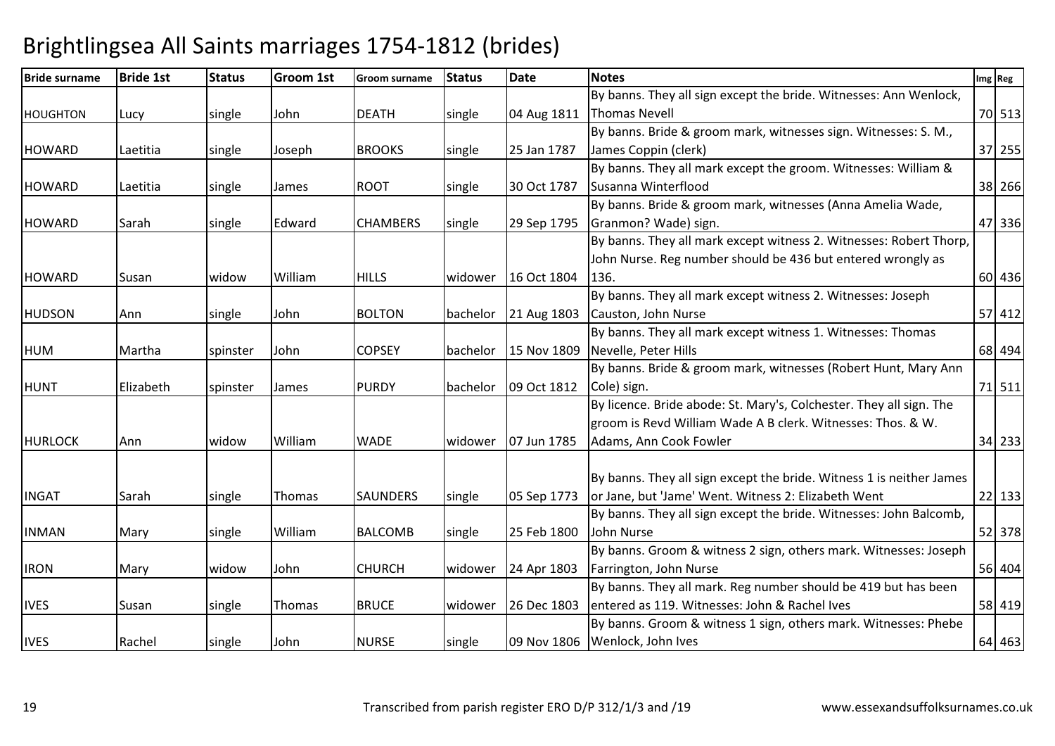# Brightlingsea All Saints marriages 1754-1812 (brides)

| Bride surname | Bride 1st | Status | Groom 1st | Groom surname | Status | Date | Notes | Img | Reg |
|---|---|---|---|---|---|---|---|---|---|
| HOUGHTON | Lucy | single | John | DEATH | single | 04 Aug 1811 | By banns. They all sign except the bride. Witnesses: Ann Wenlock, Thomas Nevell | 70 | 513 |
| HOWARD | Laetitia | single | Joseph | BROOKS | single | 25 Jan 1787 | By banns. Bride & groom mark, witnesses sign. Witnesses: S. M., James Coppin (clerk) | 37 | 255 |
| HOWARD | Laetitia | single | James | ROOT | single | 30 Oct 1787 | By banns. They all mark except the groom. Witnesses: William & Susanna Winterflood | 38 | 266 |
| HOWARD | Sarah | single | Edward | CHAMBERS | single | 29 Sep 1795 | By banns. Bride & groom mark, witnesses (Anna Amelia Wade, Granmon? Wade) sign. | 47 | 336 |
| HOWARD | Susan | widow | William | HILLS | widower | 16 Oct 1804 | By banns. They all mark except witness 2. Witnesses: Robert Thorp, John Nurse. Reg number should be 436 but entered wrongly as 136. | 60 | 436 |
| HUDSON | Ann | single | John | BOLTON | bachelor | 21 Aug 1803 | By banns. They all mark except witness 2. Witnesses: Joseph Causton, John Nurse | 57 | 412 |
| HUM | Martha | spinster | John | COPSEY | bachelor | 15 Nov 1809 | By banns. They all mark except witness 1. Witnesses: Thomas Nevelle, Peter Hills | 68 | 494 |
| HUNT | Elizabeth | spinster | James | PURDY | bachelor | 09 Oct 1812 | By banns. Bride & groom mark, witnesses (Robert Hunt, Mary Ann Cole) sign. | 71 | 511 |
| HURLOCK | Ann | widow | William | WADE | widower | 07 Jun 1785 | By licence. Bride abode: St. Mary's, Colchester. They all sign. The groom is Revd William Wade A B clerk. Witnesses: Thos. & W. Adams, Ann Cook Fowler | 34 | 233 |
| INGAT | Sarah | single | Thomas | SAUNDERS | single | 05 Sep 1773 | By banns. They all sign except the bride. Witness 1 is neither James or Jane, but 'Jame' Went. Witness 2: Elizabeth Went | 22 | 133 |
| INMAN | Mary | single | William | BALCOMB | single | 25 Feb 1800 | By banns. They all sign except the bride. Witnesses: John Balcomb, John Nurse | 52 | 378 |
| IRON | Mary | widow | John | CHURCH | widower | 24 Apr 1803 | By banns. Groom & witness 2 sign, others mark. Witnesses: Joseph Farrington, John Nurse | 56 | 404 |
| IVES | Susan | single | Thomas | BRUCE | widower | 26 Dec 1803 | By banns. They all mark. Reg number should be 419 but has been entered as 119. Witnesses: John & Rachel Ives | 58 | 419 |
| IVES | Rachel | single | John | NURSE | single | 09 Nov 1806 | By banns. Groom & witness 1 sign, others mark. Witnesses: Phebe Wenlock, John Ives | 64 | 463 |

Transcribed from parish register ERO D/P 312/1/3 and /19 www.essexandsuffolksurnames.co.uk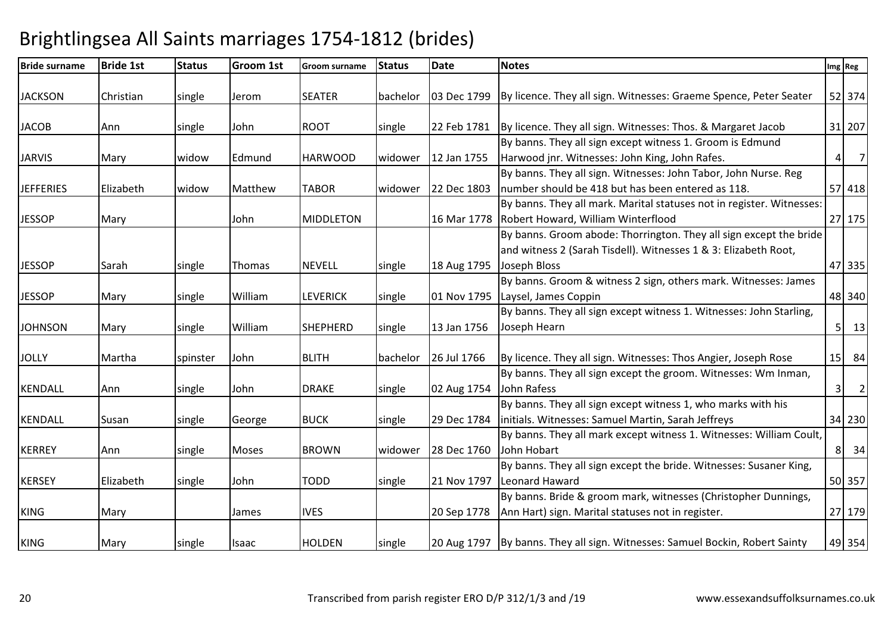# Brightlingsea All Saints marriages 1754-1812 (brides)

| Bride surname | Bride 1st | Status | Groom 1st | Groom surname | Status | Date | Notes | Img | Reg |
|---|---|---|---|---|---|---|---|---|---|
| JACKSON | Christian | single | Jerom | SEATER | bachelor | 03 Dec 1799 | By licence. They all sign. Witnesses: Graeme Spence, Peter Seater | 52 | 374 |
| JACOB | Ann | single | John | ROOT | single | 22 Feb 1781 | By licence. They all sign. Witnesses: Thos. & Margaret Jacob | 31 | 207 |
| JARVIS | Mary | widow | Edmund | HARWOOD | widower | 12 Jan 1755 | By banns. They all sign except witness 1. Groom is Edmund Harwood jnr. Witnesses: John King, John Rafes. | 4 | 7 |
| JEFFERIES | Elizabeth | widow | Matthew | TABOR | widower | 22 Dec 1803 | By banns. They all sign. Witnesses: John Tabor, John Nurse. Reg number should be 418 but has been entered as 118. | 57 | 418 |
| JESSOP | Mary | | John | MIDDLETON | | 16 Mar 1778 | By banns. They all mark. Marital statuses not in register. Witnesses: Robert Howard, William Winterflood | 27 | 175 |
| JESSOP | Sarah | single | Thomas | NEVELL | single | 18 Aug 1795 | By banns. Groom abode: Thorrington. They all sign except the bride and witness 2 (Sarah Tisdell). Witnesses 1 & 3: Elizabeth Root, Joseph Bloss | 47 | 335 |
| JESSOP | Mary | single | William | LEVERICK | single | 01 Nov 1795 | By banns. Groom & witness 2 sign, others mark. Witnesses: James Laysel, James Coppin | 48 | 340 |
| JOHNSON | Mary | single | William | SHEPHERD | single | 13 Jan 1756 | By banns. They all sign except witness 1. Witnesses: John Starling, Joseph Hearn | 5 | 13 |
| JOLLY | Martha | spinster | John | BLITH | bachelor | 26 Jul 1766 | By licence. They all sign. Witnesses: Thos Angier, Joseph Rose | 15 | 84 |
| KENDALL | Ann | single | John | DRAKE | single | 02 Aug 1754 | By banns. They all sign except the groom. Witnesses: Wm Inman, John Rafess | 3 | 2 |
| KENDALL | Susan | single | George | BUCK | single | 29 Dec 1784 | By banns. They all sign except witness 1, who marks with his initials. Witnesses: Samuel Martin, Sarah Jeffreys | 34 | 230 |
| KERREY | Ann | single | Moses | BROWN | widower | 28 Dec 1760 | By banns. They all mark except witness 1. Witnesses: William Coult, John Hobart | 8 | 34 |
| KERSEY | Elizabeth | single | John | TODD | single | 21 Nov 1797 | By banns. They all sign except the bride. Witnesses: Susaner King, Leonard Haward | 50 | 357 |
| KING | Mary | | James | IVES | | 20 Sep 1778 | By banns. Bride & groom mark, witnesses (Christopher Dunnings, Ann Hart) sign. Marital statuses not in register. | 27 | 179 |
| KING | Mary | single | Isaac | HOLDEN | single | 20 Aug 1797 | By banns. They all sign. Witnesses: Samuel Bockin, Robert Sainty | 49 | 354 |

Transcribed from parish register ERO D/P 312/1/3 and /19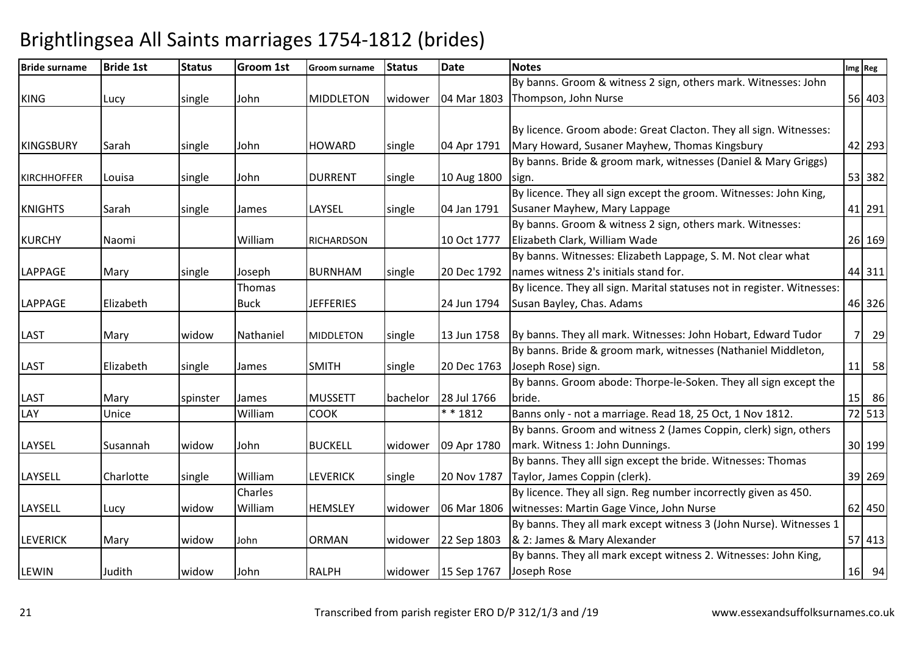# Brightlingsea All Saints marriages 1754-1812 (brides)

| Bride surname | Bride 1st | Status | Groom 1st | Groom surname | Status | Date | Notes | Img | Reg |
|---|---|---|---|---|---|---|---|---|---|
| KING | Lucy | single | John | MIDDLETON | widower | 04 Mar 1803 | By banns. Groom & witness 2 sign, others mark. Witnesses: John Thompson, John Nurse | 56 | 403 |
| KINGSBURY | Sarah | single | John | HOWARD | single | 04 Apr 1791 | By licence. Groom abode: Great Clacton. They all sign. Witnesses: Mary Howard, Susaner Mayhew, Thomas Kingsbury | 42 | 293 |
| KIRCHHOFFER | Louisa | single | John | DURRENT | single | 10 Aug 1800 | By banns. Bride & groom mark, witnesses (Daniel & Mary Griggs) sign. | 53 | 382 |
| KNIGHTS | Sarah | single | James | LAYSEL | single | 04 Jan 1791 | By licence. They all sign except the groom. Witnesses: John King, Susaner Mayhew, Mary Lappage | 41 | 291 |
| KURCHY | Naomi | | William | RICHARDSON | | 10 Oct 1777 | By banns. Groom & witness 2 sign, others mark. Witnesses: Elizabeth Clark, William Wade | 26 | 169 |
| LAPPAGE | Mary | single | Joseph | BURNHAM | single | 20 Dec 1792 | By banns. Witnesses: Elizabeth Lappage, S. M. Not clear what names witness 2's initials stand for. | 44 | 311 |
| LAPPAGE | Elizabeth | | Thomas Buck | JEFFERIES | | 24 Jun 1794 | By licence. They all sign. Marital statuses not in register. Witnesses: Susan Bayley, Chas. Adams | 46 | 326 |
| LAST | Mary | widow | Nathaniel | MIDDLETON | single | 13 Jun 1758 | By banns. They all mark. Witnesses: John Hobart, Edward Tudor | 7 | 29 |
| LAST | Elizabeth | single | James | SMITH | single | 20 Dec 1763 | By banns. Bride & groom mark, witnesses (Nathaniel Middleton, Joseph Rose) sign. | 11 | 58 |
| LAST | Mary | spinster | James | MUSSETT | bachelor | 28 Jul 1766 | By banns. Groom abode: Thorpe-le-Soken. They all sign except the bride. | 15 | 86 |
| LAY | Unice | | William | COOK | | * * 1812 | Banns only - not a marriage. Read 18, 25 Oct, 1 Nov 1812. | 72 | 513 |
| LAYSEL | Susannah | widow | John | BUCKELL | widower | 09 Apr 1780 | By banns. Groom and witness 2 (James Coppin, clerk) sign, others mark. Witness 1: John Dunnings. | 30 | 199 |
| LAYSELL | Charlotte | single | William | LEVERICK | single | 20 Nov 1787 | By banns. They alll sign except the bride. Witnesses: Thomas Taylor, James Coppin (clerk). | 39 | 269 |
| LAYSELL | Lucy | widow | Charles William | HEMSLEY | widower | 06 Mar 1806 | By licence. They all sign. Reg number incorrectly given as 450. witnesses: Martin Gage Vince, John Nurse | 62 | 450 |
| LEVERICK | Mary | widow | John | ORMAN | widower | 22 Sep 1803 | By banns. They all mark except witness 3 (John Nurse). Witnesses 1 & 2: James & Mary Alexander | 57 | 413 |
| LEWIN | Judith | widow | John | RALPH | widower | 15 Sep 1767 | By banns. They all mark except witness 2. Witnesses: John King, Joseph Rose | 16 | 94 |

Transcribed from parish register ERO D/P 312/1/3 and /19

www.essexandsuffolksurnames.co.uk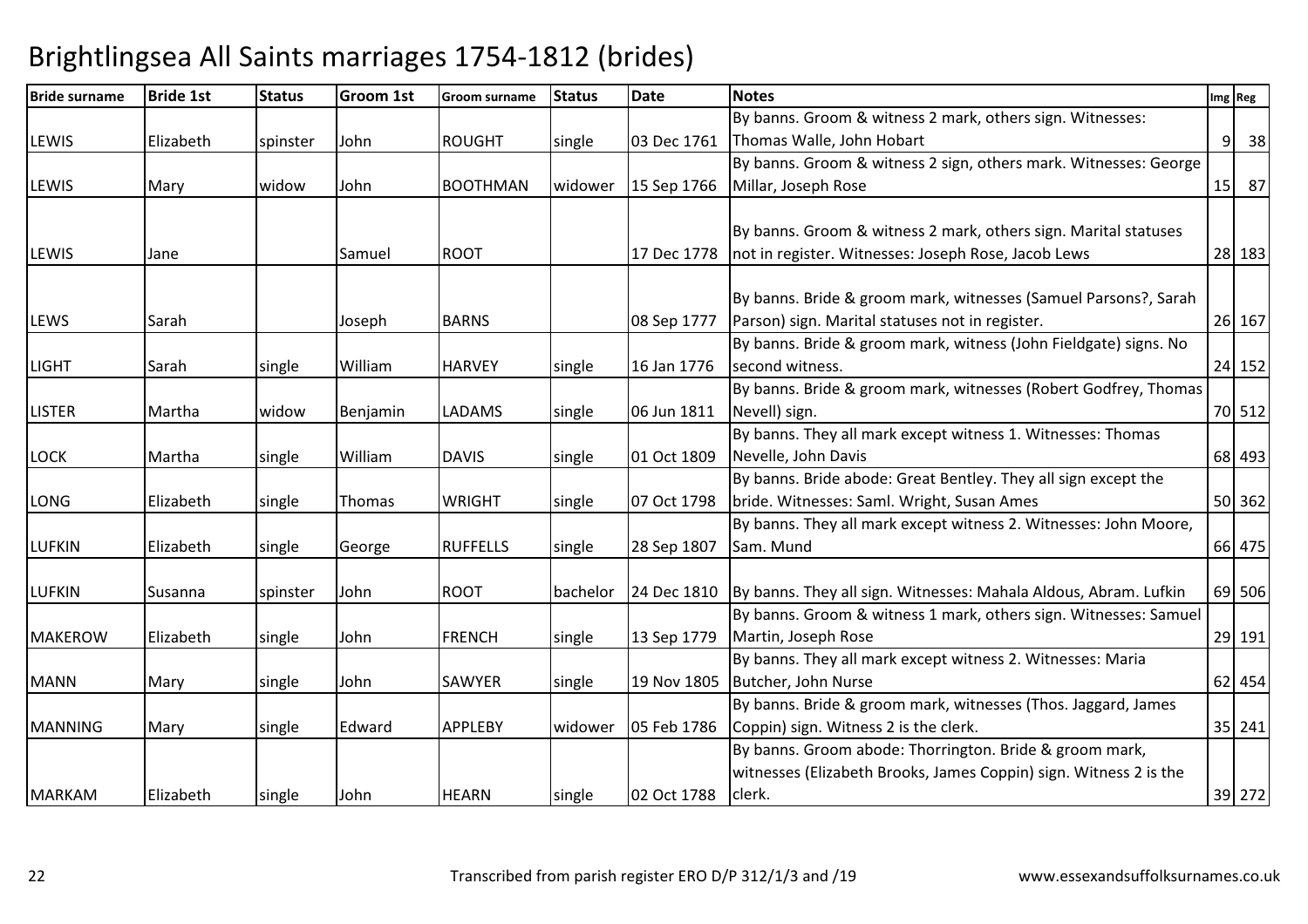# Brightlingsea All Saints marriages 1754-1812 (brides)

| Bride surname | Bride 1st | Status | Groom 1st | Groom surname | Status | Date | Notes | Img | Reg |
|---|---|---|---|---|---|---|---|---|---|
| LEWIS | Elizabeth | spinster | John | ROUGHT | single | 03 Dec 1761 | By banns. Groom & witness 2 mark, others sign. Witnesses: Thomas Walle, John Hobart | 9 | 38 |
| LEWIS | Mary | widow | John | BOOTHMAN | widower | 15 Sep 1766 | By banns. Groom & witness 2 sign, others mark. Witnesses: George Millar, Joseph Rose | 15 | 87 |
| LEWIS | Jane | | Samuel | ROOT | | 17 Dec 1778 | By banns. Groom & witness 2 mark, others sign. Marital statuses not in register. Witnesses: Joseph Rose, Jacob Lews | 28 | 183 |
| LEWS | Sarah | | Joseph | BARNS | | 08 Sep 1777 | By banns. Bride & groom mark, witnesses (Samuel Parsons?, Sarah Parson) sign. Marital statuses not in register. | 26 | 167 |
| LIGHT | Sarah | single | William | HARVEY | single | 16 Jan 1776 | By banns. Bride & groom mark, witness (John Fieldgate) signs. No second witness. | 24 | 152 |
| LISTER | Martha | widow | Benjamin | LADAMS | single | 06 Jun 1811 | By banns. Bride & groom mark, witnesses (Robert Godfrey, Thomas Nevell) sign. | 70 | 512 |
| LOCK | Martha | single | William | DAVIS | single | 01 Oct 1809 | By banns. They all mark except witness 1. Witnesses: Thomas Nevelle, John Davis | 68 | 493 |
| LONG | Elizabeth | single | Thomas | WRIGHT | single | 07 Oct 1798 | By banns. Bride abode: Great Bentley. They all sign except the bride. Witnesses: Saml. Wright, Susan Ames | 50 | 362 |
| LUFKIN | Elizabeth | single | George | RUFFELLS | single | 28 Sep 1807 | By banns. They all mark except witness 2. Witnesses: John Moore, Sam. Mund | 66 | 475 |
| LUFKIN | Susanna | spinster | John | ROOT | bachelor | 24 Dec 1810 | By banns. They all sign. Witnesses: Mahala Aldous, Abram. Lufkin | 69 | 506 |
| MAKEROW | Elizabeth | single | John | FRENCH | single | 13 Sep 1779 | By banns. Groom & witness 1 mark, others sign. Witnesses: Samuel Martin, Joseph Rose | 29 | 191 |
| MANN | Mary | single | John | SAWYER | single | 19 Nov 1805 | By banns. They all mark except witness 2. Witnesses: Maria Butcher, John Nurse | 62 | 454 |
| MANNING | Mary | single | Edward | APPLEBY | widower | 05 Feb 1786 | By banns. Bride & groom mark, witnesses (Thos. Jaggard, James Coppin) sign. Witness 2 is the clerk. | 35 | 241 |
| MARKAM | Elizabeth | single | John | HEARN | single | 02 Oct 1788 | By banns. Groom abode: Thorrington. Bride & groom mark, witnesses (Elizabeth Brooks, James Coppin) sign. Witness 2 is the clerk. | 39 | 272 |

Transcribed from parish register ERO D/P 312/1/3 and /19 www.essexandsuffolksurnames.co.uk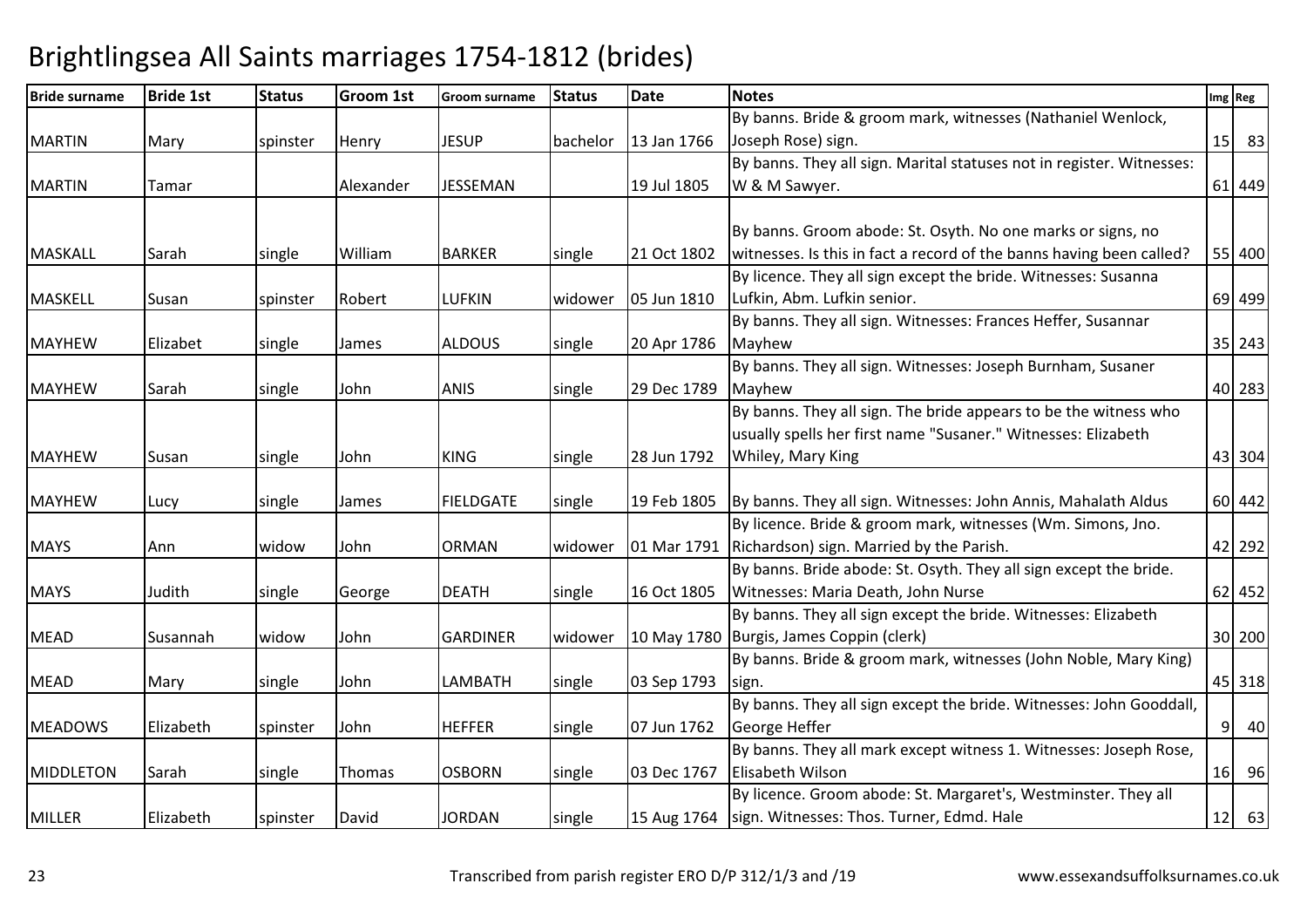# Brightlingsea All Saints marriages 1754-1812 (brides)

| Bride surname | Bride 1st | Status | Groom 1st | Groom surname | Status | Date | Notes | Img | Reg |
|---|---|---|---|---|---|---|---|---|---|
| MARTIN | Mary | spinster | Henry | JESUP | bachelor | 13 Jan 1766 | By banns. Bride & groom mark, witnesses (Nathaniel Wenlock, Joseph Rose) sign. | 15 | 83 |
| MARTIN | Tamar | | Alexander | JESSEMAN | | 19 Jul 1805 | By banns. They all sign. Marital statuses not in register. Witnesses: W & M Sawyer. | 61 | 449 |
| MASKALL | Sarah | single | William | BARKER | single | 21 Oct 1802 | By banns. Groom abode: St. Osyth. No one marks or signs, no witnesses. Is this in fact a record of the banns having been called? | 55 | 400 |
| MASKELL | Susan | spinster | Robert | LUFKIN | widower | 05 Jun 1810 | By licence. They all sign except the bride. Witnesses: Susanna Lufkin, Abm. Lufkin senior. | 69 | 499 |
| MAYHEW | Elizabet | single | James | ALDOUS | single | 20 Apr 1786 | By banns. They all sign. Witnesses: Frances Heffer, Susannar Mayhew | 35 | 243 |
| MAYHEW | Sarah | single | John | ANIS | single | 29 Dec 1789 | By banns. They all sign. Witnesses: Joseph Burnham, Susaner Mayhew | 40 | 283 |
| MAYHEW | Susan | single | John | KING | single | 28 Jun 1792 | By banns. They all sign. The bride appears to be the witness who usually spells her first name "Susaner." Witnesses: Elizabeth Whiley, Mary King | 43 | 304 |
| MAYHEW | Lucy | single | James | FIELDGATE | single | 19 Feb 1805 | By banns. They all sign. Witnesses: John Annis, Mahalath Aldus | 60 | 442 |
| MAYS | Ann | widow | John | ORMAN | widower | 01 Mar 1791 | By licence. Bride & groom mark, witnesses (Wm. Simons, Jno. Richardson) sign. Married by the Parish. | 42 | 292 |
| MAYS | Judith | single | George | DEATH | single | 16 Oct 1805 | By banns. Bride abode: St. Osyth. They all sign except the bride. Witnesses: Maria Death, John Nurse | 62 | 452 |
| MEAD | Susannah | widow | John | GARDINER | widower | 10 May 1780 | By banns. They all sign except the bride. Witnesses: Elizabeth Burgis, James Coppin (clerk) | 30 | 200 |
| MEAD | Mary | single | John | LAMBATH | single | 03 Sep 1793 | By banns. Bride & groom mark, witnesses (John Noble, Mary King) sign. | 45 | 318 |
| MEADOWS | Elizabeth | spinster | John | HEFFER | single | 07 Jun 1762 | By banns. They all sign except the bride. Witnesses: John Gooddall, George Heffer | 9 | 40 |
| MIDDLETON | Sarah | single | Thomas | OSBORN | single | 03 Dec 1767 | By banns. They all mark except witness 1. Witnesses: Joseph Rose, Elisabeth Wilson | 16 | 96 |
| MILLER | Elizabeth | spinster | David | JORDAN | single | 15 Aug 1764 | By licence. Groom abode: St. Margaret's, Westminster. They all sign. Witnesses: Thos. Turner, Edmd. Hale | 12 | 63 |

Transcribed from parish register ERO D/P 312/1/3 and /19 www.essexandsuffolksurnames.co.uk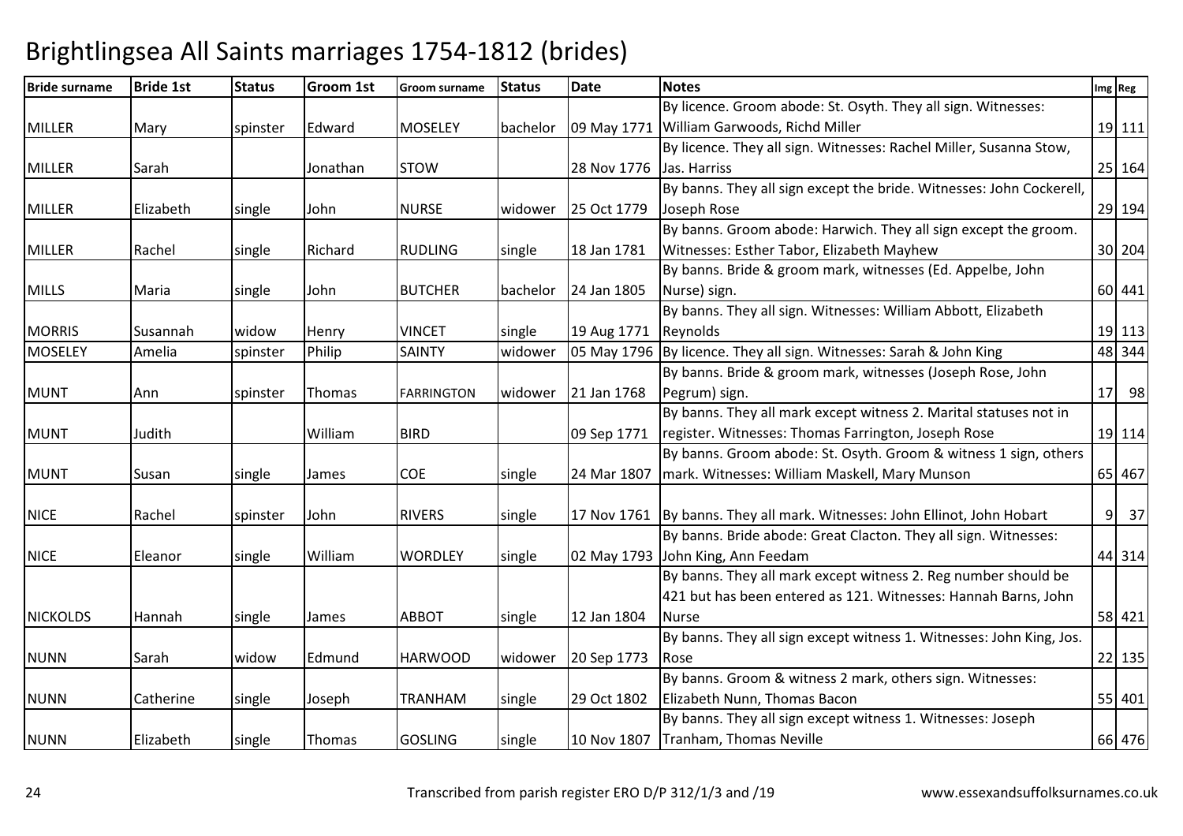# Brightlingsea All Saints marriages 1754-1812 (brides)

| Bride surname | Bride 1st | Status | Groom 1st | Groom surname | Status | Date | Notes | Img | Reg |
|---|---|---|---|---|---|---|---|---|---|
| MILLER | Mary | spinster | Edward | MOSELEY | bachelor | 09 May 1771 | By licence. Groom abode: St. Osyth. They all sign. Witnesses: William Garwoods, Richd Miller | 19 | 111 |
| MILLER | Sarah | | Jonathan | STOW | | 28 Nov 1776 | By licence. They all sign. Witnesses: Rachel Miller, Susanna Stow, Jas. Harriss | 25 | 164 |
| MILLER | Elizabeth | single | John | NURSE | widower | 25 Oct 1779 | By banns. They all sign except the bride. Witnesses: John Cockerell, Joseph Rose | 29 | 194 |
| MILLER | Rachel | single | Richard | RUDLING | single | 18 Jan 1781 | By banns. Groom abode: Harwich. They all sign except the groom. Witnesses: Esther Tabor, Elizabeth Mayhew | 30 | 204 |
| MILLS | Maria | single | John | BUTCHER | bachelor | 24 Jan 1805 | By banns. Bride & groom mark, witnesses (Ed. Appelbe, John Nurse) sign. | 60 | 441 |
| MORRIS | Susannah | widow | Henry | VINCET | single | 19 Aug 1771 | By banns. They all sign. Witnesses: William Abbott, Elizabeth Reynolds | 19 | 113 |
| MOSELEY | Amelia | spinster | Philip | SAINTY | widower | 05 May 1796 | By licence. They all sign. Witnesses: Sarah & John King | 48 | 344 |
| MUNT | Ann | spinster | Thomas | FARRINGTON | widower | 21 Jan 1768 | By banns. Bride & groom mark, witnesses (Joseph Rose, John Pegrum) sign. | 17 | 98 |
| MUNT | Judith | | William | BIRD | | 09 Sep 1771 | By banns. They all mark except witness 2. Marital statuses not in register. Witnesses: Thomas Farrington, Joseph Rose | 19 | 114 |
| MUNT | Susan | single | James | COE | single | 24 Mar 1807 | By banns. Groom abode: St. Osyth. Groom & witness 1 sign, others mark. Witnesses: William Maskell, Mary Munson | 65 | 467 |
| NICE | Rachel | spinster | John | RIVERS | single | 17 Nov 1761 | By banns. They all mark. Witnesses: John Ellinot, John Hobart | 9 | 37 |
| NICE | Eleanor | single | William | WORDLEY | single | 02 May 1793 | By banns. Bride abode: Great Clacton. They all sign. Witnesses: John King, Ann Feedam | 44 | 314 |
| NICKOLDS | Hannah | single | James | ABBOT | single | 12 Jan 1804 | By banns. They all mark except witness 2. Reg number should be 421 but has been entered as 121. Witnesses: Hannah Barns, John Nurse | 58 | 421 |
| NUNN | Sarah | widow | Edmund | HARWOOD | widower | 20 Sep 1773 | By banns. They all sign except witness 1. Witnesses: John King, Jos. Rose | 22 | 135 |
| NUNN | Catherine | single | Joseph | TRANHAM | single | 29 Oct 1802 | By banns. Groom & witness 2 mark, others sign. Witnesses: Elizabeth Nunn, Thomas Bacon | 55 | 401 |
| NUNN | Elizabeth | single | Thomas | GOSLING | single | 10 Nov 1807 | By banns. They all sign except witness 1. Witnesses: Joseph Tranham, Thomas Neville | 66 | 476 |

Transcribed from parish register ERO D/P 312/1/3 and /19 www.essexandsuffolksurnames.co.uk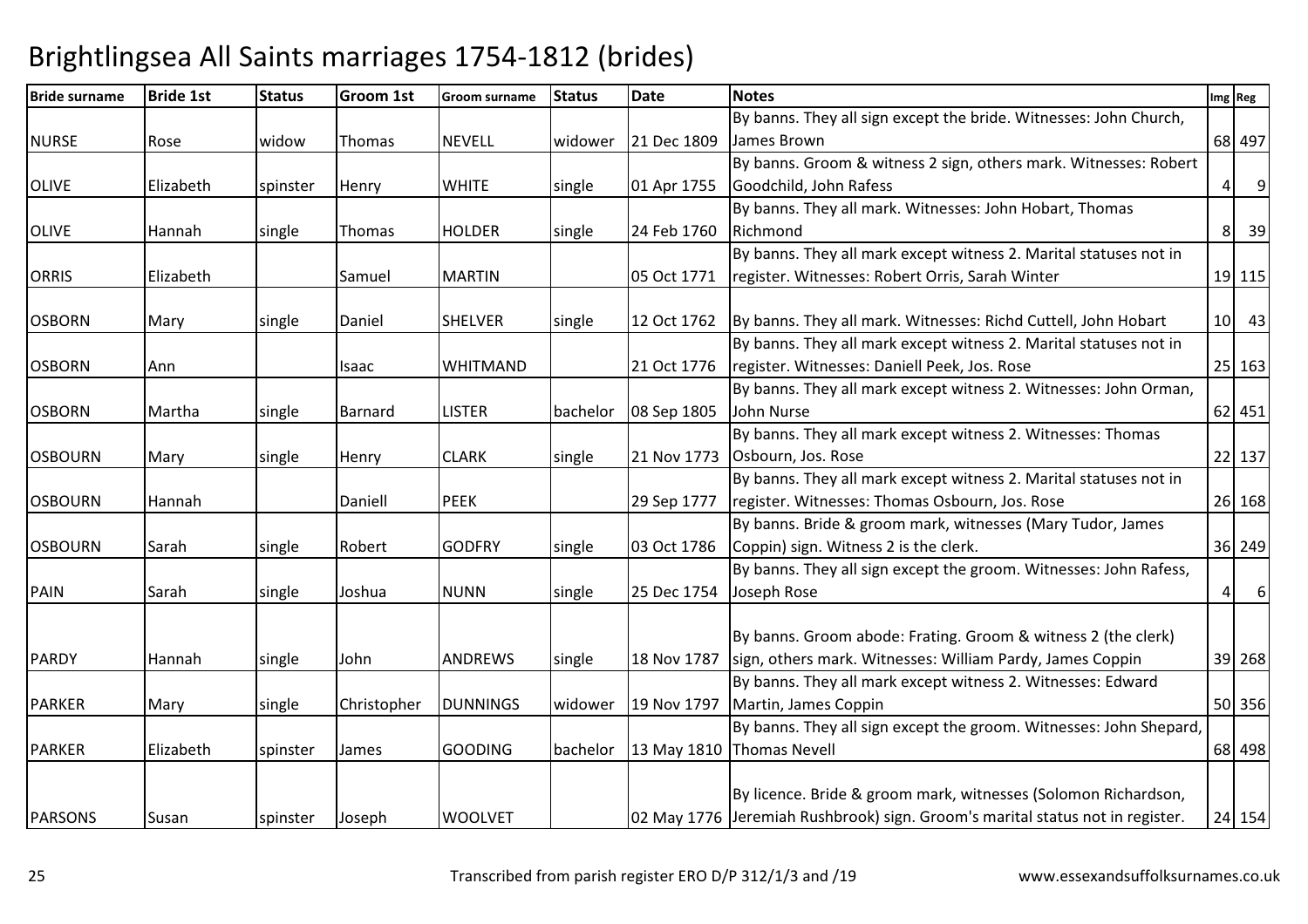# Brightlingsea All Saints marriages 1754-1812 (brides)

| Bride surname | Bride 1st | Status | Groom 1st | Groom surname | Status | Date | Notes | Img | Reg |
|---|---|---|---|---|---|---|---|---|---|
| NURSE | Rose | widow | Thomas | NEVELL | widower | 21 Dec 1809 | By banns. They all sign except the bride. Witnesses: John Church, James Brown | 68 | 497 |
| OLIVE | Elizabeth | spinster | Henry | WHITE | single | 01 Apr 1755 | By banns. Groom & witness 2 sign, others mark. Witnesses: Robert Goodchild, John Rafess | 4 | 9 |
| OLIVE | Hannah | single | Thomas | HOLDER | single | 24 Feb 1760 | By banns. They all mark. Witnesses: John Hobart, Thomas Richmond | 8 | 39 |
| ORRIS | Elizabeth | | Samuel | MARTIN | | 05 Oct 1771 | By banns. They all mark except witness 2. Marital statuses not in register. Witnesses: Robert Orris, Sarah Winter | 19 | 115 |
| OSBORN | Mary | single | Daniel | SHELVER | single | 12 Oct 1762 | By banns. They all mark. Witnesses: Richd Cuttell, John Hobart | 10 | 43 |
| OSBORN | Ann | | Isaac | WHITMAND | | 21 Oct 1776 | By banns. They all mark except witness 2. Marital statuses not in register. Witnesses: Daniell Peek, Jos. Rose | 25 | 163 |
| OSBORN | Martha | single | Barnard | LISTER | bachelor | 08 Sep 1805 | By banns. They all mark except witness 2. Witnesses: John Orman, John Nurse | 62 | 451 |
| OSBOURN | Mary | single | Henry | CLARK | single | 21 Nov 1773 | By banns. They all mark except witness 2. Witnesses: Thomas Osbourn, Jos. Rose | 22 | 137 |
| OSBOURN | Hannah | | Daniell | PEEK | | 29 Sep 1777 | By banns. They all mark except witness 2. Marital statuses not in register. Witnesses: Thomas Osbourn, Jos. Rose | 26 | 168 |
| OSBOURN | Sarah | single | Robert | GODFRY | single | 03 Oct 1786 | By banns. Bride & groom mark, witnesses (Mary Tudor, James Coppin) sign. Witness 2 is the clerk. | 36 | 249 |
| PAIN | Sarah | single | Joshua | NUNN | single | 25 Dec 1754 | By banns. They all sign except the groom. Witnesses: John Rafess, Joseph Rose | 4 | 6 |
| PARDY | Hannah | single | John | ANDREWS | single | 18 Nov 1787 | By banns. Groom abode: Frating. Groom & witness 2 (the clerk) sign, others mark. Witnesses: William Pardy, James Coppin | 39 | 268 |
| PARKER | Mary | single | Christopher | DUNNINGS | widower | 19 Nov 1797 | By banns. They all mark except witness 2. Witnesses: Edward Martin, James Coppin | 50 | 356 |
| PARKER | Elizabeth | spinster | James | GOODING | bachelor | 13 May 1810 | By banns. They all sign except the groom. Witnesses: John Shepard, Thomas Nevell | 68 | 498 |
| PARSONS | Susan | spinster | Joseph | WOOLVET | | 02 May 1776 | By licence. Bride & groom mark, witnesses (Solomon Richardson, Jeremiah Rushbrook) sign. Groom's marital status not in register. | 24 | 154 |

Transcribed from parish register ERO D/P 312/1/3 and /19 www.essexandsuffolksurnames.co.uk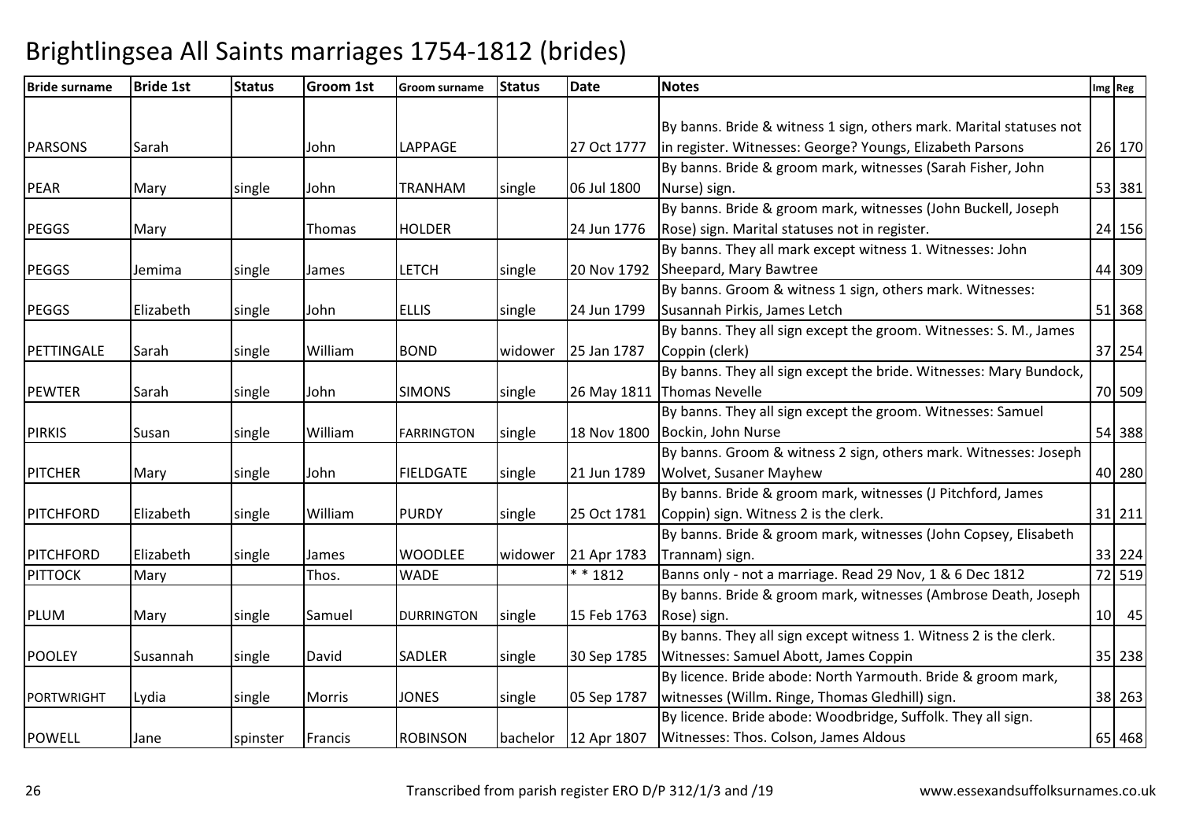# Brightlingsea All Saints marriages 1754-1812 (brides)

| Bride surname | Bride 1st | Status | Groom 1st | Groom surname | Status | Date | Notes | Img | Reg |
|---|---|---|---|---|---|---|---|---|---|
| PARSONS | Sarah | | John | LAPPAGE | | 27 Oct 1777 | By banns. Bride & witness 1 sign, others mark. Marital statuses not in register. Witnesses: George? Youngs, Elizabeth Parsons | 26 | 170 |
| PEAR | Mary | single | John | TRANHAM | single | 06 Jul 1800 | By banns. Bride & groom mark, witnesses (Sarah Fisher, John Nurse) sign. | 53 | 381 |
| PEGGS | Mary | | Thomas | HOLDER | | 24 Jun 1776 | By banns. Bride & groom mark, witnesses (John Buckell, Joseph Rose) sign. Marital statuses not in register. | 24 | 156 |
| PEGGS | Jemima | single | James | LETCH | single | 20 Nov 1792 | By banns. They all mark except witness 1. Witnesses: John Sheepard, Mary Bawtree | 44 | 309 |
| PEGGS | Elizabeth | single | John | ELLIS | single | 24 Jun 1799 | By banns. Groom & witness 1 sign, others mark. Witnesses: Susannah Pirkis, James Letch | 51 | 368 |
| PETTINGALE | Sarah | single | William | BOND | widower | 25 Jan 1787 | By banns. They all sign except the groom. Witnesses: S. M., James Coppin (clerk) | 37 | 254 |
| PEWTER | Sarah | single | John | SIMONS | single | 26 May 1811 | By banns. They all sign except the bride. Witnesses: Mary Bundock, Thomas Nevelle | 70 | 509 |
| PIRKIS | Susan | single | William | FARRINGTON | single | 18 Nov 1800 | By banns. They all sign except the groom. Witnesses: Samuel Bockin, John Nurse | 54 | 388 |
| PITCHER | Mary | single | John | FIELDGATE | single | 21 Jun 1789 | By banns. Groom & witness 2 sign, others mark. Witnesses: Joseph Wolvet, Susaner Mayhew | 40 | 280 |
| PITCHFORD | Elizabeth | single | William | PURDY | single | 25 Oct 1781 | By banns. Bride & groom mark, witnesses (J Pitchford, James Coppin) sign. Witness 2 is the clerk. | 31 | 211 |
| PITCHFORD | Elizabeth | single | James | WOODLEE | widower | 21 Apr 1783 | By banns. Bride & groom mark, witnesses (John Copsey, Elisabeth Trannam) sign. | 33 | 224 |
| PITTOCK | Mary | | Thos. | WADE | | * * 1812 | Banns only - not a marriage. Read 29 Nov, 1 & 6 Dec 1812 | 72 | 519 |
| PLUM | Mary | single | Samuel | DURRINGTON | single | 15 Feb 1763 | By banns. Bride & groom mark, witnesses (Ambrose Death, Joseph Rose) sign. | 10 | 45 |
| POOLEY | Susannah | single | David | SADLER | single | 30 Sep 1785 | By banns. They all sign except witness 1. Witness 2 is the clerk. Witnesses: Samuel Abott, James Coppin | 35 | 238 |
| PORTWRIGHT | Lydia | single | Morris | JONES | single | 05 Sep 1787 | By licence. Bride abode: North Yarmouth. Bride & groom mark, witnesses (Willm. Ringe, Thomas Gledhill) sign. | 38 | 263 |
| POWELL | Jane | spinster | Francis | ROBINSON | bachelor | 12 Apr 1807 | By licence. Bride abode: Woodbridge, Suffolk. They all sign. Witnesses: Thos. Colson, James Aldous | 65 | 468 |

Transcribed from parish register ERO D/P 312/1/3 and /19 www.essexandsuffolksurnames.co.uk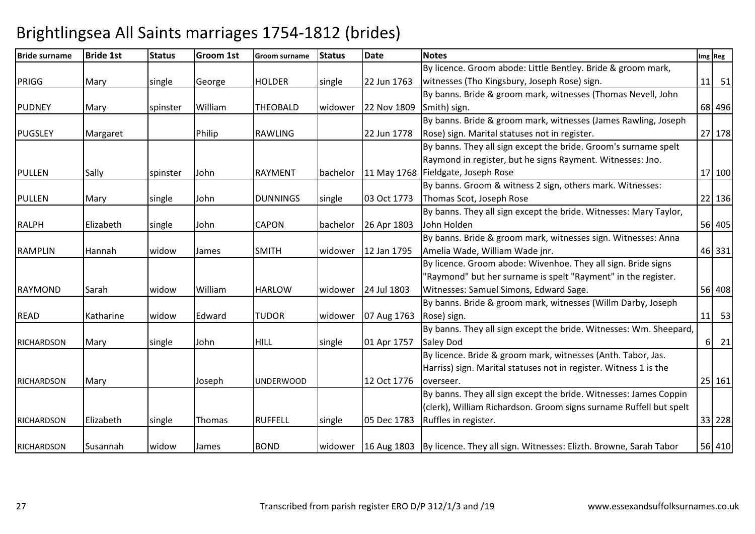# Brightlingsea All Saints marriages 1754-1812 (brides)

| Bride surname | Bride 1st | Status | Groom 1st | Groom surname | Status | Date | Notes | Img | Reg |
|---|---|---|---|---|---|---|---|---|---|
| PRIGG | Mary | single | George | HOLDER | single | 22 Jun 1763 | By licence. Groom abode: Little Bentley. Bride & groom mark, witnesses (Tho Kingsbury, Joseph Rose) sign. | 11 | 51 |
| PUDNEY | Mary | spinster | William | THEOBALD | widower | 22 Nov 1809 | By banns. Bride & groom mark, witnesses (Thomas Nevell, John Smith) sign. | 68 | 496 |
| PUGSLEY | Margaret | | Philip | RAWLING | | 22 Jun 1778 | By banns. Bride & groom mark, witnesses (James Rawling, Joseph Rose) sign. Marital statuses not in register. | 27 | 178 |
| PULLEN | Sally | spinster | John | RAYMENT | bachelor | 11 May 1768 | By banns. They all sign except the bride. Groom's surname spelt Raymond in register, but he signs Rayment. Witnesses: Jno. Fieldgate, Joseph Rose | 17 | 100 |
| PULLEN | Mary | single | John | DUNNINGS | single | 03 Oct 1773 | By banns. Groom & witness 2 sign, others mark. Witnesses: Thomas Scot, Joseph Rose | 22 | 136 |
| RALPH | Elizabeth | single | John | CAPON | bachelor | 26 Apr 1803 | By banns. They all sign except the bride. Witnesses: Mary Taylor, John Holden | 56 | 405 |
| RAMPLIN | Hannah | widow | James | SMITH | widower | 12 Jan 1795 | By banns. Bride & groom mark, witnesses sign. Witnesses: Anna Amelia Wade, William Wade jnr. | 46 | 331 |
| RAYMOND | Sarah | widow | William | HARLOW | widower | 24 Jul 1803 | By licence. Groom abode: Wivenhoe. They all sign. Bride signs "Raymond" but her surname is spelt "Rayment" in the register. Witnesses: Samuel Simons, Edward Sage. | 56 | 408 |
| READ | Katharine | widow | Edward | TUDOR | widower | 07 Aug 1763 | By banns. Bride & groom mark, witnesses (Willm Darby, Joseph Rose) sign. | 11 | 53 |
| RICHARDSON | Mary | single | John | HILL | single | 01 Apr 1757 | By banns. They all sign except the bride. Witnesses: Wm. Sheepard, Saley Dod | 6 | 21 |
| RICHARDSON | Mary | | Joseph | UNDERWOOD | | 12 Oct 1776 | By licence. Bride & groom mark, witnesses (Anth. Tabor, Jas. Harriss) sign. Marital statuses not in register. Witness 1 is the overseer. | 25 | 161 |
| RICHARDSON | Elizabeth | single | Thomas | RUFFELL | single | 05 Dec 1783 | By banns. They all sign except the bride. Witnesses: James Coppin (clerk), William Richardson. Groom signs surname Ruffell but spelt Ruffles in register. | 33 | 228 |
| RICHARDSON | Susannah | widow | James | BOND | widower | 16 Aug 1803 | By licence. They all sign. Witnesses: Elizth. Browne, Sarah Tabor | 56 | 410 |

Transcribed from parish register ERO D/P 312/1/3 and /19 www.essexandsuffolksurnames.co.uk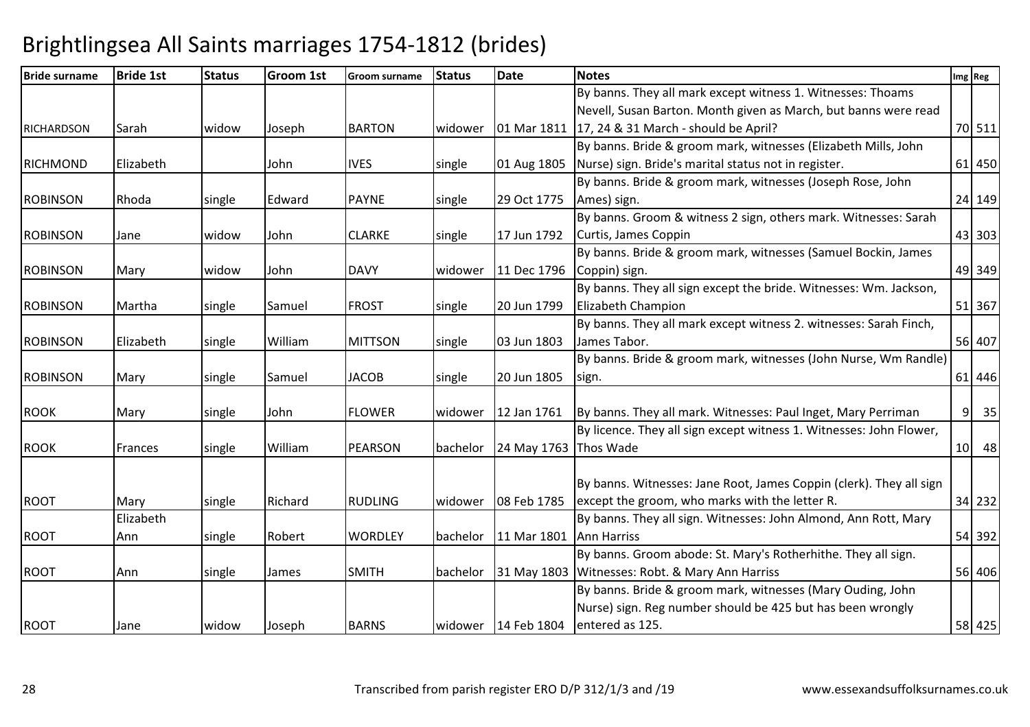# Brightlingsea All Saints marriages 1754-1812 (brides)

| Bride surname | Bride 1st | Status | Groom 1st | Groom surname | Status | Date | Notes | Img | Reg |
|---|---|---|---|---|---|---|---|---|---|
| RICHARDSON | Sarah | widow | Joseph | BARTON | widower | 01 Mar 1811 | By banns. They all mark except witness 1. Witnesses: Thoams Nevell, Susan Barton. Month given as March, but banns were read 17, 24 & 31 March - should be April? | 70 | 511 |
| RICHMOND | Elizabeth | | John | IVES | single | 01 Aug 1805 | By banns. Bride & groom mark, witnesses (Elizabeth Mills, John Nurse) sign. Bride's marital status not in register. | 61 | 450 |
| ROBINSON | Rhoda | single | Edward | PAYNE | single | 29 Oct 1775 | By banns. Bride & groom mark, witnesses (Joseph Rose, John Ames) sign. | 24 | 149 |
| ROBINSON | Jane | widow | John | CLARKE | single | 17 Jun 1792 | By banns. Groom & witness 2 sign, others mark. Witnesses: Sarah Curtis, James Coppin | 43 | 303 |
| ROBINSON | Mary | widow | John | DAVY | widower | 11 Dec 1796 | By banns. Bride & groom mark, witnesses (Samuel Bockin, James Coppin) sign. | 49 | 349 |
| ROBINSON | Martha | single | Samuel | FROST | single | 20 Jun 1799 | By banns. They all sign except the bride. Witnesses: Wm. Jackson, Elizabeth Champion | 51 | 367 |
| ROBINSON | Elizabeth | single | William | MITTSON | single | 03 Jun 1803 | By banns. They all mark except witness 2. witnesses: Sarah Finch, James Tabor. | 56 | 407 |
| ROBINSON | Mary | single | Samuel | JACOB | single | 20 Jun 1805 | By banns. Bride & groom mark, witnesses (John Nurse, Wm Randle) sign. | 61 | 446 |
| ROOK | Mary | single | John | FLOWER | widower | 12 Jan 1761 | By banns. They all mark. Witnesses: Paul Inget, Mary Perriman | 9 | 35 |
| ROOK | Frances | single | William | PEARSON | bachelor | 24 May 1763 | By licence. They all sign except witness 1. Witnesses: John Flower, Thos Wade | 10 | 48 |
| ROOT | Mary | single | Richard | RUDLING | widower | 08 Feb 1785 | By banns. Witnesses: Jane Root, James Coppin (clerk). They all sign except the groom, who marks with the letter R. | 34 | 232 |
| ROOT | Elizabeth Ann | single | Robert | WORDLEY | bachelor | 11 Mar 1801 | By banns. They all sign. Witnesses: John Almond, Ann Rott, Mary Ann Harriss | 54 | 392 |
| ROOT | Ann | single | James | SMITH | bachelor | 31 May 1803 | By banns. Groom abode: St. Mary's Rotherhithe. They all sign. Witnesses: Robt. & Mary Ann Harriss | 56 | 406 |
| ROOT | Jane | widow | Joseph | BARNS | widower | 14 Feb 1804 | By banns. Bride & groom mark, witnesses (Mary Ouding, John Nurse) sign. Reg number should be 425 but has been wrongly entered as 125. | 58 | 425 |

Transcribed from parish register ERO D/P 312/1/3 and /19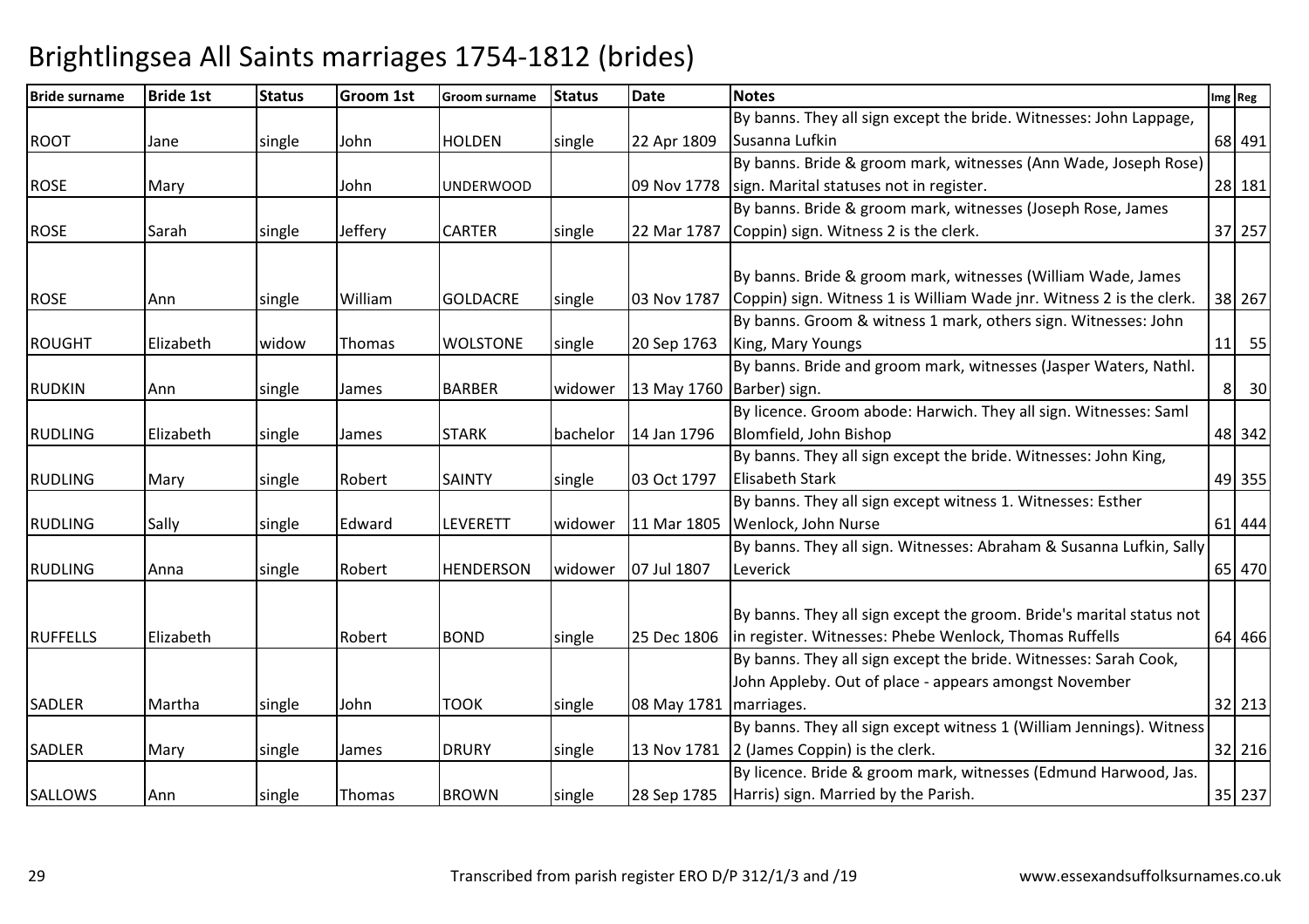# Brightlingsea All Saints marriages 1754-1812 (brides)

| Bride surname | Bride 1st | Status | Groom 1st | Groom surname | Status | Date | Notes | Img | Reg |
|---|---|---|---|---|---|---|---|---|---|
| ROOT | Jane | single | John | HOLDEN | single | 22 Apr 1809 | By banns. They all sign except the bride. Witnesses: John Lappage, Susanna Lufkin | 68 | 491 |
| ROSE | Mary | | John | UNDERWOOD | | 09 Nov 1778 | By banns. Bride & groom mark, witnesses (Ann Wade, Joseph Rose) sign. Marital statuses not in register. | 28 | 181 |
| ROSE | Sarah | single | Jeffery | CARTER | single | 22 Mar 1787 | By banns. Bride & groom mark, witnesses (Joseph Rose, James Coppin) sign. Witness 2 is the clerk. | 37 | 257 |
| ROSE | Ann | single | William | GOLDACRE | single | 03 Nov 1787 | By banns. Bride & groom mark, witnesses (William Wade, James Coppin) sign. Witness 1 is William Wade jnr. Witness 2 is the clerk. | 38 | 267 |
| ROUGHT | Elizabeth | widow | Thomas | WOLSTONE | single | 20 Sep 1763 | By banns. Groom & witness 1 mark, others sign. Witnesses: John King, Mary Youngs | 11 | 55 |
| RUDKIN | Ann | single | James | BARBER | widower | 13 May 1760 | By banns. Bride and groom mark, witnesses (Jasper Waters, Nathl. Barber) sign. | 8 | 30 |
| RUDLING | Elizabeth | single | James | STARK | bachelor | 14 Jan 1796 | By licence. Groom abode: Harwich. They all sign. Witnesses: Saml Blomfield, John Bishop | 48 | 342 |
| RUDLING | Mary | single | Robert | SAINTY | single | 03 Oct 1797 | By banns. They all sign except the bride. Witnesses: John King, Elisabeth Stark | 49 | 355 |
| RUDLING | Sally | single | Edward | LEVERETT | widower | 11 Mar 1805 | By banns. They all sign except witness 1. Witnesses: Esther Wenlock, John Nurse | 61 | 444 |
| RUDLING | Anna | single | Robert | HENDERSON | widower | 07 Jul 1807 | By banns. They all sign. Witnesses: Abraham & Susanna Lufkin, Sally Leverick | 65 | 470 |
| RUFFELLS | Elizabeth | | Robert | BOND | single | 25 Dec 1806 | By banns. They all sign except the groom. Bride's marital status not in register. Witnesses: Phebe Wenlock, Thomas Ruffells | 64 | 466 |
| SADLER | Martha | single | John | TOOK | single | 08 May 1781 | By banns. They all sign except the bride. Witnesses: Sarah Cook, John Appleby. Out of place - appears amongst November marriages. | 32 | 213 |
| SADLER | Mary | single | James | DRURY | single | 13 Nov 1781 | By banns. They all sign except witness 1 (William Jennings). Witness 2 (James Coppin) is the clerk. | 32 | 216 |
| SALLOWS | Ann | single | Thomas | BROWN | single | 28 Sep 1785 | By licence. Bride & groom mark, witnesses (Edmund Harwood, Jas. Harris) sign. Married by the Parish. | 35 | 237 |

Transcribed from parish register ERO D/P 312/1/3 and /19

www.essexandsuffolksurnames.co.uk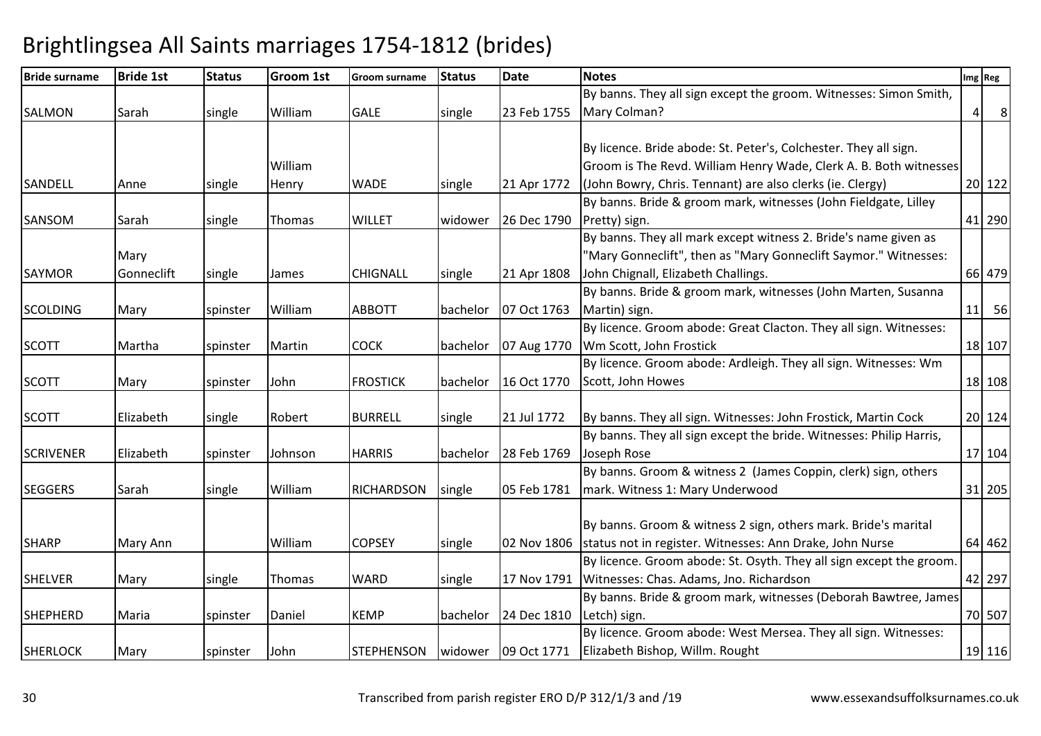# Brightlingsea All Saints marriages 1754-1812 (brides)

| Bride surname | Bride 1st | Status | Groom 1st | Groom surname | Status | Date | Notes | Img | Reg |
|---|---|---|---|---|---|---|---|---|---|
| SALMON | Sarah | single | William | GALE | single | 23 Feb 1755 | By banns. They all sign except the groom. Witnesses: Simon Smith, Mary Colman? | 4 | 8 |
| SANDELL | Anne | single | William Henry | WADE | single | 21 Apr 1772 | By licence. Bride abode: St. Peter's, Colchester. They all sign. Groom is The Revd. William Henry Wade, Clerk A. B. Both witnesses (John Bowry, Chris. Tennant) are also clerks (ie. Clergy) | 20 | 122 |
| SANSOM | Sarah | single | Thomas | WILLET | widower | 26 Dec 1790 | By banns. Bride & groom mark, witnesses (John Fieldgate, Lilley Pretty) sign. | 41 | 290 |
| SAYMOR | Mary Gonneclift | single | James | CHIGNALL | single | 21 Apr 1808 | By banns. They all mark except witness 2. Bride's name given as "Mary Gonneclift", then as "Mary Gonneclift Saymor." Witnesses: John Chignall, Elizabeth Challings. | 66 | 479 |
| SCOLDING | Mary | spinster | William | ABBOTT | bachelor | 07 Oct 1763 | By banns. Bride & groom mark, witnesses (John Marten, Susanna Martin) sign. | 11 | 56 |
| SCOTT | Martha | spinster | Martin | COCK | bachelor | 07 Aug 1770 | By licence. Groom abode: Great Clacton. They all sign. Witnesses: Wm Scott, John Frostick | 18 | 107 |
| SCOTT | Mary | spinster | John | FROSTICK | bachelor | 16 Oct 1770 | By licence. Groom abode: Ardleigh. They all sign. Witnesses: Wm Scott, John Howes | 18 | 108 |
| SCOTT | Elizabeth | single | Robert | BURRELL | single | 21 Jul 1772 | By banns. They all sign. Witnesses: John Frostick, Martin Cock | 20 | 124 |
| SCRIVENER | Elizabeth | spinster | Johnson | HARRIS | bachelor | 28 Feb 1769 | By banns. They all sign except the bride. Witnesses: Philip Harris, Joseph Rose | 17 | 104 |
| SEGGERS | Sarah | single | William | RICHARDSON | single | 05 Feb 1781 | By banns. Groom & witness 2 (James Coppin, clerk) sign, others mark. Witness 1: Mary Underwood | 31 | 205 |
| SHARP | Mary Ann | | William | COPSEY | single | 02 Nov 1806 | By banns. Groom & witness 2 sign, others mark. Bride's marital status not in register. Witnesses: Ann Drake, John Nurse | 64 | 462 |
| SHELVER | Mary | single | Thomas | WARD | single | 17 Nov 1791 | By licence. Groom abode: St. Osyth. They all sign except the groom. Witnesses: Chas. Adams, Jno. Richardson | 42 | 297 |
| SHEPHERD | Maria | spinster | Daniel | KEMP | bachelor | 24 Dec 1810 | By banns. Bride & groom mark, witnesses (Deborah Bawtree, James Letch) sign. | 70 | 507 |
| SHERLOCK | Mary | spinster | John | STEPHENSON | widower | 09 Oct 1771 | By licence. Groom abode: West Mersea. They all sign. Witnesses: Elizabeth Bishop, Willm. Rought | 19 | 116 |

Transcribed from parish register ERO D/P 312/1/3 and /19 www.essexandsuffolksurnames.co.uk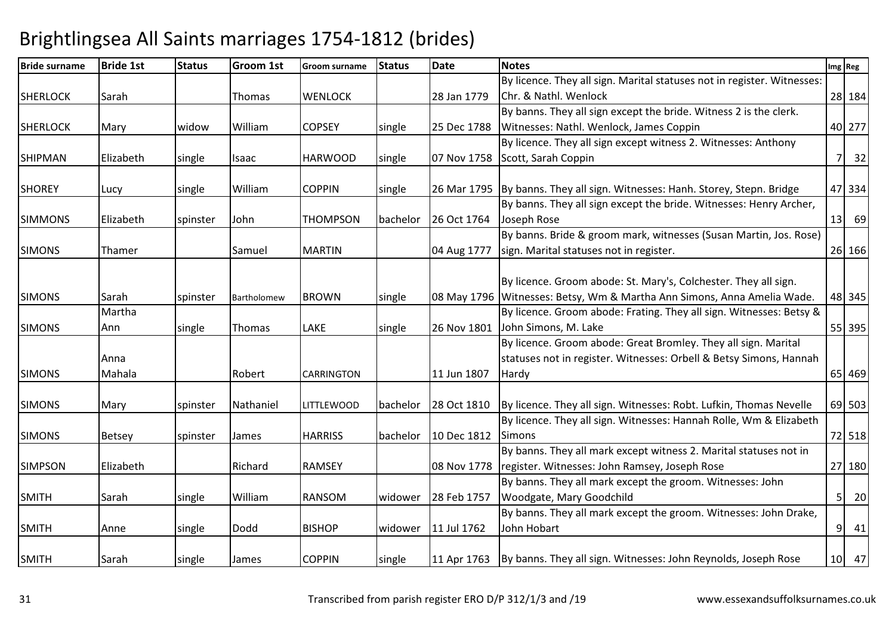# Brightlingsea All Saints marriages 1754-1812 (brides)

| Bride surname | Bride 1st | Status | Groom 1st | Groom surname | Status | Date | Notes | Img | Reg |
|---|---|---|---|---|---|---|---|---|---|
| SHERLOCK | Sarah | | Thomas | WENLOCK | | 28 Jan 1779 | By licence. They all sign. Marital statuses not in register. Witnesses: Chr. & Nathl. Wenlock | 28 | 184 |
| SHERLOCK | Mary | widow | William | COPSEY | single | 25 Dec 1788 | By banns. They all sign except the bride. Witness 2 is the clerk. Witnesses: Nathl. Wenlock, James Coppin | 40 | 277 |
| SHIPMAN | Elizabeth | single | Isaac | HARWOOD | single | 07 Nov 1758 | By licence. They all sign except witness 2. Witnesses: Anthony Scott, Sarah Coppin | 7 | 32 |
| SHOREY | Lucy | single | William | COPPIN | single | 26 Mar 1795 | By banns. They all sign. Witnesses: Hanh. Storey, Stepn. Bridge | 47 | 334 |
| SIMMONS | Elizabeth | spinster | John | THOMPSON | bachelor | 26 Oct 1764 | By banns. They all sign except the bride. Witnesses: Henry Archer, Joseph Rose | 13 | 69 |
| SIMONS | Thamer | | Samuel | MARTIN | | 04 Aug 1777 | By banns. Bride & groom mark, witnesses (Susan Martin, Jos. Rose) sign. Marital statuses not in register. | 26 | 166 |
| SIMONS | Sarah | spinster | Bartholomew | BROWN | single | 08 May 1796 | By licence. Groom abode: St. Mary's, Colchester. They all sign. Witnesses: Betsy, Wm & Martha Ann Simons, Anna Amelia Wade. | 48 | 345 |
| SIMONS | Martha Ann | single | Thomas | LAKE | single | 26 Nov 1801 | By licence. Groom abode: Frating. They all sign. Witnesses: Betsy & John Simons, M. Lake | 55 | 395 |
| SIMONS | Anna Mahala | | Robert | CARRINGTON | | 11 Jun 1807 | By licence. Groom abode: Great Bromley. They all sign. Marital statuses not in register. Witnesses: Orbell & Betsy Simons, Hannah Hardy | 65 | 469 |
| SIMONS | Mary | spinster | Nathaniel | LITTLEWOOD | bachelor | 28 Oct 1810 | By licence. They all sign. Witnesses: Robt. Lufkin, Thomas Nevelle | 69 | 503 |
| SIMONS | Betsey | spinster | James | HARRISS | bachelor | 10 Dec 1812 | By licence. They all sign. Witnesses: Hannah Rolle, Wm & Elizabeth Simons | 72 | 518 |
| SIMPSON | Elizabeth | | Richard | RAMSEY | | 08 Nov 1778 | By banns. They all mark except witness 2. Marital statuses not in register. Witnesses: John Ramsey, Joseph Rose | 27 | 180 |
| SMITH | Sarah | single | William | RANSOM | widower | 28 Feb 1757 | By banns. They all mark except the groom. Witnesses: John Woodgate, Mary Goodchild | 5 | 20 |
| SMITH | Anne | single | Dodd | BISHOP | widower | 11 Jul 1762 | By banns. They all mark except the groom. Witnesses: John Drake, John Hobart | 9 | 41 |
| SMITH | Sarah | single | James | COPPIN | single | 11 Apr 1763 | By banns. They all sign. Witnesses: John Reynolds, Joseph Rose | 10 | 47 |

Transcribed from parish register ERO D/P 312/1/3 and /19 www.essexandsuffolksurnames.co.uk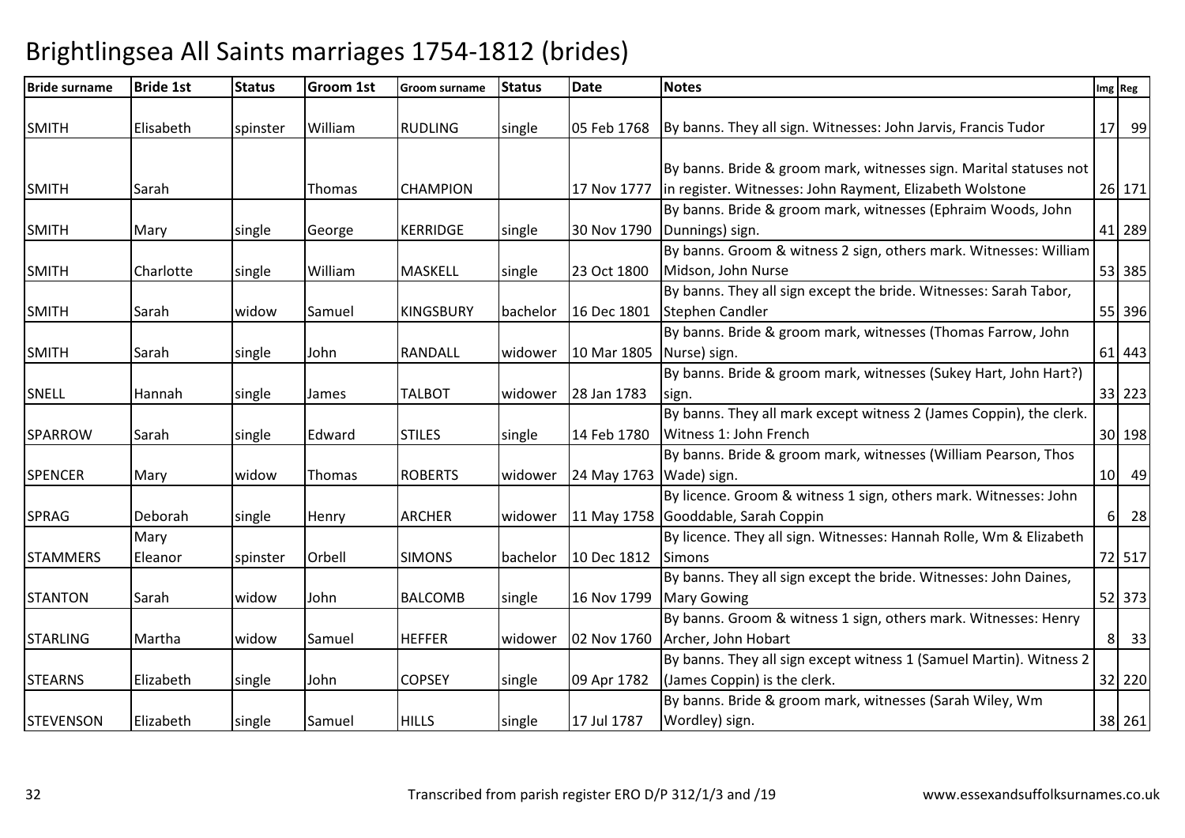# Brightlingsea All Saints marriages 1754-1812 (brides)

| Bride surname | Bride 1st | Status | Groom 1st | Groom surname | Status | Date | Notes | Img | Reg |
|---|---|---|---|---|---|---|---|---|---|
| SMITH | Elisabeth | spinster | William | RUDLING | single | 05 Feb 1768 | By banns. They all sign. Witnesses: John Jarvis, Francis Tudor | 17 | 99 |
| SMITH | Sarah | | Thomas | CHAMPION | | 17 Nov 1777 | By banns. Bride & groom mark, witnesses sign. Marital statuses not in register. Witnesses: John Rayment, Elizabeth Wolstone | 26 | 171 |
| SMITH | Mary | single | George | KERRIDGE | single | 30 Nov 1790 | By banns. Bride & groom mark, witnesses (Ephraim Woods, John Dunnings) sign. | 41 | 289 |
| SMITH | Charlotte | single | William | MASKELL | single | 23 Oct 1800 | By banns. Groom & witness 2 sign, others mark. Witnesses: William Midson, John Nurse | 53 | 385 |
| SMITH | Sarah | widow | Samuel | KINGSBURY | bachelor | 16 Dec 1801 | By banns. They all sign except the bride. Witnesses: Sarah Tabor, Stephen Candler | 55 | 396 |
| SMITH | Sarah | single | John | RANDALL | widower | 10 Mar 1805 | By banns. Bride & groom mark, witnesses (Thomas Farrow, John Nurse) sign. | 61 | 443 |
| SNELL | Hannah | single | James | TALBOT | widower | 28 Jan 1783 | By banns. Bride & groom mark, witnesses (Sukey Hart, John Hart?) sign. | 33 | 223 |
| SPARROW | Sarah | single | Edward | STILES | single | 14 Feb 1780 | By banns. They all mark except witness 2 (James Coppin), the clerk. Witness 1: John French | 30 | 198 |
| SPENCER | Mary | widow | Thomas | ROBERTS | widower | 24 May 1763 | By banns. Bride & groom mark, witnesses (William Pearson, Thos Wade) sign. | 10 | 49 |
| SPRAG | Deborah | single | Henry | ARCHER | widower | 11 May 1758 | By licence. Groom & witness 1 sign, others mark. Witnesses: John Gooddable, Sarah Coppin | 6 | 28 |
| STAMMERS | Mary Eleanor | spinster | Orbell | SIMONS | bachelor | 10 Dec 1812 | By licence. They all sign. Witnesses: Hannah Rolle, Wm & Elizabeth Simons | 72 | 517 |
| STANTON | Sarah | widow | John | BALCOMB | single | 16 Nov 1799 | By banns. They all sign except the bride. Witnesses: John Daines, Mary Gowing | 52 | 373 |
| STARLING | Martha | widow | Samuel | HEFFER | widower | 02 Nov 1760 | By banns. Groom & witness 1 sign, others mark. Witnesses: Henry Archer, John Hobart | 8 | 33 |
| STEARNS | Elizabeth | single | John | COPSEY | single | 09 Apr 1782 | By banns. They all sign except witness 1 (Samuel Martin). Witness 2 (James Coppin) is the clerk. | 32 | 220 |
| STEVENSON | Elizabeth | single | Samuel | HILLS | single | 17 Jul 1787 | By banns. Bride & groom mark, witnesses (Sarah Wiley, Wm Wordley) sign. | 38 | 261 |

Transcribed from parish register ERO D/P 312/1/3 and /19 www.essexandsuffolksurnames.co.uk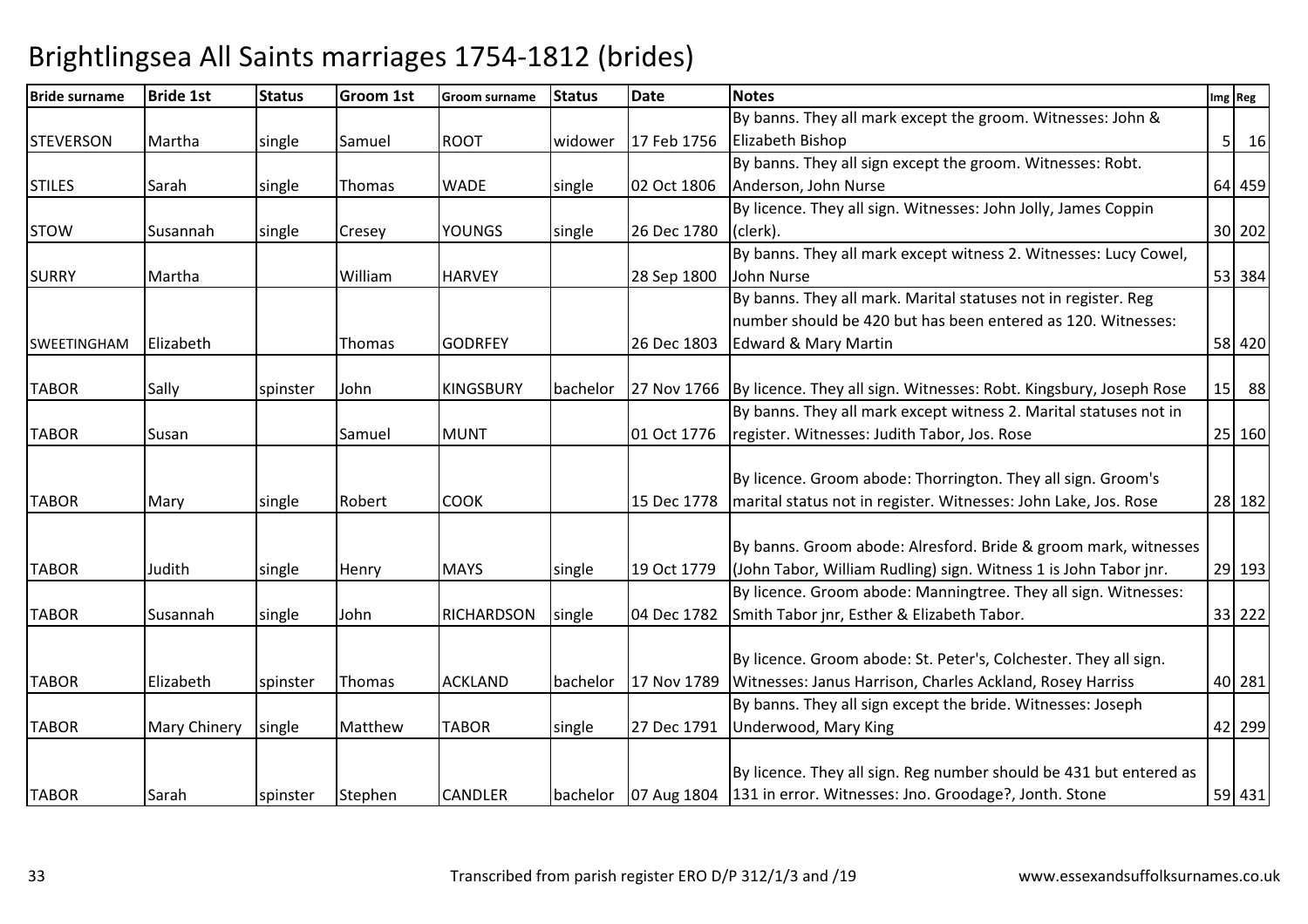# Brightlingsea All Saints marriages 1754-1812 (brides)

| Bride surname | Bride 1st | Status | Groom 1st | Groom surname | Status | Date | Notes | Img | Reg |
|---|---|---|---|---|---|---|---|---|---|
| STEVERSON | Martha | single | Samuel | ROOT | widower | 17 Feb 1756 | By banns. They all mark except the groom. Witnesses: John & Elizabeth Bishop | 5 | 16 |
| STILES | Sarah | single | Thomas | WADE | single | 02 Oct 1806 | By banns. They all sign except the groom. Witnesses: Robt. Anderson, John Nurse | 64 | 459 |
| STOW | Susannah | single | Cresey | YOUNGS | single | 26 Dec 1780 | By licence. They all sign. Witnesses: John Jolly, James Coppin (clerk). | 30 | 202 |
| SURRY | Martha | | William | HARVEY | | 28 Sep 1800 | By banns. They all mark except witness 2. Witnesses: Lucy Cowel, John Nurse | 53 | 384 |
| SWEETINGHAM | Elizabeth | | Thomas | GODRFEY | | 26 Dec 1803 | By banns. They all mark. Marital statuses not in register. Reg number should be 420 but has been entered as 120. Witnesses: Edward & Mary Martin | 58 | 420 |
| TABOR | Sally | spinster | John | KINGSBURY | bachelor | 27 Nov 1766 | By licence. They all sign. Witnesses: Robt. Kingsbury, Joseph Rose | 15 | 88 |
| TABOR | Susan | | Samuel | MUNT | | 01 Oct 1776 | By banns. They all mark except witness 2. Marital statuses not in register. Witnesses: Judith Tabor, Jos. Rose | 25 | 160 |
| TABOR | Mary | single | Robert | COOK | | 15 Dec 1778 | By licence. Groom abode: Thorrington. They all sign. Groom's marital status not in register. Witnesses: John Lake, Jos. Rose | 28 | 182 |
| TABOR | Judith | single | Henry | MAYS | single | 19 Oct 1779 | By banns. Groom abode: Alresford. Bride & groom mark, witnesses (John Tabor, William Rudling) sign. Witness 1 is John Tabor jnr. | 29 | 193 |
| TABOR | Susannah | single | John | RICHARDSON | single | 04 Dec 1782 | By licence. Groom abode: Manningtree. They all sign. Witnesses: Smith Tabor jnr, Esther & Elizabeth Tabor. | 33 | 222 |
| TABOR | Elizabeth | spinster | Thomas | ACKLAND | bachelor | 17 Nov 1789 | By licence. Groom abode: St. Peter's, Colchester. They all sign. Witnesses: Janus Harrison, Charles Ackland, Rosey Harriss | 40 | 281 |
| TABOR | Mary Chinery | single | Matthew | TABOR | single | 27 Dec 1791 | By banns. They all sign except the bride. Witnesses: Joseph Underwood, Mary King | 42 | 299 |
| TABOR | Sarah | spinster | Stephen | CANDLER | bachelor | 07 Aug 1804 | By licence. They all sign. Reg number should be 431 but entered as 131 in error. Witnesses: Jno. Groodage?, Jonth. Stone | 59 | 431 |

Transcribed from parish register ERO D/P 312/1/3 and /19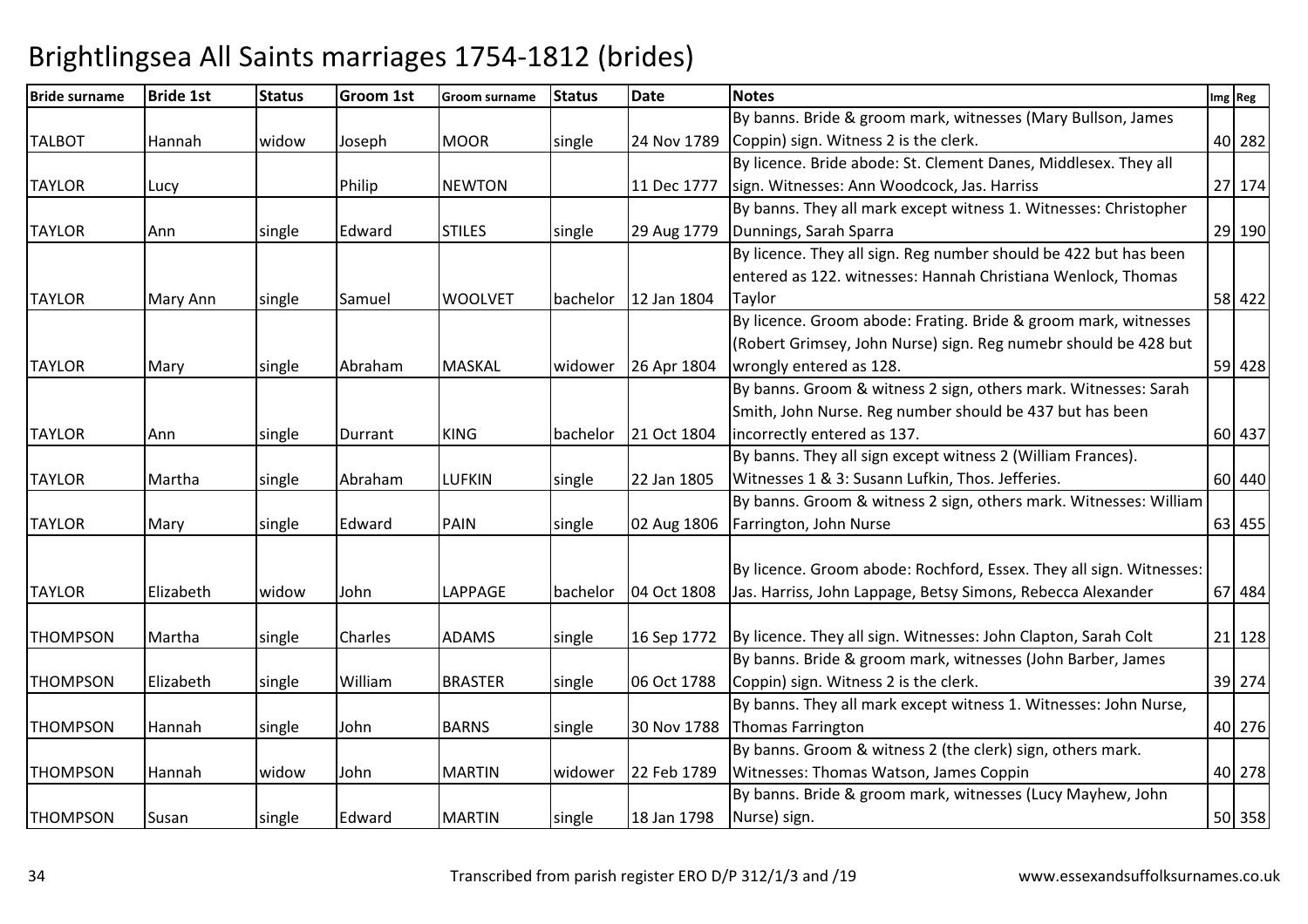# Brightlingsea All Saints marriages 1754-1812 (brides)

| Bride surname | Bride 1st | Status | Groom 1st | Groom surname | Status | Date | Notes | Img | Reg |
|---|---|---|---|---|---|---|---|---|---|
| TALBOT | Hannah | widow | Joseph | MOOR | single | 24 Nov 1789 | By banns. Bride & groom mark, witnesses (Mary Bullson, James Coppin) sign. Witness 2 is the clerk. | 40 | 282 |
| TAYLOR | Lucy | | Philip | NEWTON | | 11 Dec 1777 | By licence. Bride abode: St. Clement Danes, Middlesex. They all sign. Witnesses: Ann Woodcock, Jas. Harriss | 27 | 174 |
| TAYLOR | Ann | single | Edward | STILES | single | 29 Aug 1779 | By banns. They all mark except witness 1. Witnesses: Christopher Dunnings, Sarah Sparra | 29 | 190 |
| TAYLOR | Mary Ann | single | Samuel | WOOLVET | bachelor | 12 Jan 1804 | By licence. They all sign. Reg number should be 422 but has been entered as 122. witnesses: Hannah Christiana Wenlock, Thomas Taylor | 58 | 422 |
| TAYLOR | Mary | single | Abraham | MASKAL | widower | 26 Apr 1804 | By licence. Groom abode: Frating. Bride & groom mark, witnesses (Robert Grimsey, John Nurse) sign. Reg numebr should be 428 but wrongly entered as 128. | 59 | 428 |
| TAYLOR | Ann | single | Durrant | KING | bachelor | 21 Oct 1804 | By banns. Groom & witness 2 sign, others mark. Witnesses: Sarah Smith, John Nurse. Reg number should be 437 but has been incorrectly entered as 137. | 60 | 437 |
| TAYLOR | Martha | single | Abraham | LUFKIN | single | 22 Jan 1805 | By banns. They all sign except witness 2 (William Frances). Witnesses 1 & 3: Susann Lufkin, Thos. Jefferies. | 60 | 440 |
| TAYLOR | Mary | single | Edward | PAIN | single | 02 Aug 1806 | By banns. Groom & witness 2 sign, others mark. Witnesses: William Farrington, John Nurse | 63 | 455 |
| TAYLOR | Elizabeth | widow | John | LAPPAGE | bachelor | 04 Oct 1808 | By licence. Groom abode: Rochford, Essex. They all sign. Witnesses: Jas. Harriss, John Lappage, Betsy Simons, Rebecca Alexander | 67 | 484 |
| THOMPSON | Martha | single | Charles | ADAMS | single | 16 Sep 1772 | By licence. They all sign. Witnesses: John Clapton, Sarah Colt | 21 | 128 |
| THOMPSON | Elizabeth | single | William | BRASTER | single | 06 Oct 1788 | By banns. Bride & groom mark, witnesses (John Barber, James Coppin) sign. Witness 2 is the clerk. | 39 | 274 |
| THOMPSON | Hannah | single | John | BARNS | single | 30 Nov 1788 | By banns. They all mark except witness 1. Witnesses: John Nurse, Thomas Farrington | 40 | 276 |
| THOMPSON | Hannah | widow | John | MARTIN | widower | 22 Feb 1789 | By banns. Groom & witness 2 (the clerk) sign, others mark. Witnesses: Thomas Watson, James Coppin | 40 | 278 |
| THOMPSON | Susan | single | Edward | MARTIN | single | 18 Jan 1798 | By banns. Bride & groom mark, witnesses (Lucy Mayhew, John Nurse) sign. | 50 | 358 |

Transcribed from parish register ERO D/P 312/1/3 and /19 www.essexandsuffolksurnames.co.uk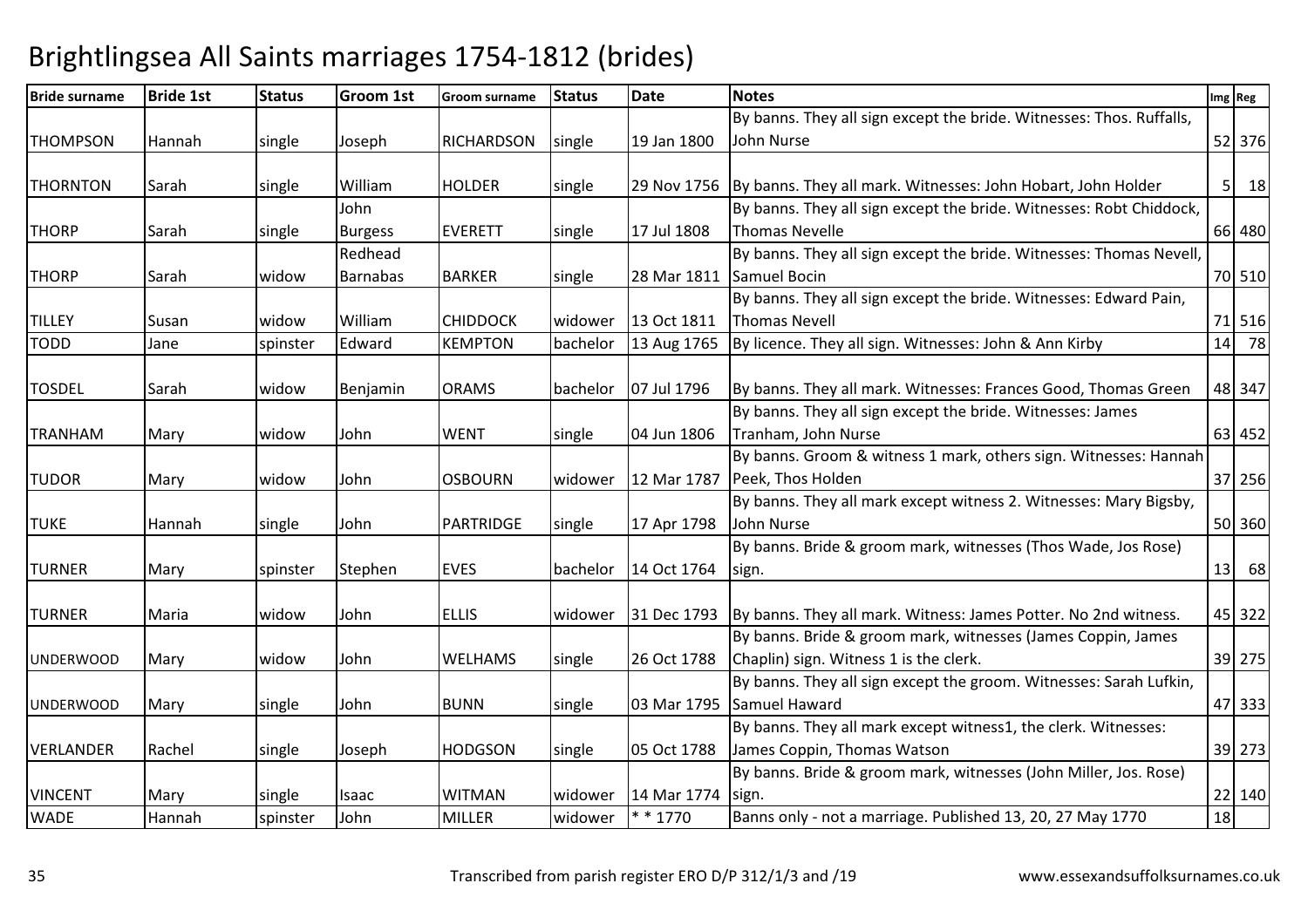# Brightlingsea All Saints marriages 1754-1812 (brides)

| Bride surname | Bride 1st | Status | Groom 1st | Groom surname | Status | Date | Notes | Img | Reg |
|---|---|---|---|---|---|---|---|---|---|
| THOMPSON | Hannah | single | Joseph | RICHARDSON | single | 19 Jan 1800 | By banns. They all sign except the bride. Witnesses: Thos. Ruffalls, John Nurse | 52 | 376 |
| THORNTON | Sarah | single | William | HOLDER | single | 29 Nov 1756 | By banns. They all mark. Witnesses: John Hobart, John Holder | 5 | 18 |
| THORP | Sarah | single | John Burgess | EVERETT | single | 17 Jul 1808 | By banns. They all sign except the bride. Witnesses: Robt Chiddock, Thomas Nevelle | 66 | 480 |
| THORP | Sarah | widow | Redhead Barnabas | BARKER | single | 28 Mar 1811 | By banns. They all sign except the bride. Witnesses: Thomas Nevell, Samuel Bocin | 70 | 510 |
| TILLEY | Susan | widow | William | CHIDDOCK | widower | 13 Oct 1811 | By banns. They all sign except the bride. Witnesses: Edward Pain, Thomas Nevell | 71 | 516 |
| TODD | Jane | spinster | Edward | KEMPTON | bachelor | 13 Aug 1765 | By licence. They all sign. Witnesses: John & Ann Kirby | 14 | 78 |
| TOSDEL | Sarah | widow | Benjamin | ORAMS | bachelor | 07 Jul 1796 | By banns. They all mark. Witnesses: Frances Good, Thomas Green | 48 | 347 |
| TRANHAM | Mary | widow | John | WENT | single | 04 Jun 1806 | By banns. They all sign except the bride. Witnesses: James Tranham, John Nurse | 63 | 452 |
| TUDOR | Mary | widow | John | OSBOURN | widower | 12 Mar 1787 | By banns. Groom & witness 1 mark, others sign. Witnesses: Hannah Peek, Thos Holden | 37 | 256 |
| TUKE | Hannah | single | John | PARTRIDGE | single | 17 Apr 1798 | By banns. They all mark except witness 2. Witnesses: Mary Bigsby, John Nurse | 50 | 360 |
| TURNER | Mary | spinster | Stephen | EVES | bachelor | 14 Oct 1764 | By banns. Bride & groom mark, witnesses (Thos Wade, Jos Rose) sign. | 13 | 68 |
| TURNER | Maria | widow | John | ELLIS | widower | 31 Dec 1793 | By banns. They all mark. Witness: James Potter. No 2nd witness. | 45 | 322 |
| UNDERWOOD | Mary | widow | John | WELHAMS | single | 26 Oct 1788 | By banns. Bride & groom mark, witnesses (James Coppin, James Chaplin) sign. Witness 1 is the clerk. | 39 | 275 |
| UNDERWOOD | Mary | single | John | BUNN | single | 03 Mar 1795 | By banns. They all sign except the groom. Witnesses: Sarah Lufkin, Samuel Haward | 47 | 333 |
| VERLANDER | Rachel | single | Joseph | HODGSON | single | 05 Oct 1788 | By banns. They all mark except witness1, the clerk. Witnesses: James Coppin, Thomas Watson | 39 | 273 |
| VINCENT | Mary | single | Isaac | WITMAN | widower | 14 Mar 1774 | By banns. Bride & groom mark, witnesses (John Miller, Jos. Rose) sign. | 22 | 140 |
| WADE | Hannah | spinster | John | MILLER | widower | * * 1770 | Banns only - not a marriage. Published 13, 20, 27 May 1770 | 18 | |

Transcribed from parish register ERO D/P 312/1/3 and /19 www.essexandsuffolksurnames.co.uk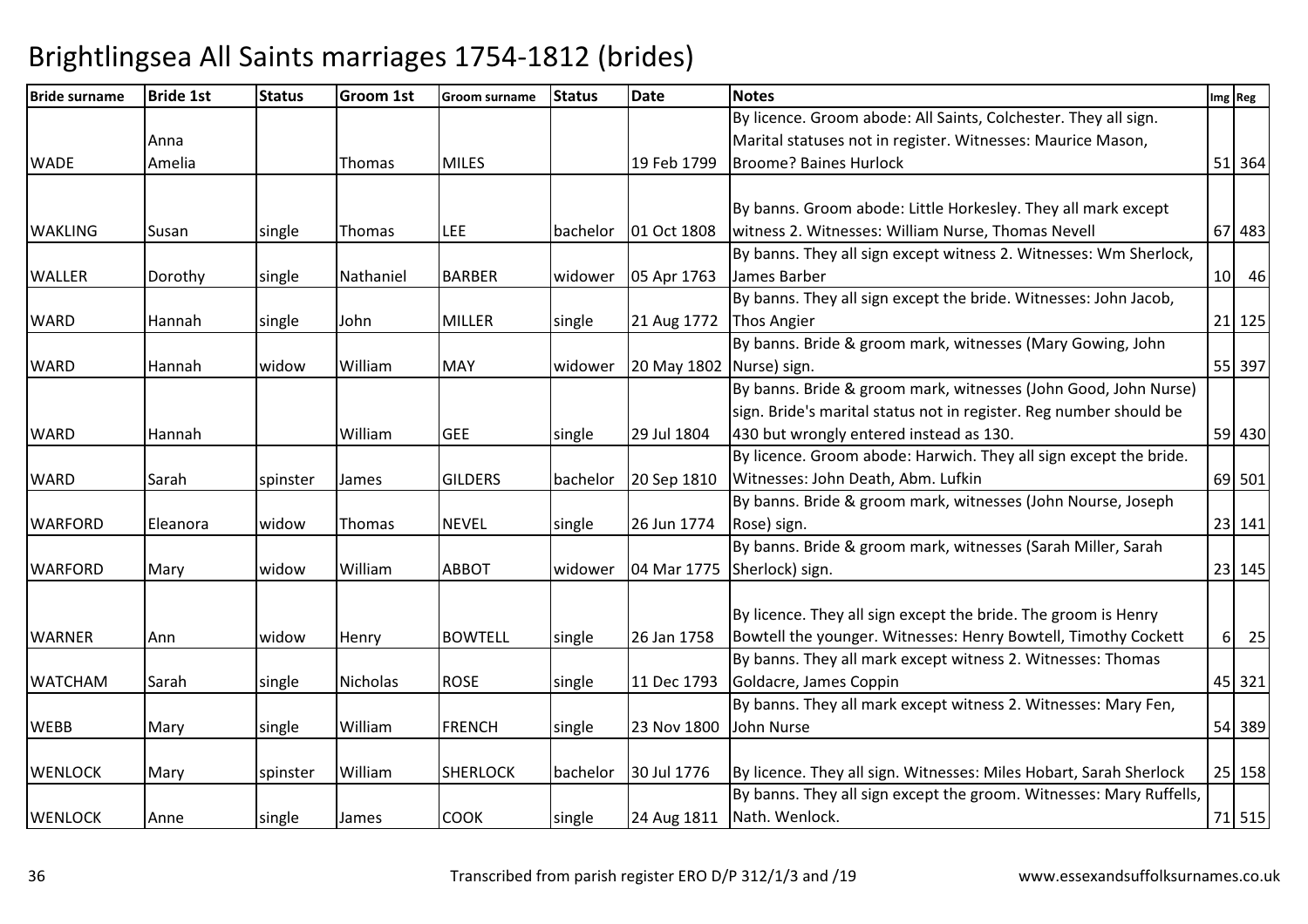# Brightlingsea All Saints marriages 1754-1812 (brides)

| Bride surname | Bride 1st | Status | Groom 1st | Groom surname | Status | Date | Notes | Img | Reg |
|---|---|---|---|---|---|---|---|---|---|
| WADE | Anna Amelia | | Thomas | MILES | | 19 Feb 1799 | By licence. Groom abode: All Saints, Colchester. They all sign. Marital statuses not in register. Witnesses: Maurice Mason, Broome? Baines Hurlock | 51 | 364 |
| WAKLING | Susan | single | Thomas | LEE | bachelor | 01 Oct 1808 | By banns. Groom abode: Little Horkesley. They all mark except witness 2. Witnesses: William Nurse, Thomas Nevell | 67 | 483 |
| WALLER | Dorothy | single | Nathaniel | BARBER | widower | 05 Apr 1763 | By banns. They all sign except witness 2. Witnesses: Wm Sherlock, James Barber | 10 | 46 |
| WARD | Hannah | single | John | MILLER | single | 21 Aug 1772 | By banns. They all sign except the bride. Witnesses: John Jacob, Thos Angier | 21 | 125 |
| WARD | Hannah | widow | William | MAY | widower | 20 May 1802 | By banns. Bride & groom mark, witnesses (Mary Gowing, John Nurse) sign. | 55 | 397 |
| WARD | Hannah | | William | GEE | single | 29 Jul 1804 | By banns. Bride & groom mark, witnesses (John Good, John Nurse) sign. Bride's marital status not in register. Reg number should be 430 but wrongly entered instead as 130. | 59 | 430 |
| WARD | Sarah | spinster | James | GILDERS | bachelor | 20 Sep 1810 | By licence. Groom abode: Harwich. They all sign except the bride. Witnesses: John Death, Abm. Lufkin | 69 | 501 |
| WARFORD | Eleanora | widow | Thomas | NEVEL | single | 26 Jun 1774 | By banns. Bride & groom mark, witnesses (John Nourse, Joseph Rose) sign. | 23 | 141 |
| WARFORD | Mary | widow | William | ABBOT | widower | 04 Mar 1775 | By banns. Bride & groom mark, witnesses (Sarah Miller, Sarah Sherlock) sign. | 23 | 145 |
| WARNER | Ann | widow | Henry | BOWTELL | single | 26 Jan 1758 | By licence. They all sign except the bride. The groom is Henry Bowtell the younger. Witnesses: Henry Bowtell, Timothy Cockett | 6 | 25 |
| WATCHAM | Sarah | single | Nicholas | ROSE | single | 11 Dec 1793 | By banns. They all mark except witness 2. Witnesses: Thomas Goldacre, James Coppin | 45 | 321 |
| WEBB | Mary | single | William | FRENCH | single | 23 Nov 1800 | By banns. They all mark except witness 2. Witnesses: Mary Fen, John Nurse | 54 | 389 |
| WENLOCK | Mary | spinster | William | SHERLOCK | bachelor | 30 Jul 1776 | By licence. They all sign. Witnesses: Miles Hobart, Sarah Sherlock | 25 | 158 |
| WENLOCK | Anne | single | James | COOK | single | 24 Aug 1811 | By banns. They all sign except the groom. Witnesses: Mary Ruffells, Nath. Wenlock. | 71 | 515 |

Transcribed from parish register ERO D/P 312/1/3 and /19

www.essexandsuffolksurnames.co.uk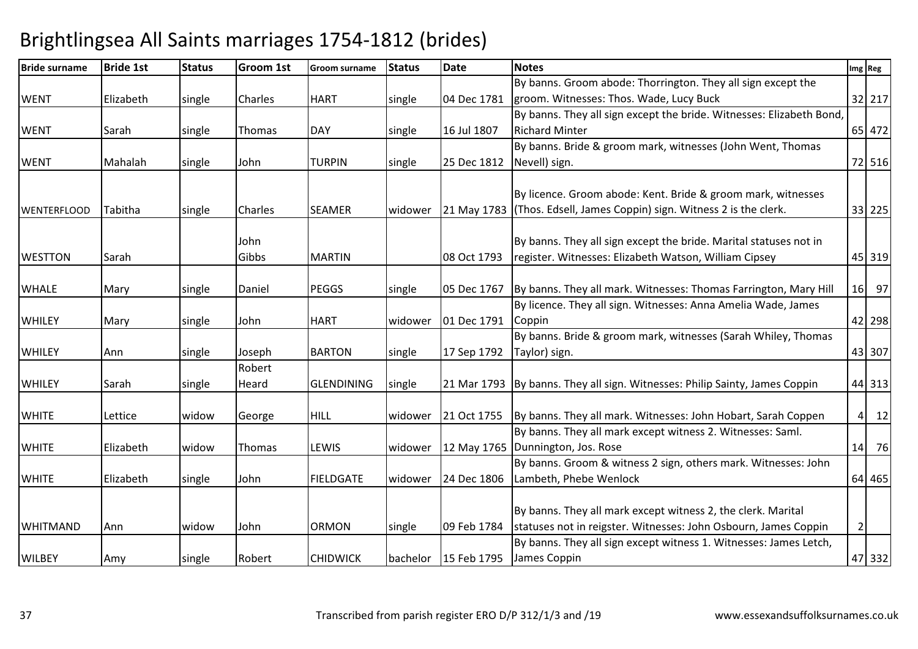# Brightlingsea All Saints marriages 1754-1812 (brides)

| Bride surname | Bride 1st | Status | Groom 1st | Groom surname | Status | Date | Notes | Img | Reg |
|---|---|---|---|---|---|---|---|---|---|
| WENT | Elizabeth | single | Charles | HART | single | 04 Dec 1781 | By banns. Groom abode: Thorrington. They all sign except the groom. Witnesses: Thos. Wade, Lucy Buck | 32 | 217 |
| WENT | Sarah | single | Thomas | DAY | single | 16 Jul 1807 | By banns. They all sign except the bride. Witnesses: Elizabeth Bond, Richard Minter | 65 | 472 |
| WENT | Mahalah | single | John | TURPIN | single | 25 Dec 1812 | By banns. Bride & groom mark, witnesses (John Went, Thomas Nevell) sign. | 72 | 516 |
| WENTERFLOOD | Tabitha | single | Charles | SEAMER | widower | 21 May 1783 | By licence. Groom abode: Kent. Bride & groom mark, witnesses (Thos. Edsell, James Coppin) sign. Witness 2 is the clerk. | 33 | 225 |
| WESTTON | Sarah | | John Gibbs | MARTIN | | 08 Oct 1793 | By banns. They all sign except the bride. Marital statuses not in register. Witnesses: Elizabeth Watson, William Cipsey | 45 | 319 |
| WHALE | Mary | single | Daniel | PEGGS | single | 05 Dec 1767 | By banns. They all mark. Witnesses: Thomas Farrington, Mary Hill | 16 | 97 |
| WHILEY | Mary | single | John | HART | widower | 01 Dec 1791 | By licence. They all sign. Witnesses: Anna Amelia Wade, James Coppin | 42 | 298 |
| WHILEY | Ann | single | Joseph | BARTON | single | 17 Sep 1792 | By banns. Bride & groom mark, witnesses (Sarah Whiley, Thomas Taylor) sign. | 43 | 307 |
| WHILEY | Sarah | single | Robert Heard | GLENDINING | single | 21 Mar 1793 | By banns. They all sign. Witnesses: Philip Sainty, James Coppin | 44 | 313 |
| WHITE | Lettice | widow | George | HILL | widower | 21 Oct 1755 | By banns. They all mark. Witnesses: John Hobart, Sarah Coppen | 4 | 12 |
| WHITE | Elizabeth | widow | Thomas | LEWIS | widower | 12 May 1765 | By banns. They all mark except witness 2. Witnesses: Saml. Dunnington, Jos. Rose | 14 | 76 |
| WHITE | Elizabeth | single | John | FIELDGATE | widower | 24 Dec 1806 | By banns. Groom & witness 2 sign, others mark. Witnesses: John Lambeth, Phebe Wenlock | 64 | 465 |
| WHITMAND | Ann | widow | John | ORMON | single | 09 Feb 1784 | By banns. They all mark except witness 2, the clerk. Marital statuses not in reigster. Witnesses: John Osbourn, James Coppin | 2 | |
| WILBEY | Amy | single | Robert | CHIDWICK | bachelor | 15 Feb 1795 | By banns. They all sign except witness 1. Witnesses: James Letch, James Coppin | 47 | 332 |

Transcribed from parish register ERO D/P 312/1/3 and /19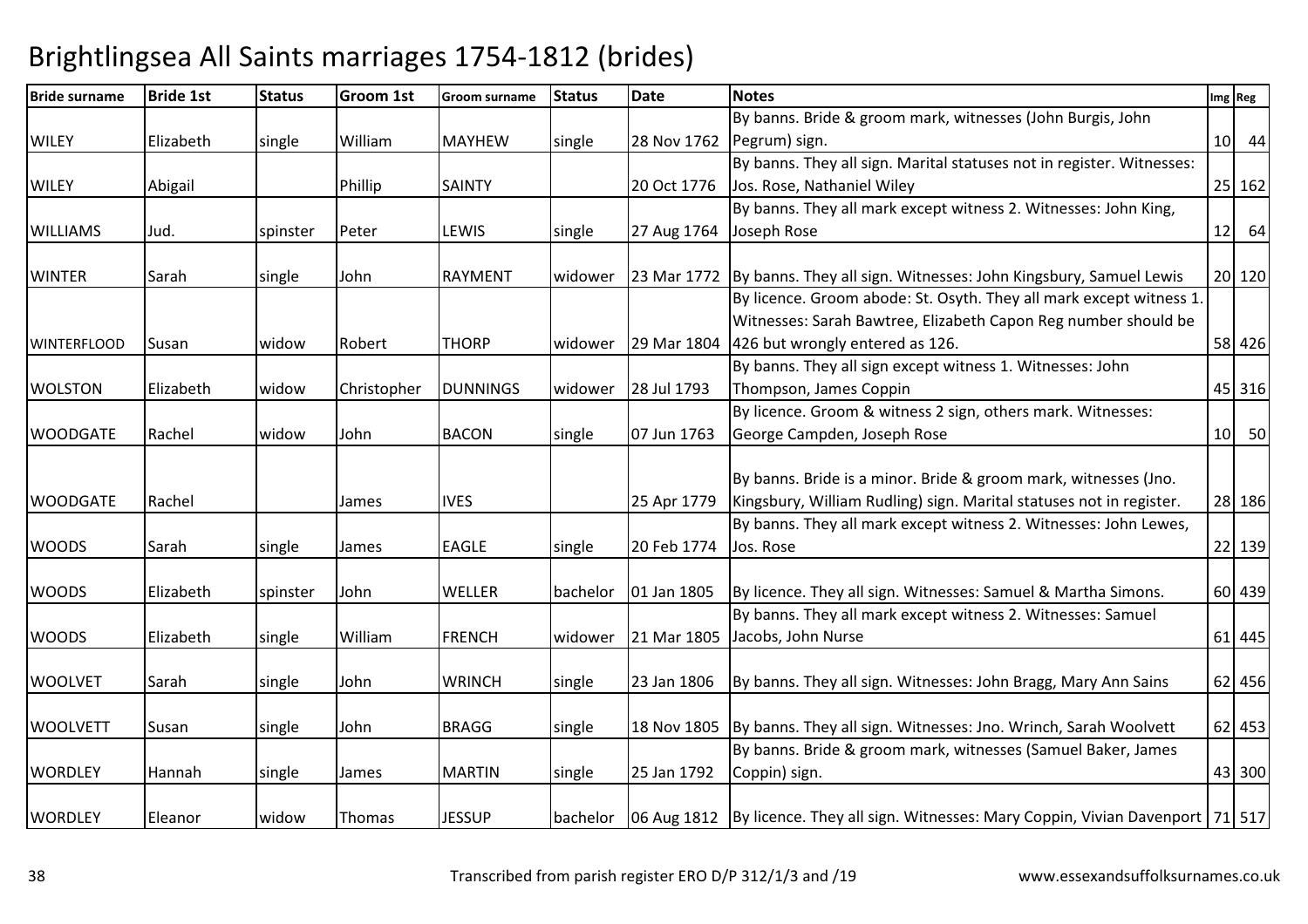# Brightlingsea All Saints marriages 1754-1812 (brides)

| Bride surname | Bride 1st | Status | Groom 1st | Groom surname | Status | Date | Notes | Img | Reg |
|---|---|---|---|---|---|---|---|---|---|
| WILEY | Elizabeth | single | William | MAYHEW | single | 28 Nov 1762 | By banns. Bride & groom mark, witnesses (John Burgis, John Pegrum) sign. | 10 | 44 |
| WILEY | Abigail | | Phillip | SAINTY | | 20 Oct 1776 | By banns. They all sign. Marital statuses not in register. Witnesses: Jos. Rose, Nathaniel Wiley | 25 | 162 |
| WILLIAMS | Jud. | spinster | Peter | LEWIS | single | 27 Aug 1764 | By banns. They all mark except witness 2. Witnesses: John King, Joseph Rose | 12 | 64 |
| WINTER | Sarah | single | John | RAYMENT | widower | 23 Mar 1772 | By banns. They all sign. Witnesses: John Kingsbury, Samuel Lewis | 20 | 120 |
| WINTERFLOOD | Susan | widow | Robert | THORP | widower | 29 Mar 1804 | By licence. Groom abode: St. Osyth. They all mark except witness 1. Witnesses: Sarah Bawtree, Elizabeth Capon Reg number should be 426 but wrongly entered as 126. | 58 | 426 |
| WOLSTON | Elizabeth | widow | Christopher | DUNNINGS | widower | 28 Jul 1793 | By banns. They all sign except witness 1. Witnesses: John Thompson, James Coppin | 45 | 316 |
| WOODGATE | Rachel | widow | John | BACON | single | 07 Jun 1763 | By licence. Groom & witness 2 sign, others mark. Witnesses: George Campden, Joseph Rose | 10 | 50 |
| WOODGATE | Rachel | | James | IVES | | 25 Apr 1779 | By banns. Bride is a minor. Bride & groom mark, witnesses (Jno. Kingsbury, William Rudling) sign. Marital statuses not in register. | 28 | 186 |
| WOODS | Sarah | single | James | EAGLE | single | 20 Feb 1774 | By banns. They all mark except witness 2. Witnesses: John Lewes, Jos. Rose | 22 | 139 |
| WOODS | Elizabeth | spinster | John | WELLER | bachelor | 01 Jan 1805 | By licence. They all sign. Witnesses: Samuel & Martha Simons. | 60 | 439 |
| WOODS | Elizabeth | single | William | FRENCH | widower | 21 Mar 1805 | By banns. They all mark except witness 2. Witnesses: Samuel Jacobs, John Nurse | 61 | 445 |
| WOOLVET | Sarah | single | John | WRINCH | single | 23 Jan 1806 | By banns. They all sign. Witnesses: John Bragg, Mary Ann Sains | 62 | 456 |
| WOOLVETT | Susan | single | John | BRAGG | single | 18 Nov 1805 | By banns. They all sign. Witnesses: Jno. Wrinch, Sarah Woolvett | 62 | 453 |
| WORDLEY | Hannah | single | James | MARTIN | single | 25 Jan 1792 | By banns. Bride & groom mark, witnesses (Samuel Baker, James Coppin) sign. | 43 | 300 |
| WORDLEY | Eleanor | widow | Thomas | JESSUP | bachelor | 06 Aug 1812 | By licence. They all sign. Witnesses: Mary Coppin, Vivian Davenport | 71 | 517 |

Transcribed from parish register ERO D/P 312/1/3 and /19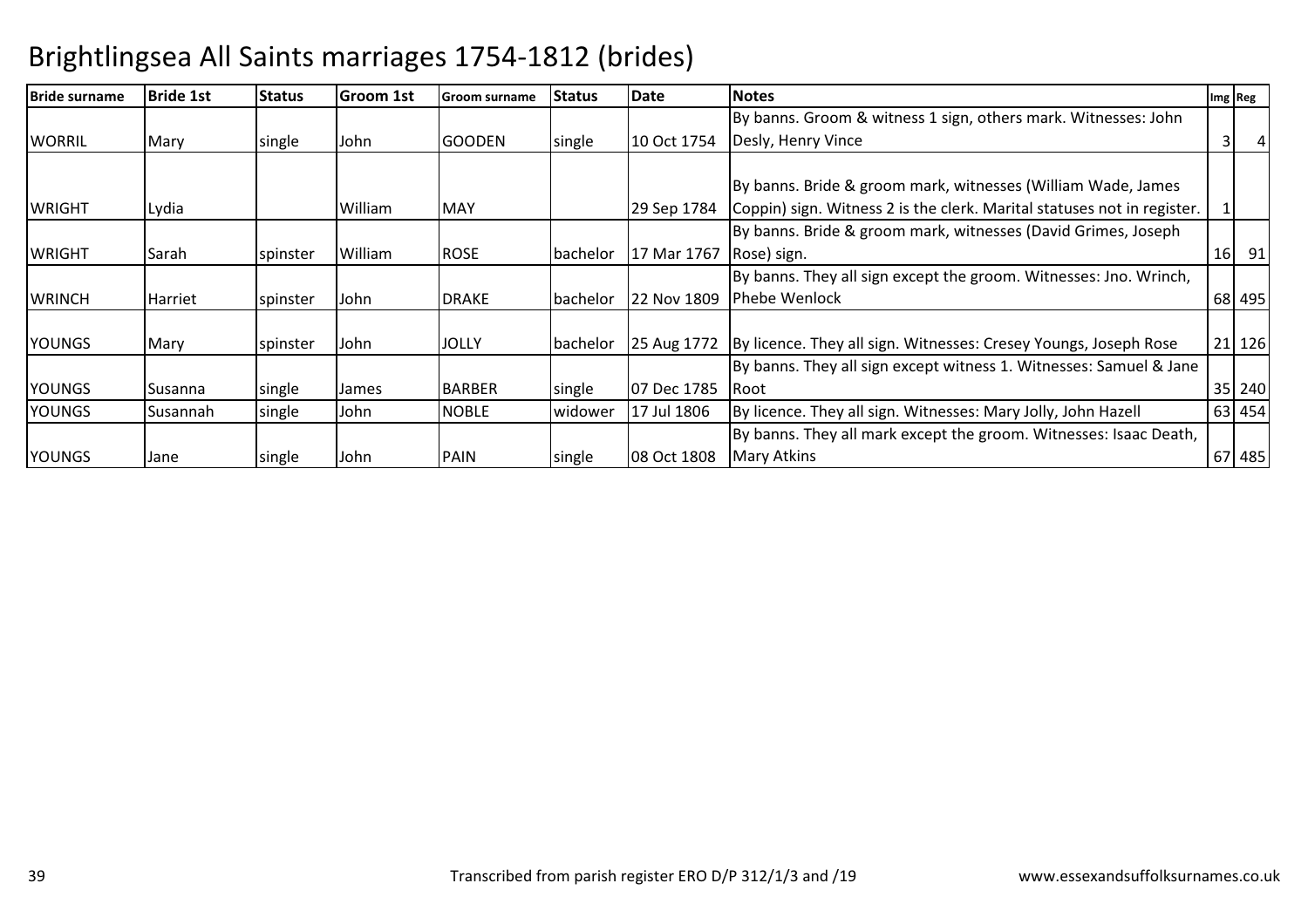# Brightlingsea All Saints marriages 1754-1812 (brides)

| Bride surname | Bride 1st | Status | Groom 1st | Groom surname | Status | Date | Notes | Img | Reg |
|---|---|---|---|---|---|---|---|---|---|
| WORRIL | Mary | single | John | GOODEN | single | 10 Oct 1754 | By banns. Groom & witness 1 sign, others mark. Witnesses: John Desly, Henry Vince | 3 | 4 |
| WRIGHT | Lydia | | William | MAY | | 29 Sep 1784 | By banns. Bride & groom mark, witnesses (William Wade, James Coppin) sign. Witness 2 is the clerk. Marital statuses not in register. | 1 | |
| WRIGHT | Sarah | spinster | William | ROSE | bachelor | 17 Mar 1767 | By banns. Bride & groom mark, witnesses (David Grimes, Joseph Rose) sign. | 16 | 91 |
| WRINCH | Harriet | spinster | John | DRAKE | bachelor | 22 Nov 1809 | By banns. They all sign except the groom. Witnesses: Jno. Wrinch, Phebe Wenlock | 68 | 495 |
| YOUNGS | Mary | spinster | John | JOLLY | bachelor | 25 Aug 1772 | By licence. They all sign. Witnesses: Cresey Youngs, Joseph Rose | 21 | 126 |
| YOUNGS | Susanna | single | James | BARBER | single | 07 Dec 1785 | By banns. They all sign except witness 1. Witnesses: Samuel & Jane Root | 35 | 240 |
| YOUNGS | Susannah | single | John | NOBLE | widower | 17 Jul 1806 | By licence. They all sign. Witnesses: Mary Jolly, John Hazell | 63 | 454 |
| YOUNGS | Jane | single | John | PAIN | single | 08 Oct 1808 | By banns. They all mark except the groom. Witnesses: Isaac Death, Mary Atkins | 67 | 485 |

Transcribed from parish register ERO D/P 312/1/3 and /19

www.essexandsuffolksurnames.co.uk